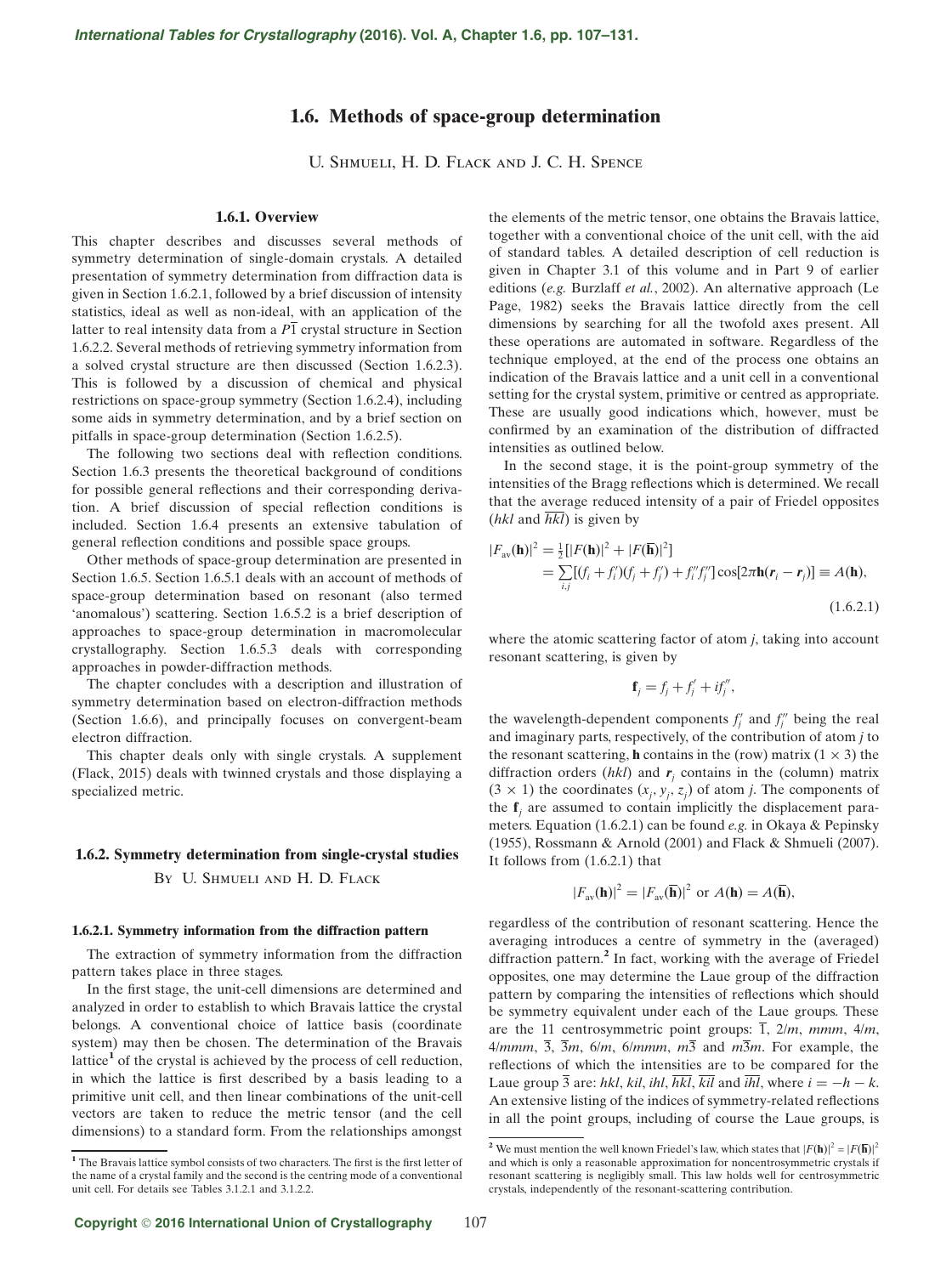# 1.6. Methods of space-group determination

U. Shmueli, H. D. Flack and J. C. H. Spence

## 1.6.1. Overview

This chapter describes and discusses several methods of symmetry determination of single-domain crystals. A detailed presentation of symmetry determination from diffraction data is given in Section 1.6.2.1, followed by a brief discussion of intensity statistics, ideal as well as non-ideal, with an application of the latter to real intensity data from a $P\overline{1}$ crystal structure in Section 1.6.2.2. Several methods of retrieving symmetry information from a solved crystal structure are then discussed (Section 1.6.2.3). This is followed by a discussion of chemical and physical restrictions on space-group symmetry (Section 1.6.2.4), including some aids in symmetry determination, and by a brief section on pitfalls in space-group determination (Section 1.6.2.5).

The following two sections deal with reflection conditions. Section 1.6.3 presents the theoretical background of conditions for possible general reflections and their corresponding derivation. A brief discussion of special reflection conditions is included. Section 1.6.4 presents an extensive tabulation of general reflection conditions and possible space groups.

Other methods of space-group determination are presented in Section 1.6.5. Section 1.6.5.1 deals with an account of methods of space-group determination based on resonant (also termed 'anomalous') scattering. Section 1.6.5.2 is a brief description of approaches to space-group determination in macromolecular crystallography. Section 1.6.5.3 deals with corresponding approaches in powder-diffraction methods.

The chapter concludes with a description and illustration of symmetry determination based on electron-diffraction methods (Section 1.6.6), and principally focuses on convergent-beam electron diffraction.

This chapter deals only with single crystals. A supplement (Flack, 2015) deals with twinned crystals and those displaying a specialized metric.

## 1.6.2. Symmetry determination from single-crystal studies

By U. Shmueli and H. D. Flack

### 1.6.2.1. Symmetry information from the diffraction pattern

The extraction of symmetry information from the diffraction pattern takes place in three stages.

In the first stage, the unit-cell dimensions are determined and analyzed in order to establish to which Bravais lattice the crystal belongs. A conventional choice of lattice basis (coordinate system) may then be chosen. The determination of the Bravais lattice[1] of the crystal is achieved by the process of cell reduction, in which the lattice is first described by a basis leading to a primitive unit cell, and then linear combinations of the unit-cell vectors are taken to reduce the metric tensor (and the cell dimensions) to a standard form. From the relationships amongst the elements of the metric tensor, one obtains the Bravais lattice, together with a conventional choice of the unit cell, with the aid of standard tables. A detailed description of cell reduction is given in Chapter 3.1 of this volume and in Part 9 of earlier editions (*e.g.* Burzlaff *et al.*, 2002). An alternative approach (Le Page, 1982) seeks the Bravais lattice directly from the cell dimensions by searching for all the twofold axes present. All these operations are automated in software. Regardless of the technique employed, at the end of the process one obtains an indication of the Bravais lattice and a unit cell in a conventional setting for the crystal system, primitive or centred as appropriate. These are usually good indications which, however, must be confirmed by an examination of the distribution of diffracted intensities as outlined below.

In the second stage, it is the point-group symmetry of the intensities of the Bragg reflections which is determined. We recall that the average reduced intensity of a pair of Friedel opposites ($hkl$ and $\overline{hkl}$) is given by

$$
\begin{aligned}
|F_{\rm av}(\mathbf{h})|^2 &= \tfrac{1}{2}[|F(\mathbf{h})|^2 + |F(\overline{\mathbf{h}})|^2] \\
&= \sum_{i,j}[(f_i + f_i')(f_j + f_j') + f_i'' f_j''] \cos[2\pi \mathbf{h}(\mathbf{r}_i - \mathbf{r}_j)] \equiv A(\mathbf{h}),
\end{aligned}
\qquad (1.6.2.1)
$$

where the atomic scattering factor of atom $j$, taking into account resonant scattering, is given by

$$\mathbf{f}_j = f_j + f_j' + i f_j'',$$

the wavelength-dependent components $f_j'$ and $f_j''$ being the real and imaginary parts, respectively, of the contribution of atom $j$ to the resonant scattering, $\mathbf{h}$ contains in the (row) matrix $(1 \times 3)$ the diffraction orders ($hkl$) and $\mathbf{r}_j$ contains in the (column) matrix $(3 \times 1)$ the coordinates $(x_j, y_j, z_j)$ of atom $j$. The components of the $\mathbf{f}_j$ are assumed to contain implicitly the displacement parameters. Equation (1.6.2.1) can be found *e.g.* in Okaya & Pepinsky (1955), Rossmann & Arnold (2001) and Flack & Shmueli (2007). It follows from (1.6.2.1) that

$$|F_{\rm av}(\mathbf{h})|^2 = |F_{\rm av}(\overline{\mathbf{h}})|^2 \text{ or } A(\mathbf{h}) = A(\overline{\mathbf{h}}),$$

regardless of the contribution of resonant scattering. Hence the averaging introduces a centre of symmetry in the (averaged) diffraction pattern.[2] In fact, working with the average of Friedel opposites, one may determine the Laue group of the diffraction pattern by comparing the intensities of reflections which should be symmetry equivalent under each of the Laue groups. These are the 11 centrosymmetric point groups: $\overline{1}$, $2/m$, $mmm$, $4/m$, $4/mmm$, $\overline{3}$, $\overline{3}m$, $6/m$, $6/mmm$, $m\overline{3}$ and $m\overline{3}m$. For example, the reflections of which the intensities are to be compared for the Laue group $\overline{3}$ are: $hkl$, $kil$, $ihl$, $\overline{hkl}$, $\overline{kil}$ and $\overline{ihl}$, where $i = -h - k$. An extensive listing of the indices of symmetry-related reflections in all the point groups, including of course the Laue groups, is

---

[1] The Bravais lattice symbol consists of two characters. The first is the first letter of the name of a crystal family and the second is the centring mode of a conventional unit cell. For details see Tables 3.1.2.1 and 3.1.2.2.

[2] We must mention the well known Friedel's law, which states that $|F(\mathbf{h})|^2 = |F(\overline{\mathbf{h}})|^2$ and which is only a reasonable approximation for noncentrosymmetric crystals if resonant scattering is negligibly small. This law holds well for centrosymmetric crystals, independently of the resonant-scattering contribution.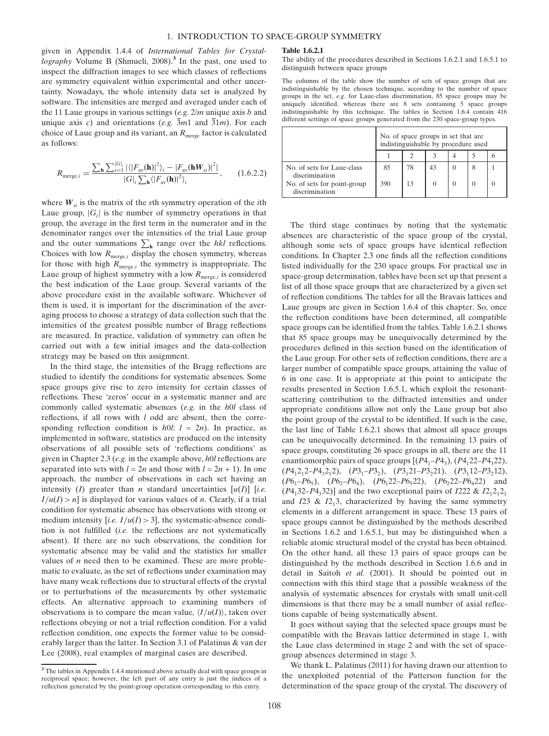given in Appendix 1.4.4 of *International Tables for Crystallography* Volume B (Shmueli, 2008).[3] In the past, one used to inspect the diffraction images to see which classes of reflections are symmetry equivalent within experimental and other uncertainty. Nowadays, the whole intensity data set is analyzed by software. The intensities are merged and averaged under each of the 11 Laue groups in various settings (*e.g.* $2/m$ unique axis $b$ and unique axis $c$) and orientations (*e.g.* $\bar{3}m1$ and $\bar{3}1m$). For each choice of Laue group and its variant, an $R_{\rm merge}$ factor is calculated as follows:

$$R_{{\rm merge},i} = \frac{\sum_{\bf h} \sum_{s=1}^{|G|_i} |\langle |F_{\rm av}({\bf h})|^2\rangle_i - |F_{\rm av}({\bf h}{\bf W}_{si})|^2|}{|G|_i \sum_{\bf h} \langle |F_{\rm av}({\bf h})|^2\rangle_i}, \qquad (1.6.2.2)$$

where ${\bf W}_{si}$ is the matrix of the $s$th symmetry operation of the $i$th Laue group, $|G_i|$ is the number of symmetry operations in that group, the average in the first term in the numerator and in the denominator ranges over the intensities of the trial Laue group and the outer summations $\sum_{\bf h}$ range over the $hkl$ reflections. Choices with low $R_{{\rm merge},i}$ display the chosen symmetry, whereas for those with high $R_{{\rm merge},i}$ the symmetry is inappropriate. The Laue group of highest symmetry with a low $R_{{\rm merge},i}$ is considered the best indication of the Laue group. Several variants of the above procedure exist in the available software. Whichever of them is used, it is important for the discrimination of the averaging process to choose a strategy of data collection such that the intensities of the greatest possible number of Bragg reflections are measured. In practice, validation of symmetry can often be carried out with a few initial images and the data-collection strategy may be based on this assignment.

In the third stage, the intensities of the Bragg reflections are studied to identify the conditions for systematic absences. Some space groups give rise to zero intensity for certain classes of reflections. These 'zeros' occur in a systematic manner and are commonly called systematic absences (*e.g.* in the $h0l$ class of reflections, if all rows with $l$ odd are absent, then the corresponding reflection condition is $h0l$: $l = 2n$). In practice, as implemented in software, statistics are produced on the intensity observations of all possible sets of 'reflections conditions' as given in Chapter 2.3 (*e.g.* in the example above, $h0l$ reflections are separated into sets with $l = 2n$ and those with $l = 2n + 1$). In one approach, the number of observations in each set having an intensity ($I$) greater than $n$ standard uncertainties [$u(I)$] [*i.e.* $I/u(I) > n$] is displayed for various values of $n$. Clearly, if a trial condition for systematic absence has observations with strong or medium intensity [*i.e.* $I/u(I) > 3$], the systematic-absence condition is not fulfilled (*i.e.* the reflections are not systematically absent). If there are no such observations, the condition for systematic absence may be valid and the statistics for smaller values of $n$ need then to be examined. These are more problematic to evaluate, as the set of reflections under examination may have many weak reflections due to structural effects of the crystal or to perturbations of the measurements by other systematic effects. An alternative approach to examining numbers of observations is to compare the mean value, $\langle I/u(I)\rangle$, taken over reflections obeying or not a trial reflection condition. For a valid reflection condition, one expects the former value to be considerably larger than the latter. In Section 3.1 of Palatinus & van der Lee (2008), real examples of marginal cases are described.

[3] The tables in Appendix 1.4.4 mentioned above actually deal with space groups in reciprocal space; however, the left part of any entry is just the indices of a reflection generated by the point-group operation corresponding to this entry.

**Table 1.6.2.1**

The ability of the procedures described in Sections 1.6.2.1 and 1.6.5.1 to distinguish between space groups

The columns of the table show the number of sets of space groups that are indistinguishable by the chosen technique, according to the number of space groups in the set, *e.g.* for Laue-class discrimination, 85 space groups may be uniquely identified, whereas there are 8 sets containing 5 space groups indistinguishable by this technique. The tables in Section 1.6.4 contain 416 different settings of space groups generated from the 230 space-group types.

| | No. of space groups in set that are indistinguishable by procedure used | | | | | |
|---|---|---|---|---|---|---|
| | 1 | 2 | 3 | 4 | 5 | 6 |
| No. of sets for Laue-class discrimination | 85 | 78 | 43 | 0 | 8 | 1 |
| No. of sets for point-group discrimination | 390 | 13 | 0 | 0 | 0 | 0 |

The third stage continues by noting that the systematic absences are characteristic of the space group of the crystal, although some sets of space groups have identical reflection conditions. In Chapter 2.3 one finds all the reflection conditions listed individually for the 230 space groups. For practical use in space-group determination, tables have been set up that present a list of all those space groups that are characterized by a given set of reflection conditions. The tables for all the Bravais lattices and Laue groups are given in Section 1.6.4 of this chapter. So, once the reflection conditions have been determined, all compatible space groups can be identified from the tables. Table 1.6.2.1 shows that 85 space groups may be unequivocally determined by the procedures defined in this section based on the identification of the Laue group. For other sets of reflection conditions, there are a larger number of compatible space groups, attaining the value of 6 in one case. It is appropriate at this point to anticipate the results presented in Section 1.6.5.1, which exploit the resonant-scattering contribution to the diffracted intensities and under appropriate conditions allow not only the Laue group but also the point group of the crystal to be identified. If such is the case, the last line of Table 1.6.2.1 shows that almost all space groups can be unequivocally determined. In the remaining 13 pairs of space groups, constituting 26 space groups in all, there are the 11 enantiomorphic pairs of space groups [$(P4_1$–$P4_3)$, $(P4_122$–$P4_322)$, $(P4_12_12$–$P4_32_12)$, $(P3_1$–$P3_2)$, $(P3_121$–$P3_221)$, $(P3_112$–$P3_212)$, $(P6_1$–$P6_5)$, $(P6_2$–$P6_4)$, $(P6_122$–$P6_522)$, $(P6_222$–$P6_422)$ and $(P4_132$–$P4_332)$] and the two exceptional pairs of $I222$ & $I2_12_12_1$ and $I23$ & $I2_13$, characterized by having the same symmetry elements in a different arrangement in space. These 13 pairs of space groups cannot be distinguished by the methods described in Sections 1.6.2 and 1.6.5.1, but may be distinguished when a reliable atomic structural model of the crystal has been obtained. On the other hand, all these 13 pairs of space groups can be distinguished by the methods described in Section 1.6.6 and in detail in Saitoh *et al.* (2001). It should be pointed out in connection with this third stage that a possible weakness of the analysis of systematic absences for crystals with small unit-cell dimensions is that there may be a small number of axial reflections capable of being systematically absent.

It goes without saying that the selected space groups must be compatible with the Bravais lattice determined in stage 1, with the Laue class determined in stage 2 and with the set of space-group absences determined in stage 3.

We thank L. Palatinus (2011) for having drawn our attention to the unexploited potential of the Patterson function for the determination of the space group of the crystal. The discovery of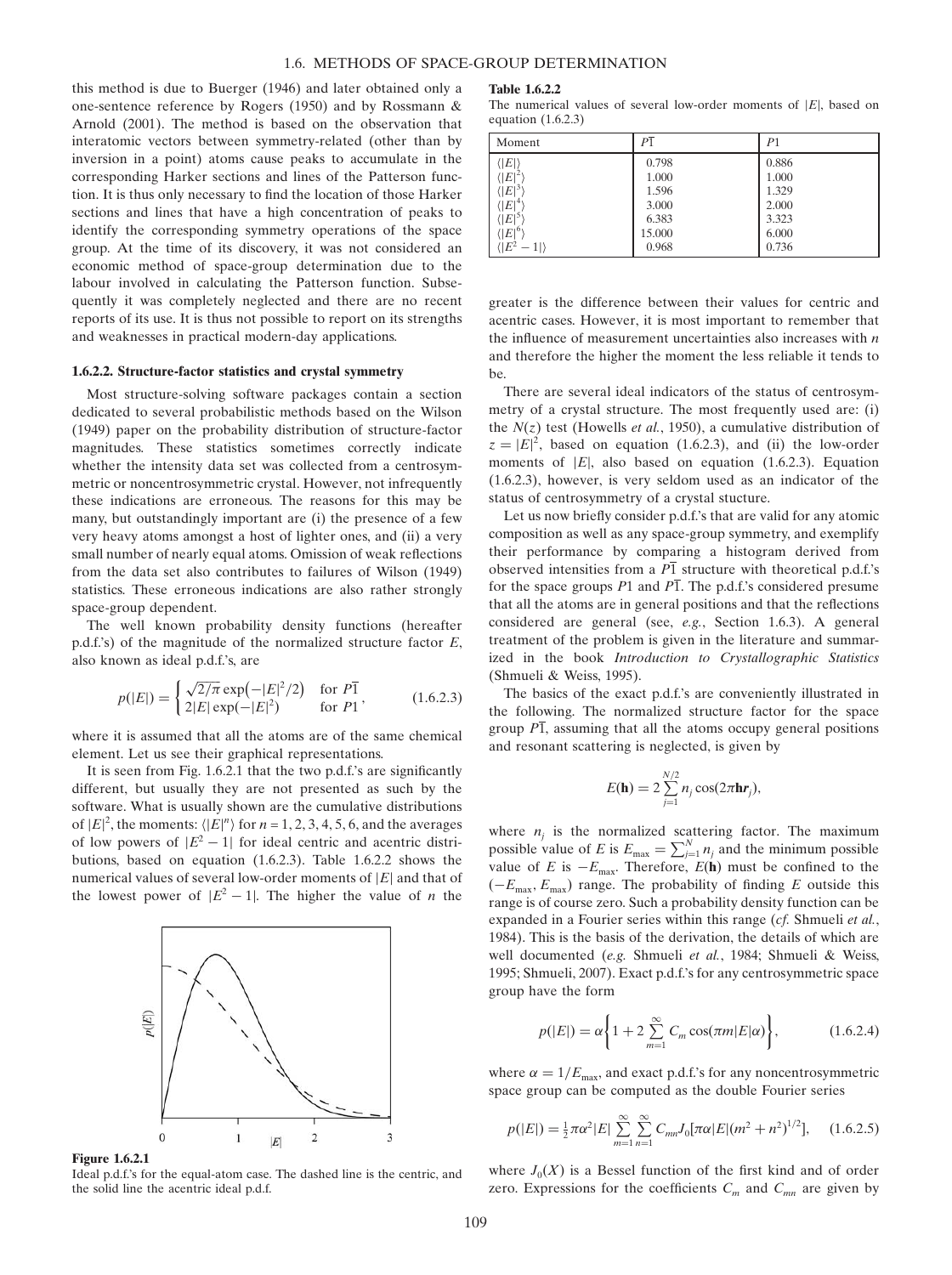this method is due to Buerger (1946) and later obtained only a one-sentence reference by Rogers (1950) and by Rossmann & Arnold (2001). The method is based on the observation that interatomic vectors between symmetry-related (other than by inversion in a point) atoms cause peaks to accumulate in the corresponding Harker sections and lines of the Patterson function. It is thus only necessary to find the location of those Harker sections and lines that have a high concentration of peaks to identify the corresponding symmetry operations of the space group. At the time of its discovery, it was not considered an economic method of space-group determination due to the labour involved in calculating the Patterson function. Subsequently it was completely neglected and there are no recent reports of its use. It is thus not possible to report on its strengths and weaknesses in practical modern-day applications.

### 1.6.2.2. Structure-factor statistics and crystal symmetry

Most structure-solving software packages contain a section dedicated to several probabilistic methods based on the Wilson (1949) paper on the probability distribution of structure-factor magnitudes. These statistics sometimes correctly indicate whether the intensity data set was collected from a centrosymmetric or noncentrosymmetric crystal. However, not infrequently these indications are erroneous. The reasons for this may be many, but outstandingly important are (i) the presence of a few very heavy atoms amongst a host of lighter ones, and (ii) a very small number of nearly equal atoms. Omission of weak reflections from the data set also contributes to failures of Wilson (1949) statistics. These erroneous indications are also rather strongly space-group dependent.

The well known probability density functions (hereafter p.d.f.'s) of the magnitude of the normalized structure factor $E$, also known as ideal p.d.f.'s, are

$$p(|E|) = \begin{cases} \sqrt{2/\pi}\exp\left(-|E|^2/2\right) & \text{for } P\overline{1} \\ 2|E|\exp\left(-|E|^2\right) & \text{for } P1 \end{cases}, \qquad (1.6.2.3)$$

where it is assumed that all the atoms are of the same chemical element. Let us see their graphical representations.

It is seen from Fig. 1.6.2.1 that the two p.d.f.'s are significantly different, but usually they are not presented as such by the software. What is usually shown are the cumulative distributions of $|E|^2$, the moments: $\langle |E|^n \rangle$ for $n = 1, 2, 3, 4, 5, 6$, and the averages of low powers of $|E^2 - 1|$ for ideal centric and acentric distributions, based on equation (1.6.2.3). Table 1.6.2.2 shows the numerical values of several low-order moments of $|E|$ and that of the lowest power of $|E^2 - 1|$. The higher the value of $n$ the greater is the difference between their values for centric and acentric cases. However, it is most important to remember that the influence of measurement uncertainties also increases with $n$ and therefore the higher the moment the less reliable it tends to be.

$p(|E|)$

0 1 $|E|$ 2 3

**Figure 1.6.2.1**
Ideal p.d.f.'s for the equal-atom case. The dashed line is the centric, and the solid line the acentric ideal p.d.f.

**Table 1.6.2.2**
The numerical values of several low-order moments of $|E|$, based on equation (1.6.2.3)

| Moment | $P\overline{1}$ | $P1$ |
|---|---|---|
| $\langle \lvert E\rvert \rangle$ | 0.798 | 0.886 |
| $\langle \lvert E\rvert^2 \rangle$ | 1.000 | 1.000 |
| $\langle \lvert E\rvert^3 \rangle$ | 1.596 | 1.329 |
| $\langle \lvert E\rvert^4 \rangle$ | 3.000 | 2.000 |
| $\langle \lvert E\rvert^5 \rangle$ | 6.383 | 3.323 |
| $\langle \lvert E\rvert^6 \rangle$ | 15.000 | 6.000 |
| $\langle \lvert E^2 - 1\rvert \rangle$ | 0.968 | 0.736 |

There are several ideal indicators of the status of centrosymmetry of a crystal structure. The most frequently used are: (i) the $N(z)$ test (Howells *et al.*, 1950), a cumulative distribution of $z = |E|^2$, based on equation (1.6.2.3), and (ii) the low-order moments of $|E|$, also based on equation (1.6.2.3). Equation (1.6.2.3), however, is very seldom used as an indicator of the status of centrosymmetry of a crystal stucture.

Let us now briefly consider p.d.f.'s that are valid for any atomic composition as well as any space-group symmetry, and exemplify their performance by comparing a histogram derived from observed intensities from a $P\overline{1}$ structure with theoretical p.d.f.'s for the space groups $P1$ and $P\overline{1}$. The p.d.f.'s considered presume that all the atoms are in general positions and that the reflections considered are general (see, *e.g.*, Section 1.6.3). A general treatment of the problem is given in the literature and summarized in the book *Introduction to Crystallographic Statistics* (Shmueli & Weiss, 1995).

The basics of the exact p.d.f.'s are conveniently illustrated in the following. The normalized structure factor for the space group $P\overline{1}$, assuming that all the atoms occupy general positions and resonant scattering is neglected, is given by

$$E(\mathbf{h}) = 2\sum_{j=1}^{N/2} n_j \cos(2\pi \mathbf{h}\mathbf{r}_j),$$

where $n_j$ is the normalized scattering factor. The maximum possible value of $E$ is $E_{\max} = \sum_{j=1}^{N} n_j$ and the minimum possible value of $E$ is $-E_{\max}$. Therefore, $E(\mathbf{h})$ must be confined to the $(-E_{\max}, E_{\max})$ range. The probability of finding $E$ outside this range is of course zero. Such a probability density function can be expanded in a Fourier series within this range (*cf.* Shmueli *et al.*, 1984). This is the basis of the derivation, the details of which are well documented (*e.g.* Shmueli *et al.*, 1984; Shmueli & Weiss, 1995; Shmueli, 2007). Exact p.d.f.'s for any centrosymmetric space group have the form

$$p(|E|) = \alpha\left\{1 + 2\sum_{m=1}^{\infty} C_m \cos(\pi m|E|\alpha)\right\}, \qquad (1.6.2.4)$$

where $\alpha = 1/E_{\max}$, and exact p.d.f.'s for any noncentrosymmetric space group can be computed as the double Fourier series

$$p(|E|) = \tfrac{1}{2}\pi\alpha^2|E|\sum_{m=1}^{\infty}\sum_{n=1}^{\infty} C_{mn} J_0[\pi\alpha|E|(m^2+n^2)^{1/2}], \qquad (1.6.2.5)$$

where $J_0(X)$ is a Bessel function of the first kind and of order zero. Expressions for the coefficients $C_m$ and $C_{mn}$ are given by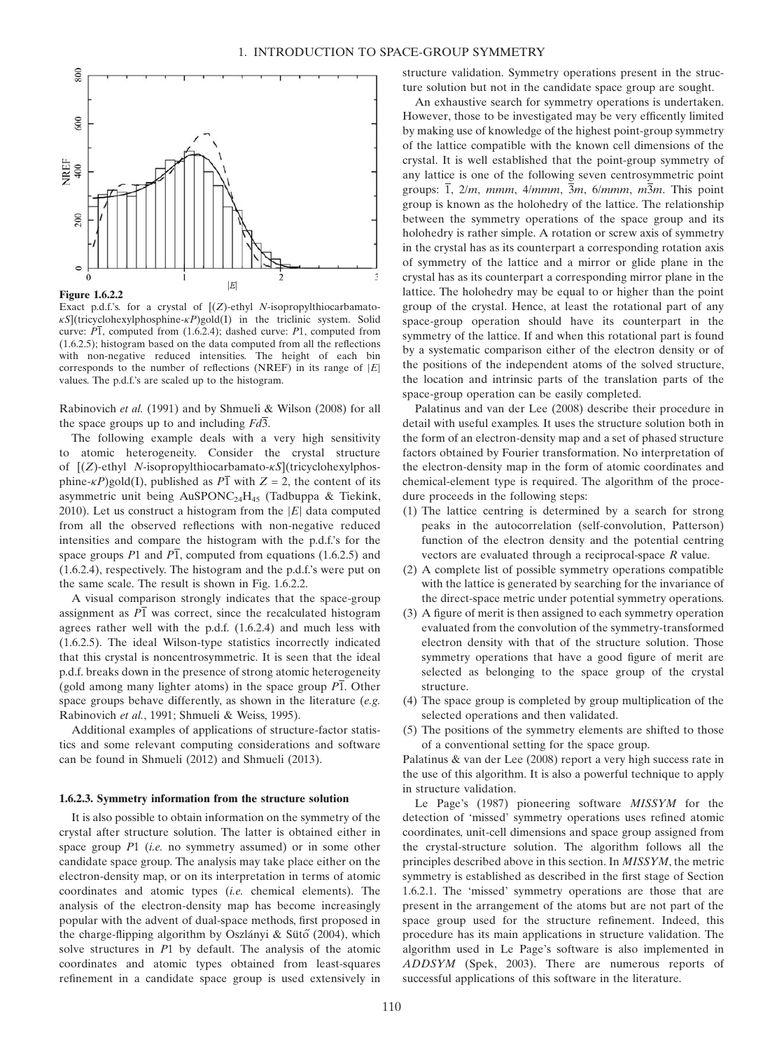800

600

NREF

400

200

0

0 1 2 3

|E|

**Figure 1.6.2.2**

Exact p.d.f.'s. for a crystal of [(Z)-ethyl N-isopropylthiocarbamato-$\kappa S$](tricyclohexylphosphine-$\kappa P$)gold(I) in the triclinic system. Solid curve: $P\overline{1}$, computed from (1.6.2.4); dashed curve: $P1$, computed from (1.6.2.5); histogram based on the data computed from all the reflections with non-negative reduced intensities. The height of each bin corresponds to the number of reflections (NREF) in its range of $|E|$ values. The p.d.f.'s are scaled up to the histogram.

Rabinovich *et al.* (1991) and by Shmueli & Wilson (2008) for all the space groups up to and including $Fd\overline{3}$.

The following example deals with a very high sensitivity to atomic heterogeneity. Consider the crystal structure of [(Z)-ethyl N-isopropylthiocarbamato-$\kappa S$](tricyclohexylphosphine-$\kappa P$)gold(I), published as $P\overline{1}$ with $Z = 2$, the content of its asymmetric unit being $AuSPONC_{24}H_{45}$ (Tadbuppa & Tiekink, 2010). Let us construct a histogram from the $|E|$ data computed from all the observed reflections with non-negative reduced intensities and compare the histogram with the p.d.f.'s for the space groups $P1$ and $P\overline{1}$, computed from equations (1.6.2.5) and (1.6.2.4), respectively. The histogram and the p.d.f.'s were put on the same scale. The result is shown in Fig. 1.6.2.2.

A visual comparison strongly indicates that the space-group assignment as $P\overline{1}$ was correct, since the recalculated histogram agrees rather well with the p.d.f. (1.6.2.4) and much less with (1.6.2.5). The ideal Wilson-type statistics incorrectly indicated that this crystal is noncentrosymmetric. It is seen that the ideal p.d.f. breaks down in the presence of strong atomic heterogeneity (gold among many lighter atoms) in the space group $P\overline{1}$. Other space groups behave differently, as shown in the literature (*e.g.* Rabinovich *et al.*, 1991; Shmueli & Weiss, 1995).

Additional examples of applications of structure-factor statistics and some relevant computing considerations and software can be found in Shmueli (2012) and Shmueli (2013).

### 1.6.2.3. Symmetry information from the structure solution

It is also possible to obtain information on the symmetry of the crystal after structure solution. The latter is obtained either in space group $P1$ (*i.e.* no symmetry assumed) or in some other candidate space group. The analysis may take place either on the electron-density map, or on its interpretation in terms of atomic coordinates and atomic types (*i.e.* chemical elements). The analysis of the electron-density map has become increasingly popular with the advent of dual-space methods, first proposed in the charge-flipping algorithm by Oszlányi & Sütő (2004), which solve structures in $P1$ by default. The analysis of the atomic coordinates and atomic types obtained from least-squares refinement in a candidate space group is used extensively in structure validation. Symmetry operations present in the structure solution but not in the candidate space group are sought.

An exhaustive search for symmetry operations is undertaken. However, those to be investigated may be very efficently limited by making use of knowledge of the highest point-group symmetry of the lattice compatible with the known cell dimensions of the crystal. It is well established that the point-group symmetry of any lattice is one of the following seven centrosymmetric point groups: $\overline{1}$, $2/m$, $mmm$, $4/mmm$, $\overline{3}m$, $6/mmm$, $m\overline{3}m$. This point group is known as the holohedry of the lattice. The relationship between the symmetry operations of the space group and its holohedry is rather simple. A rotation or screw axis of symmetry in the crystal has as its counterpart a corresponding rotation axis of symmetry of the lattice and a mirror or glide plane in the crystal has as its counterpart a corresponding mirror plane in the lattice. The holohedry may be equal to or higher than the point group of the crystal. Hence, at least the rotational part of any space-group operation should have its counterpart in the symmetry of the lattice. If and when this rotational part is found by a systematic comparison either of the electron density or of the positions of the independent atoms of the solved structure, the location and intrinsic parts of the translation parts of the space-group operation can be easily completed.

Palatinus and van der Lee (2008) describe their procedure in detail with useful examples. It uses the structure solution both in the form of an electron-density map and a set of phased structure factors obtained by Fourier transformation. No interpretation of the electron-density map in the form of atomic coordinates and chemical-element type is required. The algorithm of the procedure proceeds in the following steps:

(1) The lattice centring is determined by a search for strong peaks in the autocorrelation (self-convolution, Patterson) function of the electron density and the potential centring vectors are evaluated through a reciprocal-space $R$ value.
(2) A complete list of possible symmetry operations compatible with the lattice is generated by searching for the invariance of the direct-space metric under potential symmetry operations.
(3) A figure of merit is then assigned to each symmetry operation evaluated from the convolution of the symmetry-transformed electron density with that of the structure solution. Those symmetry operations that have a good figure of merit are selected as belonging to the space group of the crystal structure.
(4) The space group is completed by group multiplication of the selected operations and then validated.
(5) The positions of the symmetry elements are shifted to those of a conventional setting for the space group.

Palatinus & van der Lee (2008) report a very high success rate in the use of this algorithm. It is also a powerful technique to apply in structure validation.

Le Page's (1987) pioneering software *MISSYM* for the detection of 'missed' symmetry operations uses refined atomic coordinates, unit-cell dimensions and space group assigned from the crystal-structure solution. The algorithm follows all the principles described above in this section. In *MISSYM*, the metric symmetry is established as described in the first stage of Section 1.6.2.1. The 'missed' symmetry operations are those that are present in the arrangement of the atoms but are not part of the space group used for the structure refinement. Indeed, this procedure has its main applications in structure validation. The algorithm used in Le Page's software is also implemented in *ADDSYM* (Spek, 2003). There are numerous reports of successful applications of this software in the literature.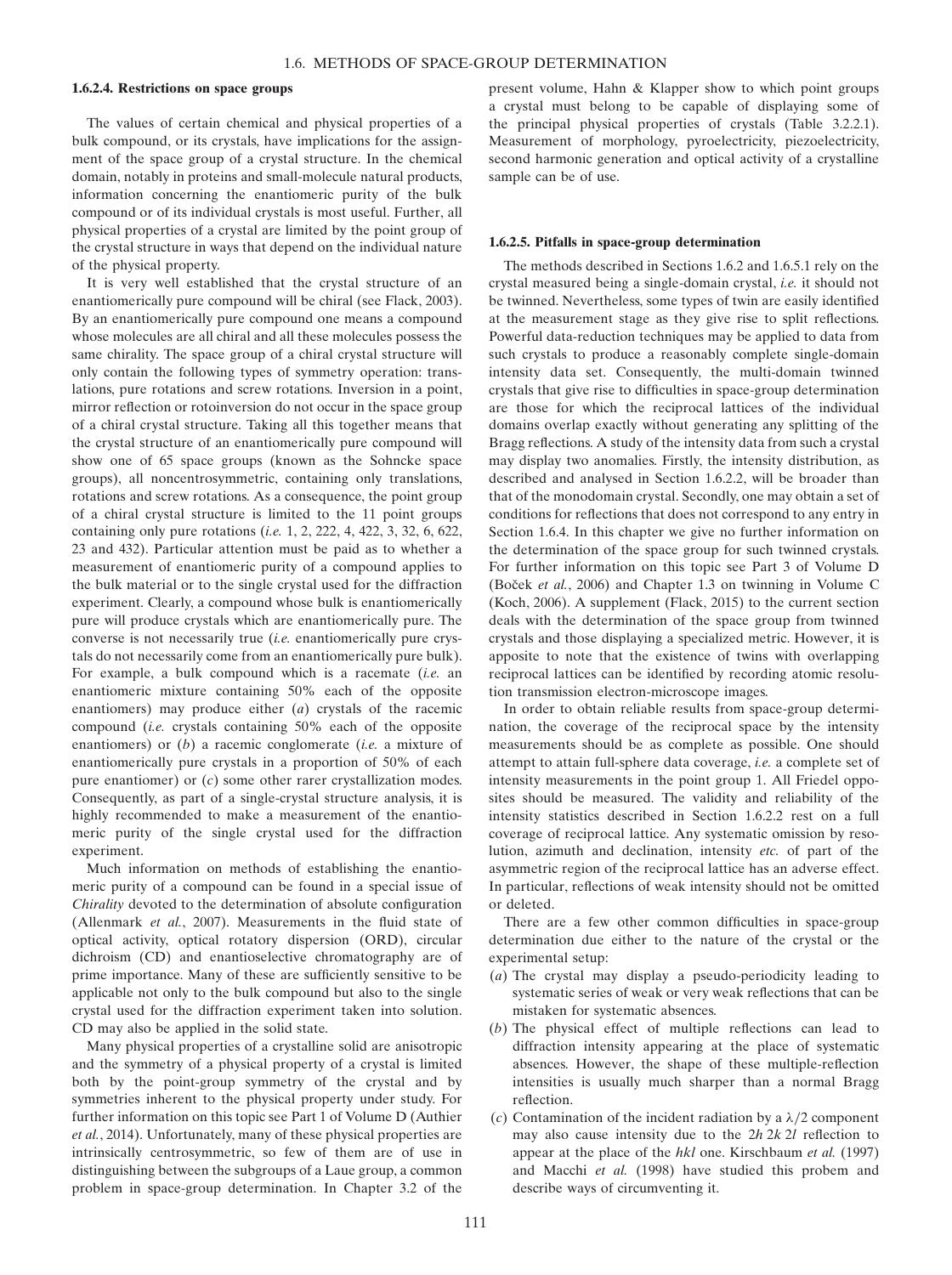#### 1.6.2.4. Restrictions on space groups

The values of certain chemical and physical properties of a bulk compound, or its crystals, have implications for the assignment of the space group of a crystal structure. In the chemical domain, notably in proteins and small-molecule natural products, information concerning the enantiomeric purity of the bulk compound or of its individual crystals is most useful. Further, all physical properties of a crystal are limited by the point group of the crystal structure in ways that depend on the individual nature of the physical property.

It is very well established that the crystal structure of an enantiomerically pure compound will be chiral (see Flack, 2003). By an enantiomerically pure compound one means a compound whose molecules are all chiral and all these molecules possess the same chirality. The space group of a chiral crystal structure will only contain the following types of symmetry operation: translations, pure rotations and screw rotations. Inversion in a point, mirror reflection or rotoinversion do not occur in the space group of a chiral crystal structure. Taking all this together means that the crystal structure of an enantiomerically pure compound will show one of 65 space groups (known as the Sohncke space groups), all noncentrosymmetric, containing only translations, rotations and screw rotations. As a consequence, the point group of a chiral crystal structure is limited to the 11 point groups containing only pure rotations (*i.e.* 1, 2, 222, 4, 422, 3, 32, 6, 622, 23 and 432). Particular attention must be paid as to whether a measurement of enantiomeric purity of a compound applies to the bulk material or to the single crystal used for the diffraction experiment. Clearly, a compound whose bulk is enantiomerically pure will produce crystals which are enantiomerically pure. The converse is not necessarily true (*i.e.* enantiomerically pure crystals do not necessarily come from an enantiomerically pure bulk). For example, a bulk compound which is a racemate (*i.e.* an enantiomeric mixture containing 50% each of the opposite enantiomers) may produce either (*a*) crystals of the racemic compound (*i.e.* crystals containing 50% each of the opposite enantiomers) or (*b*) a racemic conglomerate (*i.e.* a mixture of enantiomerically pure crystals in a proportion of 50% of each pure enantiomer) or (*c*) some other rarer crystallization modes. Consequently, as part of a single-crystal structure analysis, it is highly recommended to make a measurement of the enantiomeric purity of the single crystal used for the diffraction experiment.

Much information on methods of establishing the enantiomeric purity of a compound can be found in a special issue of *Chirality* devoted to the determination of absolute configuration (Allenmark *et al.*, 2007). Measurements in the fluid state of optical activity, optical rotatory dispersion (ORD), circular dichroism (CD) and enantioselective chromatography are of prime importance. Many of these are sufficiently sensitive to be applicable not only to the bulk compound but also to the single crystal used for the diffraction experiment taken into solution. CD may also be applied in the solid state.

Many physical properties of a crystalline solid are anisotropic and the symmetry of a physical property of a crystal is limited both by the point-group symmetry of the crystal and by symmetries inherent to the physical property under study. For further information on this topic see Part 1 of Volume D (Authier *et al.*, 2014). Unfortunately, many of these physical properties are intrinsically centrosymmetric, so few of them are of use in distinguishing between the subgroups of a Laue group, a common problem in space-group determination. In Chapter 3.2 of the present volume, Hahn & Klapper show to which point groups a crystal must belong to be capable of displaying some of the principal physical properties of crystals (Table 3.2.2.1). Measurement of morphology, pyroelectricity, piezoelectricity, second harmonic generation and optical activity of a crystalline sample can be of use.

#### 1.6.2.5. Pitfalls in space-group determination

The methods described in Sections 1.6.2 and 1.6.5.1 rely on the crystal measured being a single-domain crystal, *i.e.* it should not be twinned. Nevertheless, some types of twin are easily identified at the measurement stage as they give rise to split reflections. Powerful data-reduction techniques may be applied to data from such crystals to produce a reasonably complete single-domain intensity data set. Consequently, the multi-domain twinned crystals that give rise to difficulties in space-group determination are those for which the reciprocal lattices of the individual domains overlap exactly without generating any splitting of the Bragg reflections. A study of the intensity data from such a crystal may display two anomalies. Firstly, the intensity distribution, as described and analysed in Section 1.6.2.2, will be broader than that of the monodomain crystal. Secondly, one may obtain a set of conditions for reflections that does not correspond to any entry in Section 1.6.4. In this chapter we give no further information on the determination of the space group for such twinned crystals. For further information on this topic see Part 3 of Volume D (Boček *et al.*, 2006) and Chapter 1.3 on twinning in Volume C (Koch, 2006). A supplement (Flack, 2015) to the current section deals with the determination of the space group from twinned crystals and those displaying a specialized metric. However, it is apposite to note that the existence of twins with overlapping reciprocal lattices can be identified by recording atomic resolution transmission electron-microscope images.

In order to obtain reliable results from space-group determination, the coverage of the reciprocal space by the intensity measurements should be as complete as possible. One should attempt to attain full-sphere data coverage, *i.e.* a complete set of intensity measurements in the point group 1. All Friedel opposites should be measured. The validity and reliability of the intensity statistics described in Section 1.6.2.2 rest on a full coverage of reciprocal lattice. Any systematic omission by resolution, azimuth and declination, intensity *etc.* of part of the asymmetric region of the reciprocal lattice has an adverse effect. In particular, reflections of weak intensity should not be omitted or deleted.

There are a few other common difficulties in space-group determination due either to the nature of the crystal or the experimental setup:

(*a*) The crystal may display a pseudo-periodicity leading to systematic series of weak or very weak reflections that can be mistaken for systematic absences.

(*b*) The physical effect of multiple reflections can lead to diffraction intensity appearing at the place of systematic absences. However, the shape of these multiple-reflection intensities is usually much sharper than a normal Bragg reflection.

(*c*) Contamination of the incident radiation by a $\lambda/2$ component may also cause intensity due to the $2h\,2k\,2l$ reflection to appear at the place of the $hkl$ one. Kirschbaum *et al.* (1997) and Macchi *et al.* (1998) have studied this probem and describe ways of circumventing it.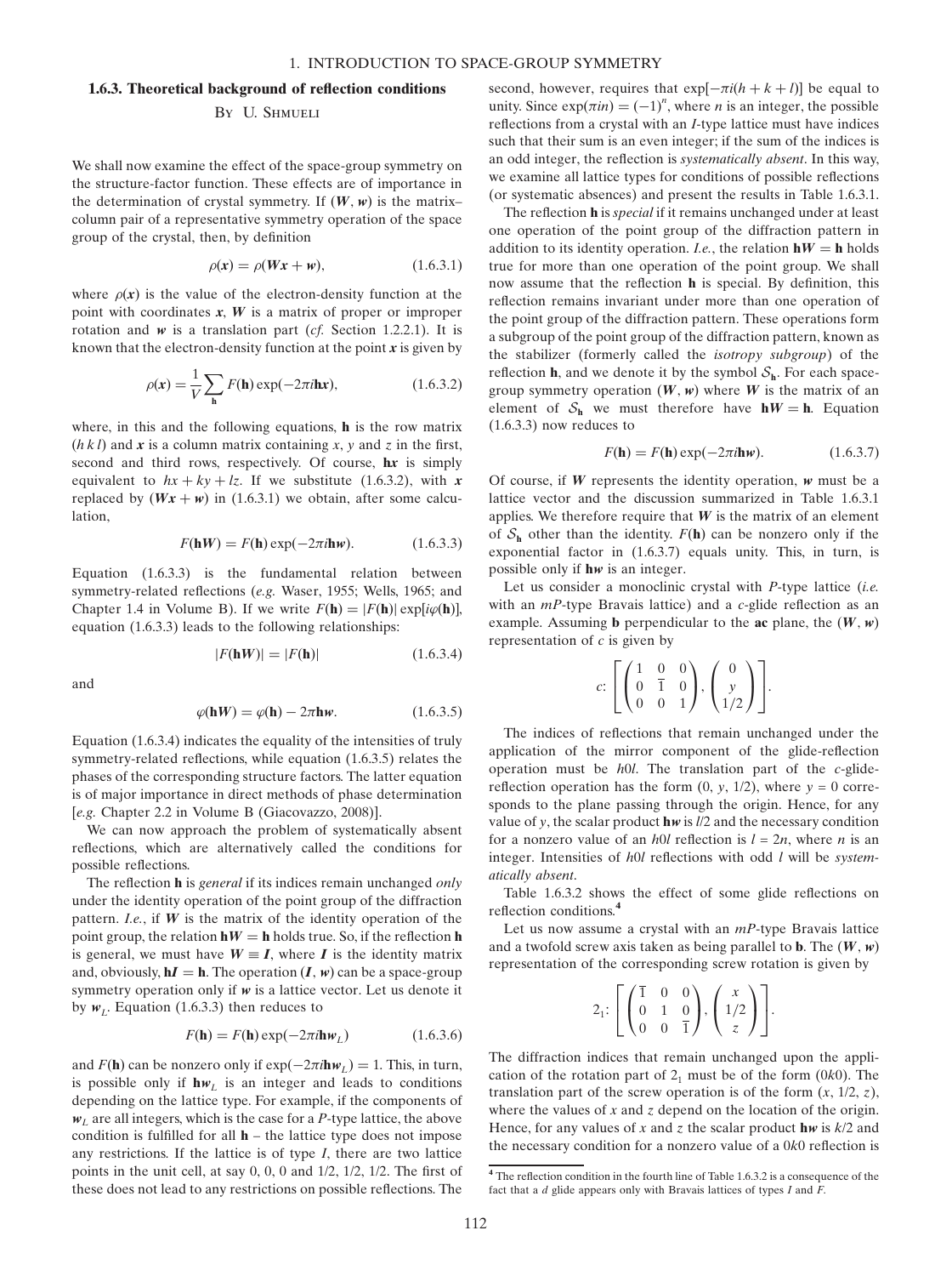### 1.6.3. Theoretical background of reflection conditions

By U. Shmueli

We shall now examine the effect of the space-group symmetry on the structure-factor function. These effects are of importance in the determination of crystal symmetry. If $(\boldsymbol{W}, \boldsymbol{w})$ is the matrix–column pair of a representative symmetry operation of the space group of the crystal, then, by definition

$$\rho(\boldsymbol{x}) = \rho(\boldsymbol{W}\boldsymbol{x} + \boldsymbol{w}), \qquad (1.6.3.1)$$

where $\rho(\boldsymbol{x})$ is the value of the electron-density function at the point with coordinates $\boldsymbol{x}$, $\boldsymbol{W}$ is a matrix of proper or improper rotation and $\boldsymbol{w}$ is a translation part (*cf.* Section 1.2.2.1). It is known that the electron-density function at the point $\boldsymbol{x}$ is given by

$$\rho(\boldsymbol{x}) = \frac{1}{V}\sum_{\mathbf{h}} F(\mathbf{h}) \exp(-2\pi i \mathbf{h}\boldsymbol{x}), \qquad (1.6.3.2)$$

where, in this and the following equations, $\mathbf{h}$ is the row matrix $(h\,k\,l)$ and $\boldsymbol{x}$ is a column matrix containing $x$, $y$ and $z$ in the first, second and third rows, respectively. Of course, $\mathbf{h}\boldsymbol{x}$ is simply equivalent to $hx + ky + lz$. If we substitute (1.6.3.2), with $\boldsymbol{x}$ replaced by $(\boldsymbol{W}\boldsymbol{x} + \boldsymbol{w})$ in (1.6.3.1) we obtain, after some calculation,

$$F(\mathbf{h}\boldsymbol{W}) = F(\mathbf{h}) \exp(-2\pi i \mathbf{h}\boldsymbol{w}). \qquad (1.6.3.3)$$

Equation (1.6.3.3) is the fundamental relation between symmetry-related reflections (*e.g.* Waser, 1955; Wells, 1965; and Chapter 1.4 in Volume B). If we write $F(\mathbf{h}) = |F(\mathbf{h})| \exp[i\varphi(\mathbf{h})]$, equation (1.6.3.3) leads to the following relationships:

$$|F(\mathbf{h}\boldsymbol{W})| = |F(\mathbf{h})| \qquad (1.6.3.4)$$

and

$$\varphi(\mathbf{h}\boldsymbol{W}) = \varphi(\mathbf{h}) - 2\pi\mathbf{h}\boldsymbol{w}. \qquad (1.6.3.5)$$

Equation (1.6.3.4) indicates the equality of the intensities of truly symmetry-related reflections, while equation (1.6.3.5) relates the phases of the corresponding structure factors. The latter equation is of major importance in direct methods of phase determination [*e.g.* Chapter 2.2 in Volume B (Giacovazzo, 2008)].

We can now approach the problem of systematically absent reflections, which are alternatively called the conditions for possible reflections.

The reflection $\mathbf{h}$ is *general* if its indices remain unchanged *only* under the identity operation of the point group of the diffraction pattern. *I.e.*, if $\boldsymbol{W}$ is the matrix of the identity operation of the point group, the relation $\mathbf{h}\boldsymbol{W} = \mathbf{h}$ holds true. So, if the reflection $\mathbf{h}$ is general, we must have $\boldsymbol{W} \equiv \boldsymbol{I}$, where $\boldsymbol{I}$ is the identity matrix and, obviously, $\mathbf{h}\boldsymbol{I} = \mathbf{h}$. The operation $(\boldsymbol{I}, \boldsymbol{w})$ can be a space-group symmetry operation only if $\boldsymbol{w}$ is a lattice vector. Let us denote it by $\boldsymbol{w}_L$. Equation (1.6.3.3) then reduces to

$$F(\mathbf{h}) = F(\mathbf{h}) \exp(-2\pi i \mathbf{h}\boldsymbol{w}_L) \qquad (1.6.3.6)$$

and $F(\mathbf{h})$ can be nonzero only if $\exp(-2\pi i \mathbf{h}\boldsymbol{w}_L) = 1$. This, in turn, is possible only if $\mathbf{h}\boldsymbol{w}_L$ is an integer and leads to conditions depending on the lattice type. For example, if the components of $\boldsymbol{w}_L$ are all integers, which is the case for a *P*-type lattice, the above condition is fulfilled for all $\mathbf{h}$ – the lattice type does not impose any restrictions. If the lattice is of type *I*, there are two lattice points in the unit cell, at say 0, 0, 0 and 1/2, 1/2, 1/2. The first of these does not lead to any restrictions on possible reflections. The second, however, requires that $\exp[-\pi i(h + k + l)]$ be equal to unity. Since $\exp(\pi i n) = (-1)^n$, where $n$ is an integer, the possible reflections from a crystal with an *I*-type lattice must have indices such that their sum is an even integer; if the sum of the indices is an odd integer, the reflection is *systematically absent*. In this way, we examine all lattice types for conditions of possible reflections (or systematic absences) and present the results in Table 1.6.3.1.

The reflection $\mathbf{h}$ is *special* if it remains unchanged under at least one operation of the point group of the diffraction pattern in addition to its identity operation. *I.e.*, the relation $\mathbf{h}\boldsymbol{W} = \mathbf{h}$ holds true for more than one operation of the point group. We shall now assume that the reflection $\mathbf{h}$ is special. By definition, this reflection remains invariant under more than one operation of the point group of the diffraction pattern. These operations form a subgroup of the point group of the diffraction pattern, known as the stabilizer (formerly called the *isotropy subgroup*) of the reflection $\mathbf{h}$, and we denote it by the symbol $\mathcal{S}_{\mathbf{h}}$. For each space-group symmetry operation $(\boldsymbol{W}, \boldsymbol{w})$ where $\boldsymbol{W}$ is the matrix of an element of $\mathcal{S}_{\mathbf{h}}$ we must therefore have $\mathbf{h}\boldsymbol{W} = \mathbf{h}$. Equation (1.6.3.3) now reduces to

$$F(\mathbf{h}) = F(\mathbf{h}) \exp(-2\pi i \mathbf{h}\boldsymbol{w}). \qquad (1.6.3.7)$$

Of course, if $\boldsymbol{W}$ represents the identity operation, $\boldsymbol{w}$ must be a lattice vector and the discussion summarized in Table 1.6.3.1 applies. We therefore require that $\boldsymbol{W}$ is the matrix of an element of $\mathcal{S}_{\mathbf{h}}$ other than the identity. $F(\mathbf{h})$ can be nonzero only if the exponential factor in (1.6.3.7) equals unity. This, in turn, is possible only if $\mathbf{h}\boldsymbol{w}$ is an integer.

Let us consider a monoclinic crystal with *P*-type lattice (*i.e.* with an *mP*-type Bravais lattice) and a *c*-glide reflection as an example. Assuming $\mathbf{b}$ perpendicular to the $\mathbf{ac}$ plane, the $(\boldsymbol{W}, \boldsymbol{w})$ representation of *c* is given by

$$c\colon \left[\begin{pmatrix} 1 & 0 & 0 \\ 0 & \bar{1} & 0 \\ 0 & 0 & 1 \end{pmatrix}, \begin{pmatrix} 0 \\ y \\ 1/2 \end{pmatrix}\right].$$

The indices of reflections that remain unchanged under the application of the mirror component of the glide-reflection operation must be *h*0*l*. The translation part of the *c*-glide-reflection operation has the form (0, *y*, 1/2), where $y = 0$ corresponds to the plane passing through the origin. Hence, for any value of *y*, the scalar product $\mathbf{h}\boldsymbol{w}$ is $l/2$ and the necessary condition for a nonzero value of an *h*0*l* reflection is $l = 2n$, where *n* is an integer. Intensities of *h*0*l* reflections with odd *l* will be *systematically absent*.

Table 1.6.3.2 shows the effect of some glide reflections on reflection conditions.[4]

Let us now assume a crystal with an *mP*-type Bravais lattice and a twofold screw axis taken as being parallel to $\mathbf{b}$. The $(\boldsymbol{W}, \boldsymbol{w})$ representation of the corresponding screw rotation is given by

$$2_1\colon \left[\begin{pmatrix} \bar{1} & 0 & 0 \\ 0 & 1 & 0 \\ 0 & 0 & \bar{1} \end{pmatrix}, \begin{pmatrix} x \\ 1/2 \\ z \end{pmatrix}\right].$$

The diffraction indices that remain unchanged upon the application of the rotation part of $2_1$ must be of the form (0*k*0). The translation part of the screw operation is of the form (*x*, 1/2, *z*), where the values of *x* and *z* depend on the location of the origin. Hence, for any values of *x* and *z* the scalar product $\mathbf{h}\boldsymbol{w}$ is $k/2$ and the necessary condition for a nonzero value of a 0*k*0 reflection is

[4] The reflection condition in the fourth line of Table 1.6.3.2 is a consequence of the fact that a *d* glide appears only with Bravais lattices of types *I* and *F*.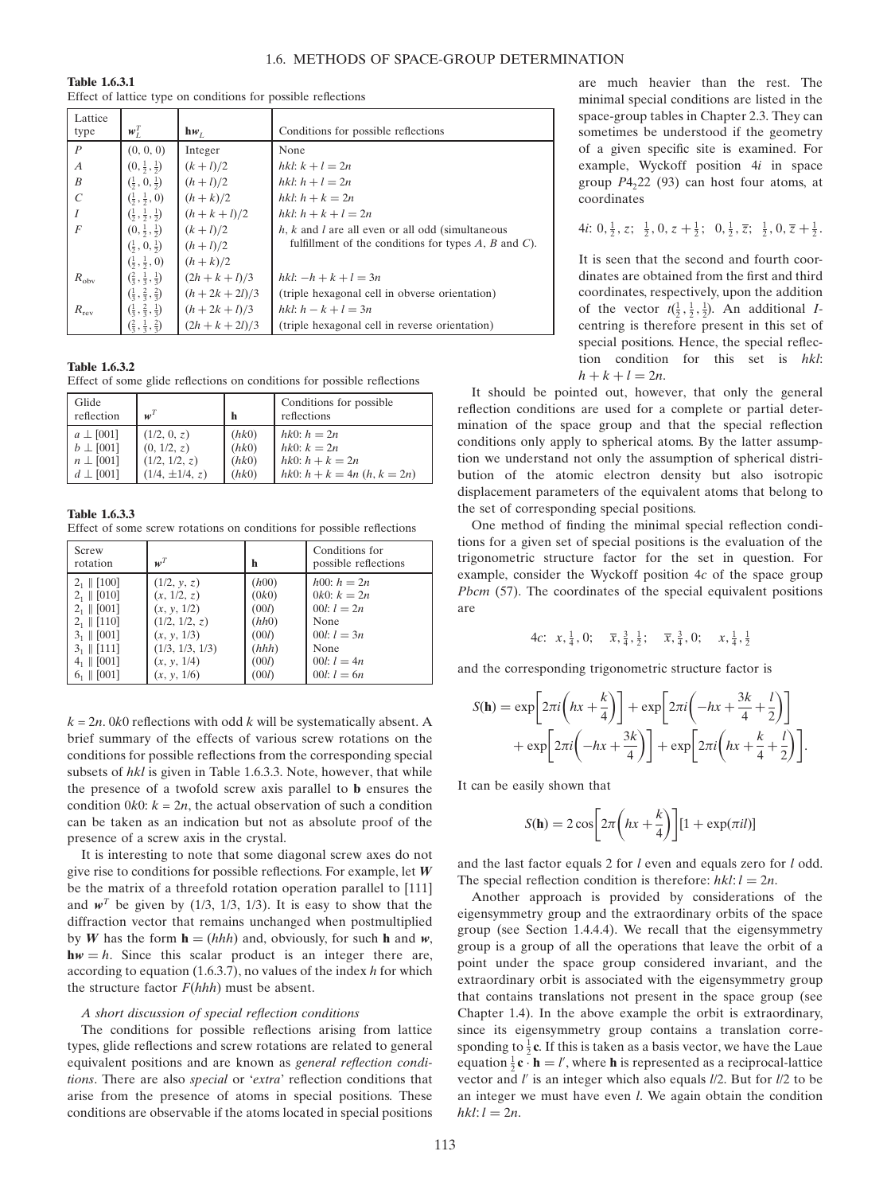**Table 1.6.3.1**
Effect of lattice type on conditions for possible reflections

| Lattice type | $\mathbf{w}_L^T$ | $\mathbf{h}\mathbf{w}_L$ | Conditions for possible reflections |
|---|---|---|---|
| $P$ | $(0, 0, 0)$ | Integer | None |
| $A$ | $(0, \frac{1}{2}, \frac{1}{2})$ | $(k+l)/2$ | $hkl$: $k+l=2n$ |
| $B$ | $(\frac{1}{2}, 0, \frac{1}{2})$ | $(h+l)/2$ | $hkl$: $h+l=2n$ |
| $C$ | $(\frac{1}{2}, \frac{1}{2}, 0)$ | $(h+k)/2$ | $hkl$: $h+k=2n$ |
| $I$ | $(\frac{1}{2}, \frac{1}{2}, \frac{1}{2})$ | $(h+k+l)/2$ | $hkl$: $h+k+l=2n$ |
| $F$ | $(0, \frac{1}{2}, \frac{1}{2})$ | $(k+l)/2$ | $h$, $k$ and $l$ are all even or all odd (simultaneous |
| | $(\frac{1}{2}, 0, \frac{1}{2})$ | $(h+l)/2$ | fulfillment of the conditions for types $A$, $B$ and $C$). |
| | $(\frac{1}{2}, \frac{1}{2}, 0)$ | $(h+k)/2$ | |
| $R_{\rm obv}$ | $(\frac{2}{3}, \frac{1}{3}, \frac{1}{3})$ | $(2h+k+l)/3$ | $hkl$: $-h+k+l=3n$ |
| | $(\frac{1}{3}, \frac{2}{3}, \frac{2}{3})$ | $(h+2k+2l)/3$ | (triple hexagonal cell in obverse orientation) |
| $R_{\rm rev}$ | $(\frac{1}{3}, \frac{2}{3}, \frac{1}{3})$ | $(h+2k+l)/3$ | $hkl$: $h-k+l=3n$ |
| | $(\frac{2}{3}, \frac{1}{3}, \frac{2}{3})$ | $(2h+k+2l)/3$ | (triple hexagonal cell in reverse orientation) |

**Table 1.6.3.2**
Effect of some glide reflections on conditions for possible reflections

| Glide reflection | $\mathbf{w}^T$ | $\mathbf{h}$ | Conditions for possible reflections |
|---|---|---|---|
| $a \perp [001]$ | $(1/2, 0, z)$ | $(hk0)$ | $hk0$: $h=2n$ |
| $b \perp [001]$ | $(0, 1/2, z)$ | $(hk0)$ | $hk0$: $k=2n$ |
| $n \perp [001]$ | $(1/2, 1/2, z)$ | $(hk0)$ | $hk0$: $h+k=2n$ |
| $d \perp [001]$ | $(1/4, \pm 1/4, z)$ | $(hk0)$ | $hk0$: $h+k=4n$ $(h, k=2n)$ |

**Table 1.6.3.3**
Effect of some screw rotations on conditions for possible reflections

| Screw rotation | $\mathbf{w}^T$ | $\mathbf{h}$ | Conditions for possible reflections |
|---|---|---|---|
| $2_1 \parallel [100]$ | $(1/2, y, z)$ | $(h00)$ | $h00$: $h=2n$ |
| $2_1 \parallel [010]$ | $(x, 1/2, z)$ | $(0k0)$ | $0k0$: $k=2n$ |
| $2_1 \parallel [001]$ | $(x, y, 1/2)$ | $(00l)$ | $00l$: $l=2n$ |
| $2_1 \parallel [110]$ | $(1/2, 1/2, z)$ | $(hh0)$ | None |
| $3_1 \parallel [001]$ | $(x, y, 1/3)$ | $(00l)$ | $00l$: $l=3n$ |
| $3_1 \parallel [111]$ | $(1/3, 1/3, 1/3)$ | $(hhh)$ | None |
| $4_1 \parallel [001]$ | $(x, y, 1/4)$ | $(00l)$ | $00l$: $l=4n$ |
| $6_1 \parallel [001]$ | $(x, y, 1/6)$ | $(00l)$ | $00l$: $l=6n$ |

$k=2n$. $0k0$ reflections with odd $k$ will be systematically absent. A brief summary of the effects of various screw rotations on the conditions for possible reflections from the corresponding special subsets of $hkl$ is given in Table 1.6.3.3. Note, however, that while the presence of a twofold screw axis parallel to $\mathbf{b}$ ensures the condition $0k0$: $k=2n$, the actual observation of such a condition can be taken as an indication but not as absolute proof of the presence of a screw axis in the crystal.

It is interesting to note that some diagonal screw axes do not give rise to conditions for possible reflections. For example, let $\mathbf{W}$ be the matrix of a threefold rotation operation parallel to [111] and $\mathbf{w}^T$ be given by $(1/3, 1/3, 1/3)$. It is easy to show that the diffraction vector that remains unchanged when postmultiplied by $\mathbf{W}$ has the form $\mathbf{h}=(hhh)$ and, obviously, for such $\mathbf{h}$ and $\mathbf{w}$, $\mathbf{h}\mathbf{w}=h$. Since this scalar product is an integer there are, according to equation (1.6.3.7), no values of the index $h$ for which the structure factor $F(hhh)$ must be absent.

*A short discussion of special reflection conditions*

The conditions for possible reflections arising from lattice types, glide reflections and screw rotations are related to general equivalent positions and are known as *general reflection conditions*. There are also *special* or '*extra*' reflection conditions that arise from the presence of atoms in special positions. These conditions are observable if the atoms located in special positions are much heavier than the rest. The minimal special conditions are listed in the space-group tables in Chapter 2.3. They can sometimes be understood if the geometry of a given specific site is examined. For example, Wyckoff position $4i$ in space group $P4_222$ (93) can host four atoms, at coordinates

$$4i\colon\ 0, \tfrac{1}{2}, z;\ \ \tfrac{1}{2}, 0, z+\tfrac{1}{2};\ \ 0, \tfrac{1}{2}, \overline{z};\ \ \tfrac{1}{2}, 0, \overline{z}+\tfrac{1}{2}.$$

It is seen that the second and fourth coordinates are obtained from the first and third coordinates, respectively, upon the addition of the vector $t(\frac{1}{2}, \frac{1}{2}, \frac{1}{2})$. An additional $I$-centring is therefore present in this set of special positions. Hence, the special reflection condition for this set is $hkl$: $h+k+l=2n$.

It should be pointed out, however, that only the general reflection conditions are used for a complete or partial determination of the space group and that the special reflection conditions only apply to spherical atoms. By the latter assumption we understand not only the assumption of spherical distribution of the atomic electron density but also isotropic displacement parameters of the equivalent atoms that belong to the set of corresponding special positions.

One method of finding the minimal special reflection conditions for a given set of special positions is the evaluation of the trigonometric structure factor for the set in question. For example, consider the Wyckoff position $4c$ of the space group $Pbcm$ (57). The coordinates of the special equivalent positions are

$$4c\colon\ \ x, \tfrac{1}{4}, 0;\quad \overline{x}, \tfrac{3}{4}, \tfrac{1}{2};\quad \overline{x}, \tfrac{3}{4}, 0;\quad x, \tfrac{1}{4}, \tfrac{1}{2}$$

and the corresponding trigonometric structure factor is

$$S(\mathbf{h}) = \exp\left[2\pi i\left(hx+\frac{k}{4}\right)\right] + \exp\left[2\pi i\left(-hx+\frac{3k}{4}+\frac{l}{2}\right)\right] + \exp\left[2\pi i\left(-hx+\frac{3k}{4}\right)\right] + \exp\left[2\pi i\left(hx+\frac{k}{4}+\frac{l}{2}\right)\right].$$

It can be easily shown that

$$S(\mathbf{h}) = 2\cos\left[2\pi\left(hx+\frac{k}{4}\right)\right][1+\exp(\pi i l)]$$

and the last factor equals 2 for $l$ even and equals zero for $l$ odd. The special reflection condition is therefore: $hkl$: $l=2n$.

Another approach is provided by considerations of the eigensymmetry group and the extraordinary orbits of the space group (see Section 1.4.4.4). We recall that the eigensymmetry group is a group of all the operations that leave the orbit of a point under the space group considered invariant, and the extraordinary orbit is associated with the eigensymmetry group that contains translations not present in the space group (see Chapter 1.4). In the above example the orbit is extraordinary, since its eigensymmetry group contains a translation corresponding to $\frac{1}{2}\mathbf{c}$. If this is taken as a basis vector, we have the Laue equation $\frac{1}{2}\mathbf{c}\cdot\mathbf{h}=l'$, where $\mathbf{h}$ is represented as a reciprocal-lattice vector and $l'$ is an integer which also equals $l/2$. But for $l/2$ to be an integer we must have even $l$. We again obtain the condition $hkl$: $l=2n$.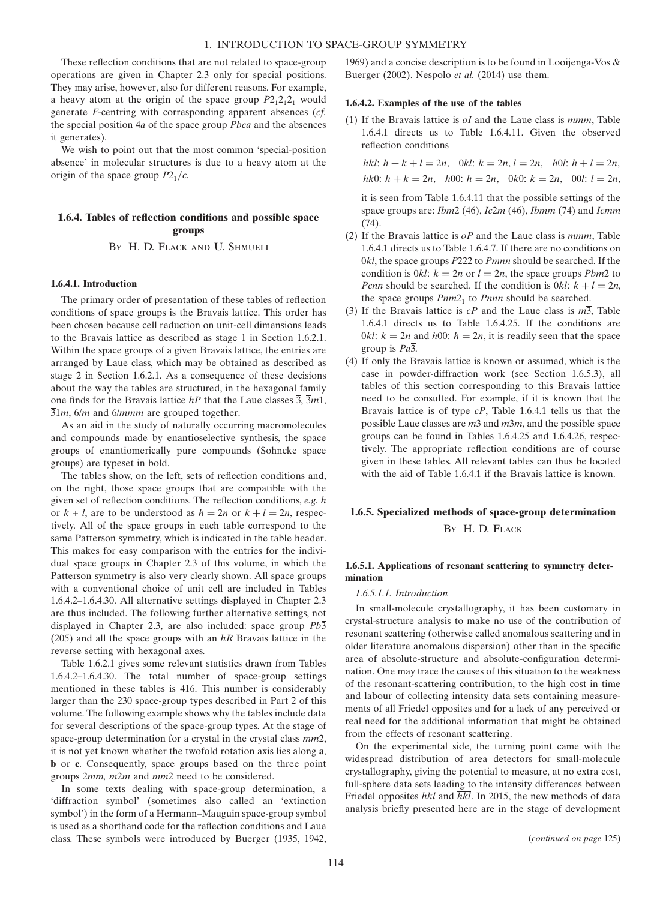These reflection conditions that are not related to space-group operations are given in Chapter 2.3 only for special positions. They may arise, however, also for different reasons. For example, a heavy atom at the origin of the space group $P2_12_12_1$ would generate *F*-centring with corresponding apparent absences (*cf.* the special position 4*a* of the space group *Pbca* and the absences it generates).

We wish to point out that the most common 'special-position absence' in molecular structures is due to a heavy atom at the origin of the space group $P2_1/c$.

## 1.6.4. Tables of reflection conditions and possible space groups

By H. D. Flack and U. Shmueli

### 1.6.4.1. Introduction

The primary order of presentation of these tables of reflection conditions of space groups is the Bravais lattice. This order has been chosen because cell reduction on unit-cell dimensions leads to the Bravais lattice as described as stage 1 in Section 1.6.2.1. Within the space groups of a given Bravais lattice, the entries are arranged by Laue class, which may be obtained as described as stage 2 in Section 1.6.2.1. As a consequence of these decisions about the way the tables are structured, in the hexagonal family one finds for the Bravais lattice *hP* that the Laue classes $\overline{3}$, $\overline{3}m1$, $\overline{3}1m$, $6/m$ and $6/mmm$ are grouped together.

As an aid in the study of naturally occurring macromolecules and compounds made by enantioselective synthesis, the space groups of enantiomerically pure compounds (Sohncke space groups) are typeset in bold.

The tables show, on the left, sets of reflection conditions and, on the right, those space groups that are compatible with the given set of reflection conditions. The reflection conditions, *e.g.* *h* or $k + l$, are to be understood as $h = 2n$ or $k + l = 2n$, respectively. All of the space groups in each table correspond to the same Patterson symmetry, which is indicated in the table header. This makes for easy comparison with the entries for the individual space groups in Chapter 2.3 of this volume, in which the Patterson symmetry is also very clearly shown. All space groups with a conventional choice of unit cell are included in Tables 1.6.4.2–1.6.4.30. All alternative settings displayed in Chapter 2.3 are thus included. The following further alternative settings, not displayed in Chapter 2.3, are also included: space group $Pb\overline{3}$ (205) and all the space groups with an *hR* Bravais lattice in the reverse setting with hexagonal axes.

Table 1.6.2.1 gives some relevant statistics drawn from Tables 1.6.4.2–1.6.4.30. The total number of space-group settings mentioned in these tables is 416. This number is considerably larger than the 230 space-group types described in Part 2 of this volume. The following example shows why the tables include data for several descriptions of the space-group types. At the stage of space-group determination for a crystal in the crystal class *mm*2, it is not yet known whether the twofold rotation axis lies along **a**, **b** or **c**. Consequently, space groups based on the three point groups 2*mm*, *m*2*m* and *mm*2 need to be considered.

In some texts dealing with space-group determination, a 'diffraction symbol' (sometimes also called an 'extinction symbol') in the form of a Hermann–Mauguin space-group symbol is used as a shorthand code for the reflection conditions and Laue class. These symbols were introduced by Buerger (1935, 1942, 1969) and a concise description is to be found in Looijenga-Vos & Buerger (2002). Nespolo *et al.* (2014) use them.

### 1.6.4.2. Examples of the use of the tables

(1) If the Bravais lattice is *oI* and the Laue class is *mmm*, Table 1.6.4.1 directs us to Table 1.6.4.11. Given the observed reflection conditions

$$hkl{:}\ h+k+l=2n,\quad 0kl{:}\ k=2n, l=2n,\quad h0l{:}\ h+l=2n,$$
$$hk0{:}\ h+k=2n,\quad h00{:}\ h=2n,\quad 0k0{:}\ k=2n,\quad 00l{:}\ l=2n,$$

it is seen from Table 1.6.4.11 that the possible settings of the space groups are: *Ibm*2 (46), *Ic*2*m* (46), *Ibmm* (74) and *Icmm* (74).

(2) If the Bravais lattice is *oP* and the Laue class is *mmm*, Table 1.6.4.1 directs us to Table 1.6.4.7. If there are no conditions on 0*kl*, the space groups *P*222 to *Pmnn* should be searched. If the condition is 0*kl*: $k = 2n$ or $l = 2n$, the space groups *Pbm*2 to *Pcnn* should be searched. If the condition is 0*kl*: $k + l = 2n$, the space groups $Pnm2_1$ to *Pnnn* should be searched.

(3) If the Bravais lattice is *cP* and the Laue class is $m\overline{3}$, Table 1.6.4.1 directs us to Table 1.6.4.25. If the conditions are 0*kl*: $k = 2n$ and *h*00: $h = 2n$, it is readily seen that the space group is $Pa\overline{3}$.

(4) If only the Bravais lattice is known or assumed, which is the case in powder-diffraction work (see Section 1.6.5.3), all tables of this section corresponding to this Bravais lattice need to be consulted. For example, if it is known that the Bravais lattice is of type *cP*, Table 1.6.4.1 tells us that the possible Laue classes are $m\overline{3}$ and $m\overline{3}m$, and the possible space groups can be found in Tables 1.6.4.25 and 1.6.4.26, respectively. The appropriate reflection conditions are of course given in these tables. All relevant tables can thus be located with the aid of Table 1.6.4.1 if the Bravais lattice is known.

## 1.6.5. Specialized methods of space-group determination

By H. D. Flack

### 1.6.5.1. Applications of resonant scattering to symmetry determination

#### 1.6.5.1.1. Introduction

In small-molecule crystallography, it has been customary in crystal-structure analysis to make no use of the contribution of resonant scattering (otherwise called anomalous scattering and in older literature anomalous dispersion) other than in the specific area of absolute-structure and absolute-configuration determination. One may trace the causes of this situation to the weakness of the resonant-scattering contribution, to the high cost in time and labour of collecting intensity data sets containing measurements of all Friedel opposites and for a lack of any perceived or real need for the additional information that might be obtained from the effects of resonant scattering.

On the experimental side, the turning point came with the widespread distribution of area detectors for small-molecule crystallography, giving the potential to measure, at no extra cost, full-sphere data sets leading to the intensity differences between Friedel opposites *hkl* and $\overline{h}\overline{k}\overline{l}$. In 2015, the new methods of data analysis briefly presented here are in the stage of development

(*continued on page* 125)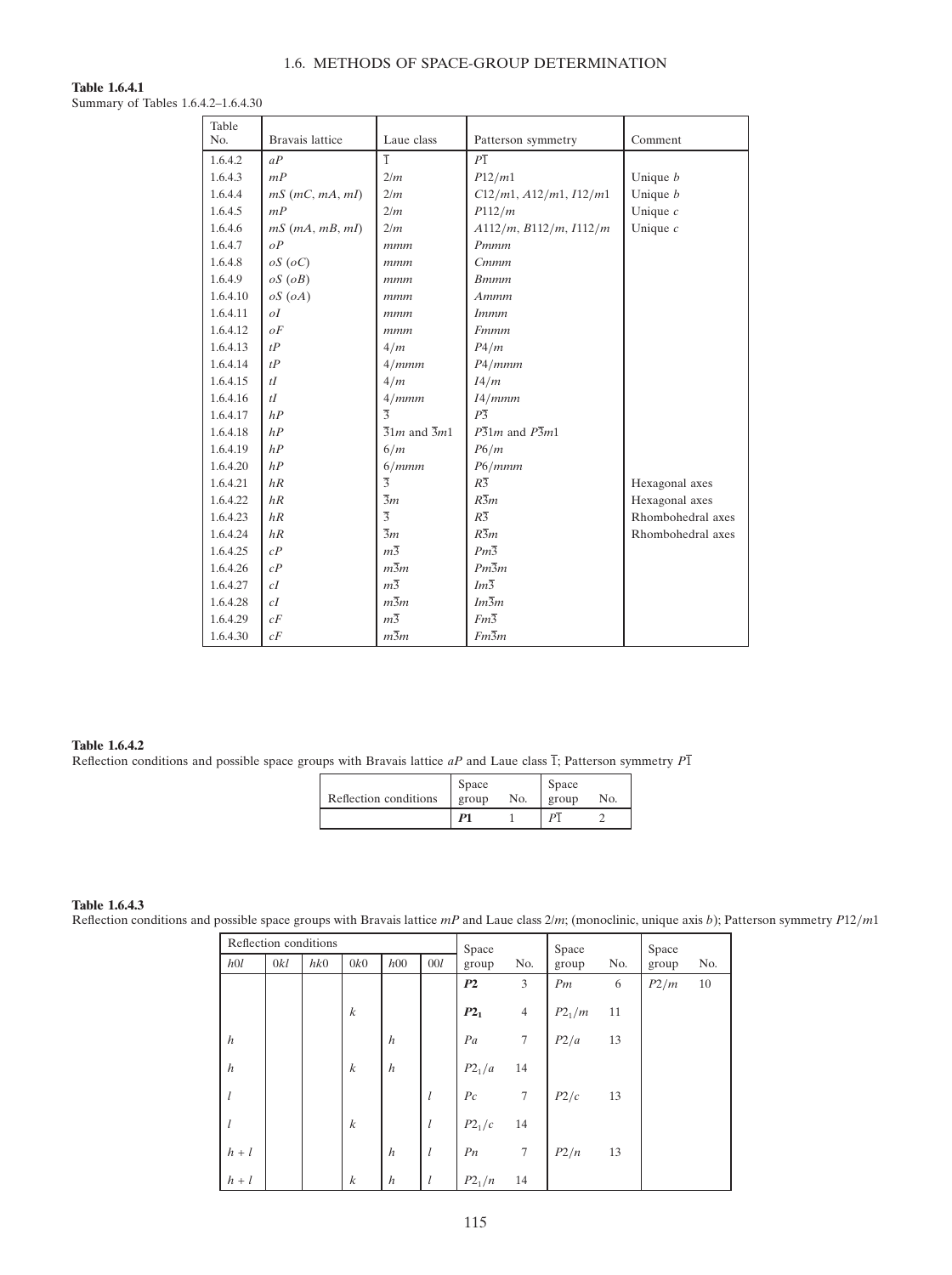**Table 1.6.4.1**
Summary of Tables 1.6.4.2–1.6.4.30

| Table No. | Bravais lattice | Laue class | Patterson symmetry | Comment |
|---|---|---|---|---|
| 1.6.4.2 | *aP* | $\bar{1}$ | $P\bar{1}$ | |
| 1.6.4.3 | *mP* | $2/m$ | $P12/m1$ | Unique *b* |
| 1.6.4.4 | *mS* (*mC*, *mA*, *mI*) | $2/m$ | $C12/m1$, $A12/m1$, $I12/m1$ | Unique *b* |
| 1.6.4.5 | *mP* | $2/m$ | $P112/m$ | Unique *c* |
| 1.6.4.6 | *mS* (*mA*, *mB*, *mI*) | $2/m$ | $A112/m$, $B112/m$, $I112/m$ | Unique *c* |
| 1.6.4.7 | *oP* | *mmm* | *Pmmm* | |
| 1.6.4.8 | *oS* (*oC*) | *mmm* | *Cmmm* | |
| 1.6.4.9 | *oS* (*oB*) | *mmm* | *Bmmm* | |
| 1.6.4.10 | *oS* (*oA*) | *mmm* | *Ammm* | |
| 1.6.4.11 | *oI* | *mmm* | *Immm* | |
| 1.6.4.12 | *oF* | *mmm* | *Fmmm* | |
| 1.6.4.13 | *tP* | $4/m$ | $P4/m$ | |
| 1.6.4.14 | *tP* | $4/mmm$ | $P4/mmm$ | |
| 1.6.4.15 | *tI* | $4/m$ | $I4/m$ | |
| 1.6.4.16 | *tI* | $4/mmm$ | $I4/mmm$ | |
| 1.6.4.17 | *hP* | $\bar{3}$ | $P\bar{3}$ | |
| 1.6.4.18 | *hP* | $\bar{3}1m$ and $\bar{3}m1$ | $P\bar{3}1m$ and $P\bar{3}m1$ | |
| 1.6.4.19 | *hP* | $6/m$ | $P6/m$ | |
| 1.6.4.20 | *hP* | $6/mmm$ | $P6/mmm$ | |
| 1.6.4.21 | *hR* | $\bar{3}$ | $R\bar{3}$ | Hexagonal axes |
| 1.6.4.22 | *hR* | $\bar{3}m$ | $R\bar{3}m$ | Hexagonal axes |
| 1.6.4.23 | *hR* | $\bar{3}$ | $R\bar{3}$ | Rhombohedral axes |
| 1.6.4.24 | *hR* | $\bar{3}m$ | $R\bar{3}m$ | Rhombohedral axes |
| 1.6.4.25 | *cP* | $m\bar{3}$ | $Pm\bar{3}$ | |
| 1.6.4.26 | *cP* | $m\bar{3}m$ | $Pm\bar{3}m$ | |
| 1.6.4.27 | *cI* | $m\bar{3}$ | $Im\bar{3}$ | |
| 1.6.4.28 | *cI* | $m\bar{3}m$ | $Im\bar{3}m$ | |
| 1.6.4.29 | *cF* | $m\bar{3}$ | $Fm\bar{3}$ | |
| 1.6.4.30 | *cF* | $m\bar{3}m$ | $Fm\bar{3}m$ | |

**Table 1.6.4.2**
Reflection conditions and possible space groups with Bravais lattice *aP* and Laue class $\bar{1}$; Patterson symmetry $P\bar{1}$

| Reflection conditions | Space group | No. | Space group | No. |
|---|---|---|---|---|
| | ***P*1** | 1 | $P\bar{1}$ | 2 |

**Table 1.6.4.3**
Reflection conditions and possible space groups with Bravais lattice *mP* and Laue class $2/m$; (monoclinic, unique axis *b*); Patterson symmetry $P12/m1$

| Reflection conditions | | | | | | Space group | No. | Space group | No. | Space group | No. |
|---|---|---|---|---|---|---|---|---|---|---|---|
| *h*0*l* | 0*kl* | *hk*0 | 0*k*0 | *h*00 | 00*l* | | | | | | |
| | | | | | | ***P*2** | 3 | *Pm* | 6 | $P2/m$ | 10 |
| | | | *k* | | | $\boldsymbol{P2_1}$ | 4 | $P2_1/m$ | 11 | | |
| *h* | | | | *h* | | *Pa* | 7 | $P2/a$ | 13 | | |
| *h* | | | *k* | *h* | | $P2_1/a$ | 14 | | | | |
| *l* | | | | | *l* | *Pc* | 7 | $P2/c$ | 13 | | |
| *l* | | | *k* | | *l* | $P2_1/c$ | 14 | | | | |
| $h+l$ | | | | *h* | *l* | *Pn* | 7 | $P2/n$ | 13 | | |
| $h+l$ | | | *k* | *h* | *l* | $P2_1/n$ | 14 | | | | |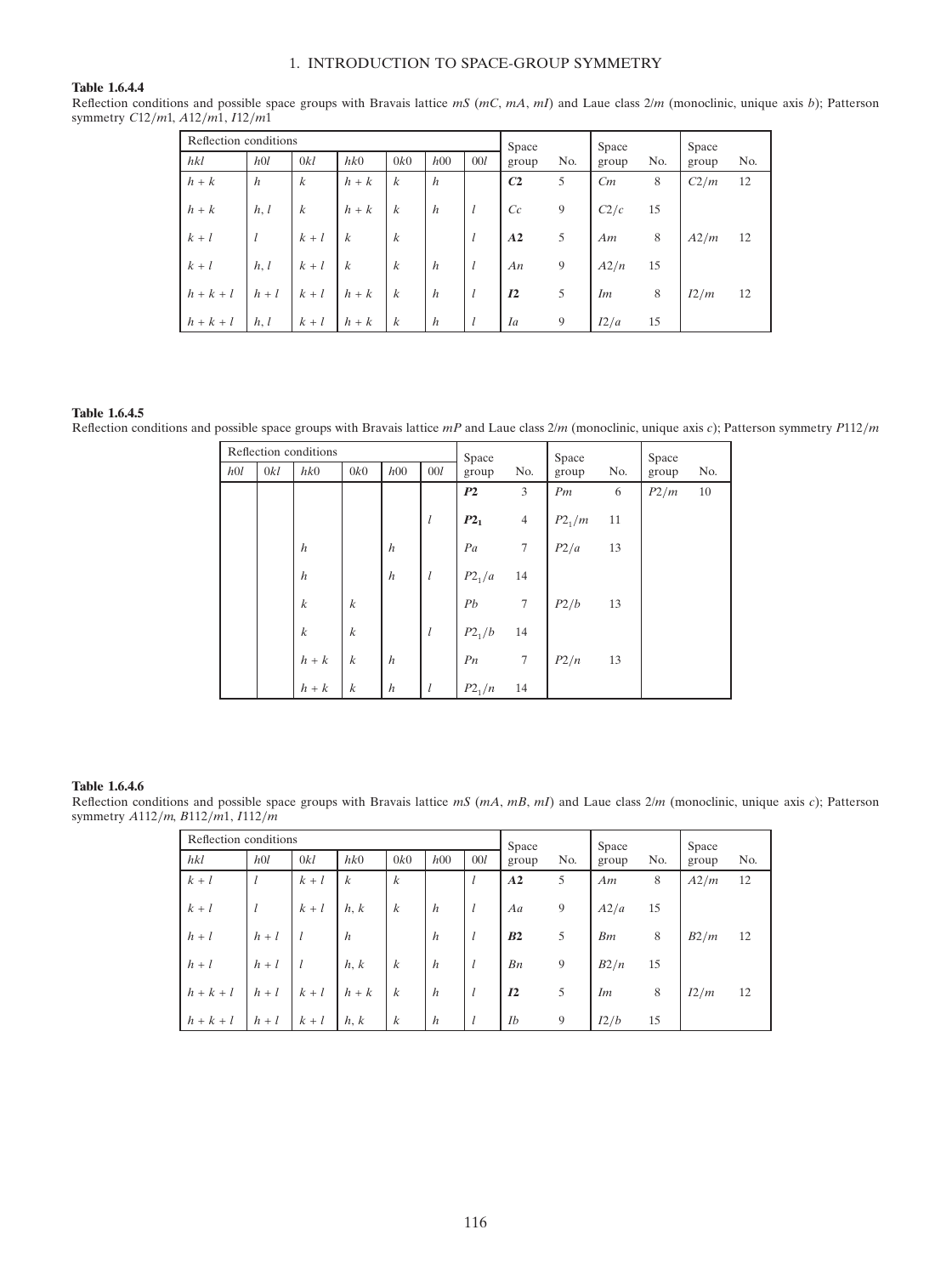**Table 1.6.4.4**

Reflection conditions and possible space groups with Bravais lattice *mS* (*mC*, *mA*, *mI*) and Laue class 2/*m* (monoclinic, unique axis *b*); Patterson symmetry *C*12/*m*1, *A*12/*m*1, *I*12/*m*1

| Reflection conditions | | | | | | | Space | | Space | | Space | |
|---|---|---|---|---|---|---|---|---|---|---|---|---|
| *hkl* | *h*0*l* | 0*kl* | *hk*0 | 0*k*0 | *h*00 | 00*l* | group | No. | group | No. | group | No. |
| $h + k$ | $h$ | $k$ | $h + k$ | $k$ | $h$ | | ***C*2** | 5 | *Cm* | 8 | *C*2/*m* | 12 |
| $h + k$ | $h, l$ | $k$ | $h + k$ | $k$ | $h$ | $l$ | *Cc* | 9 | *C*2/*c* | 15 | | |
| $k + l$ | $l$ | $k + l$ | $k$ | $k$ | | $l$ | ***A*2** | 5 | *Am* | 8 | *A*2/*m* | 12 |
| $k + l$ | $h, l$ | $k + l$ | $k$ | $k$ | $h$ | $l$ | *An* | 9 | *A*2/*n* | 15 | | |
| $h + k + l$ | $h + l$ | $k + l$ | $h + k$ | $k$ | $h$ | $l$ | ***I*2** | 5 | *Im* | 8 | *I*2/*m* | 12 |
| $h + k + l$ | $h, l$ | $k + l$ | $h + k$ | $k$ | $h$ | $l$ | *Ia* | 9 | *I*2/*a* | 15 | | |

**Table 1.6.4.5**

Reflection conditions and possible space groups with Bravais lattice *mP* and Laue class 2/*m* (monoclinic, unique axis *c*); Patterson symmetry *P*112/*m*

| Reflection conditions | | | | | | Space | | Space | | Space | |
|---|---|---|---|---|---|---|---|---|---|---|---|
| *h*0*l* | 0*kl* | *hk*0 | 0*k*0 | *h*00 | 00*l* | group | No. | group | No. | group | No. |
| | | | | | | ***P*2** | 3 | *Pm* | 6 | *P*2/*m* | 10 |
| | | | | | $l$ | ***P*2$_1$** | 4 | *P*2$_1$/*m* | 11 | | |
| | | $h$ | | $h$ | | *Pa* | 7 | *P*2/*a* | 13 | | |
| | | $h$ | | $h$ | $l$ | *P*2$_1$/*a* | 14 | | | | |
| | | $k$ | $k$ | | | *Pb* | 7 | *P*2/*b* | 13 | | |
| | | $k$ | $k$ | | $l$ | *P*2$_1$/*b* | 14 | | | | |
| | | $h + k$ | $k$ | $h$ | | *Pn* | 7 | *P*2/*n* | 13 | | |
| | | $h + k$ | $k$ | $h$ | $l$ | *P*2$_1$/*n* | 14 | | | | |

**Table 1.6.4.6**

Reflection conditions and possible space groups with Bravais lattice *mS* (*mA*, *mB*, *mI*) and Laue class 2/*m* (monoclinic, unique axis *c*); Patterson symmetry *A*112/*m*, *B*112/*m*1, *I*112/*m*

| Reflection conditions | | | | | | | Space | | Space | | Space | |
|---|---|---|---|---|---|---|---|---|---|---|---|---|
| *hkl* | *h*0*l* | 0*kl* | *hk*0 | 0*k*0 | *h*00 | 00*l* | group | No. | group | No. | group | No. |
| $k + l$ | $l$ | $k + l$ | $k$ | $k$ | | $l$ | ***A*2** | 5 | *Am* | 8 | *A*2/*m* | 12 |
| $k + l$ | $l$ | $k + l$ | $h, k$ | $k$ | $h$ | $l$ | *Aa* | 9 | *A*2/*a* | 15 | | |
| $h + l$ | $h + l$ | $l$ | $h$ | | $h$ | $l$ | ***B*2** | 5 | *Bm* | 8 | *B*2/*m* | 12 |
| $h + l$ | $h + l$ | $l$ | $h, k$ | $k$ | $h$ | $l$ | *Bn* | 9 | *B*2/*n* | 15 | | |
| $h + k + l$ | $h + l$ | $k + l$ | $h + k$ | $k$ | $h$ | $l$ | ***I*2** | 5 | *Im* | 8 | *I*2/*m* | 12 |
| $h + k + l$ | $h + l$ | $k + l$ | $h, k$ | $k$ | $h$ | $l$ | *Ib* | 9 | *I*2/*b* | 15 | | |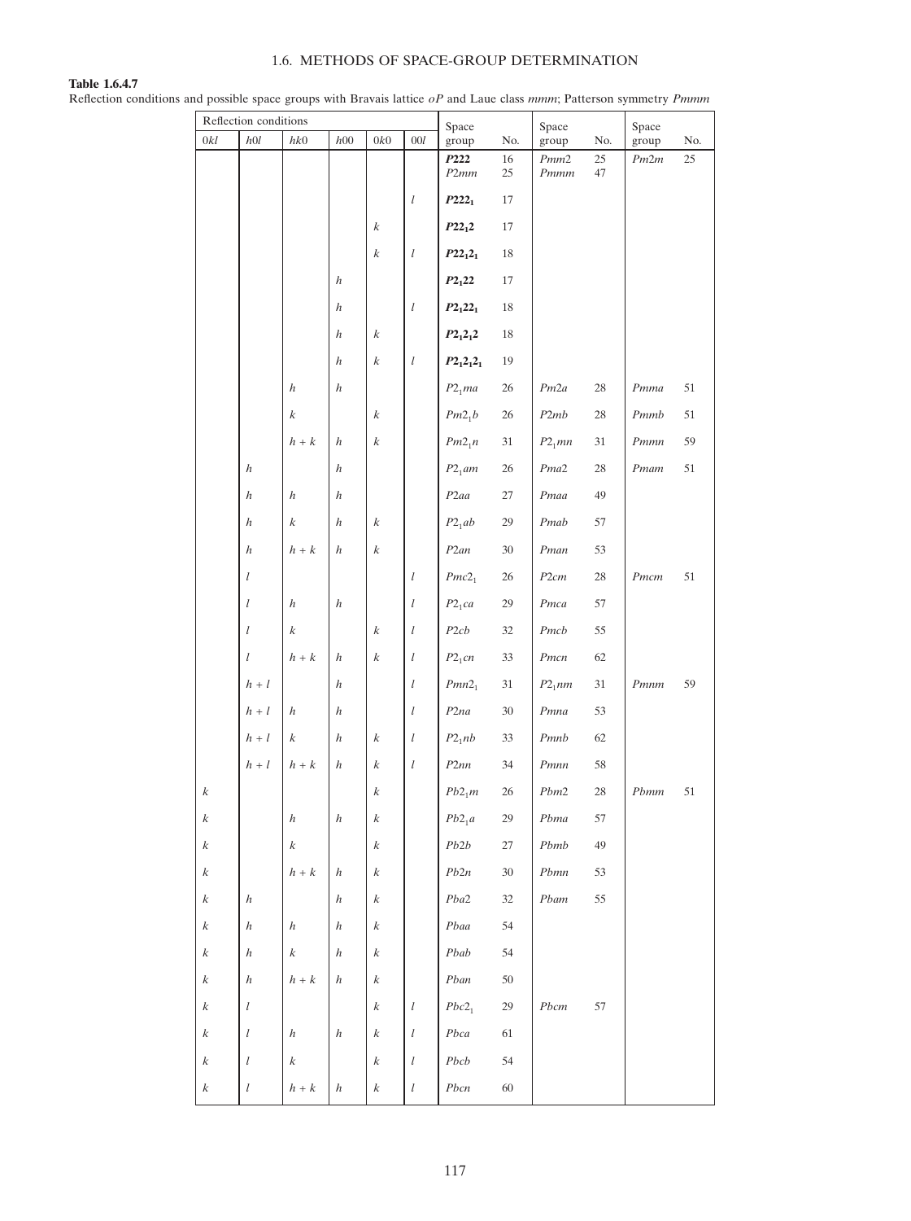**Table 1.6.4.7**

Reflection conditions and possible space groups with Bravais lattice *oP* and Laue class *mmm*; Patterson symmetry *Pmmm*

| Reflection conditions | | | | | | Space group | No. | Space group | No. | Space group | No. |
|---|---|---|---|---|---|---|---|---|---|---|---|
| $0kl$ | $h0l$ | $hk0$ | $h00$ | $0k0$ | $00l$ | | | | | | |
| | | | | | | **P222** <br> *P2mm* | 16 <br> 25 | *Pmm2* <br> *Pmmm* | 25 <br> 47 | *Pm2m* | 25 |
| | | | | | $l$ | $\boldsymbol{P222_1}$ | 17 | | | | |
| | | | | $k$ | | $\boldsymbol{P22_12}$ | 17 | | | | |
| | | | | $k$ | $l$ | $\boldsymbol{P22_12_1}$ | 18 | | | | |
| | | | $h$ | | | $\boldsymbol{P2_122}$ | 17 | | | | |
| | | | $h$ | | $l$ | $\boldsymbol{P2_122_1}$ | 18 | | | | |
| | | | $h$ | $k$ | | $\boldsymbol{P2_12_12}$ | 18 | | | | |
| | | | $h$ | $k$ | $l$ | $\boldsymbol{P2_12_12_1}$ | 19 | | | | |
| | | $h$ | $h$ | | | $P2_1ma$ | 26 | *Pm2a* | 28 | *Pmma* | 51 |
| | | $k$ | | $k$ | | $Pm2_1b$ | 26 | *P2mb* | 28 | *Pmmb* | 51 |
| | | $h+k$ | $h$ | $k$ | | $Pm2_1n$ | 31 | $P2_1mn$ | 31 | *Pmmn* | 59 |
| | $h$ | | $h$ | | | $P2_1am$ | 26 | *Pma2* | 28 | *Pmam* | 51 |
| | $h$ | $h$ | $h$ | | | *P2aa* | 27 | *Pmaa* | 49 | | |
| | $h$ | $k$ | $h$ | $k$ | | $P2_1ab$ | 29 | *Pmab* | 57 | | |
| | $h$ | $h+k$ | $h$ | $k$ | | *P2an* | 30 | *Pman* | 53 | | |
| | $l$ | | | | $l$ | $Pmc2_1$ | 26 | *P2cm* | 28 | *Pmcm* | 51 |
| | $l$ | $h$ | $h$ | | $l$ | $P2_1ca$ | 29 | *Pmca* | 57 | | |
| | $l$ | $k$ | | $k$ | $l$ | *P2cb* | 32 | *Pmcb* | 55 | | |
| | $l$ | $h+k$ | $h$ | $k$ | $l$ | $P2_1cn$ | 33 | *Pmcn* | 62 | | |
| | $h+l$ | | $h$ | | $l$ | $Pmn2_1$ | 31 | $P2_1nm$ | 31 | *Pmnm* | 59 |
| | $h+l$ | $h$ | $h$ | | $l$ | *P2na* | 30 | *Pmna* | 53 | | |
| | $h+l$ | $k$ | $h$ | $k$ | $l$ | $P2_1nb$ | 33 | *Pmnb* | 62 | | |
| | $h+l$ | $h+k$ | $h$ | $k$ | $l$ | *P2nn* | 34 | *Pmnn* | 58 | | |
| $k$ | | | | $k$ | | $Pb2_1m$ | 26 | *Pbm2* | 28 | *Pbmm* | 51 |
| $k$ | | $h$ | $h$ | $k$ | | $Pb2_1a$ | 29 | *Pbma* | 57 | | |
| $k$ | | $k$ | | $k$ | | *Pb2b* | 27 | *Pbmb* | 49 | | |
| $k$ | | $h+k$ | $h$ | $k$ | | *Pb2n* | 30 | *Pbmn* | 53 | | |
| $k$ | $h$ | | $h$ | $k$ | | *Pba2* | 32 | *Pbam* | 55 | | |
| $k$ | $h$ | $h$ | $h$ | $k$ | | *Pbaa* | 54 | | | | |
| $k$ | $h$ | $k$ | $h$ | $k$ | | *Pbab* | 54 | | | | |
| $k$ | $h$ | $h+k$ | $h$ | $k$ | | *Pban* | 50 | | | | |
| $k$ | $l$ | | | $k$ | $l$ | $Pbc2_1$ | 29 | *Pbcm* | 57 | | |
| $k$ | $l$ | $h$ | $h$ | $k$ | $l$ | *Pbca* | 61 | | | | |
| $k$ | $l$ | $k$ | | $k$ | $l$ | *Pbcb* | 54 | | | | |
| $k$ | $l$ | $h+k$ | $h$ | $k$ | $l$ | *Pbcn* | 60 | | | | |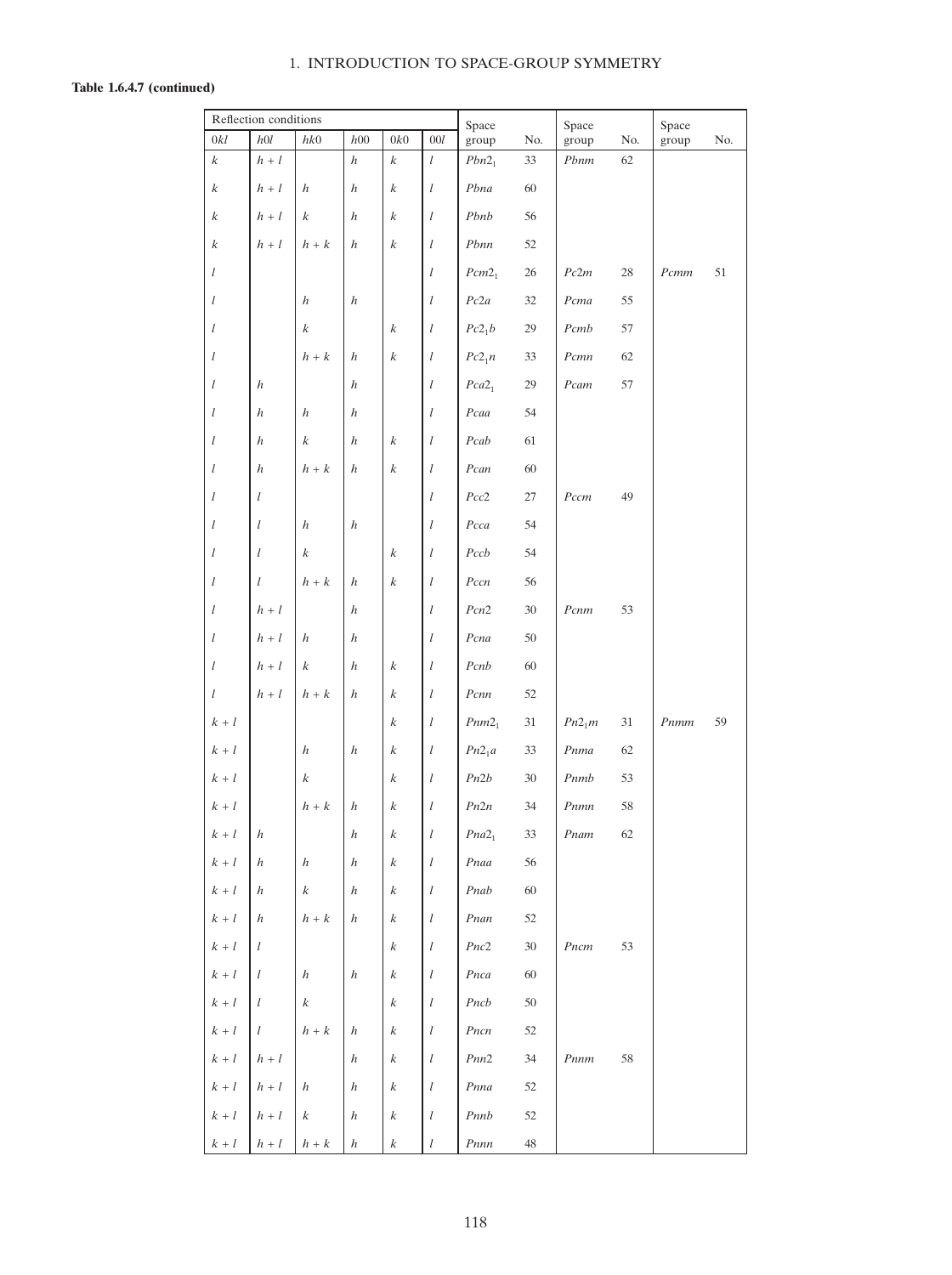**Table 1.6.4.7 (continued)**

| Reflection conditions | | | | | | Space group | No. | Space group | No. | Space group | No. |
|---|---|---|---|---|---|---|---|---|---|---|---|
| $0kl$ | $h0l$ | $hk0$ | $h00$ | $0k0$ | $00l$ | | | | | | |
| $k$ | $h+l$ | | $h$ | $k$ | $l$ | $Pbn2_1$ | 33 | $Pbnm$ | 62 | | |
| $k$ | $h+l$ | $h$ | $h$ | $k$ | $l$ | $Pbna$ | 60 | | | | |
| $k$ | $h+l$ | $k$ | $h$ | $k$ | $l$ | $Pbnb$ | 56 | | | | |
| $k$ | $h+l$ | $h+k$ | $h$ | $k$ | $l$ | $Pbnn$ | 52 | | | | |
| $l$ | | | | | $l$ | $Pcm2_1$ | 26 | $Pc2m$ | 28 | $Pcmm$ | 51 |
| $l$ | | $h$ | $h$ | | $l$ | $Pc2a$ | 32 | $Pcma$ | 55 | | |
| $l$ | | $k$ | | $k$ | $l$ | $Pc2_1b$ | 29 | $Pcmb$ | 57 | | |
| $l$ | | $h+k$ | $h$ | $k$ | $l$ | $Pc2_1n$ | 33 | $Pcmn$ | 62 | | |
| $l$ | $h$ | | $h$ | | $l$ | $Pca2_1$ | 29 | $Pcam$ | 57 | | |
| $l$ | $h$ | $h$ | $h$ | | $l$ | $Pcaa$ | 54 | | | | |
| $l$ | $h$ | $k$ | $h$ | $k$ | $l$ | $Pcab$ | 61 | | | | |
| $l$ | $h$ | $h+k$ | $h$ | $k$ | $l$ | $Pcan$ | 60 | | | | |
| $l$ | $l$ | | | | $l$ | $Pcc2$ | 27 | $Pccm$ | 49 | | |
| $l$ | $l$ | $h$ | $h$ | | $l$ | $Pcca$ | 54 | | | | |
| $l$ | $l$ | $k$ | | $k$ | $l$ | $Pccb$ | 54 | | | | |
| $l$ | $l$ | $h+k$ | $h$ | $k$ | $l$ | $Pccn$ | 56 | | | | |
| $l$ | $h+l$ | | $h$ | | $l$ | $Pcn2$ | 30 | $Pcnm$ | 53 | | |
| $l$ | $h+l$ | $h$ | $h$ | | $l$ | $Pcna$ | 50 | | | | |
| $l$ | $h+l$ | $k$ | $h$ | $k$ | $l$ | $Pcnb$ | 60 | | | | |
| $l$ | $h+l$ | $h+k$ | $h$ | $k$ | $l$ | $Pcnn$ | 52 | | | | |
| $k+l$ | | | | $k$ | $l$ | $Pnm2_1$ | 31 | $Pn2_1m$ | 31 | $Pnmm$ | 59 |
| $k+l$ | | $h$ | $h$ | $k$ | $l$ | $Pn2_1a$ | 33 | $Pnma$ | 62 | | |
| $k+l$ | | $k$ | | $k$ | $l$ | $Pn2b$ | 30 | $Pnmb$ | 53 | | |
| $k+l$ | | $h+k$ | $h$ | $k$ | $l$ | $Pn2n$ | 34 | $Pnmn$ | 58 | | |
| $k+l$ | $h$ | | $h$ | $k$ | $l$ | $Pna2_1$ | 33 | $Pnam$ | 62 | | |
| $k+l$ | $h$ | $h$ | $h$ | $k$ | $l$ | $Pnaa$ | 56 | | | | |
| $k+l$ | $h$ | $k$ | $h$ | $k$ | $l$ | $Pnab$ | 60 | | | | |
| $k+l$ | $h$ | $h+k$ | $h$ | $k$ | $l$ | $Pnan$ | 52 | | | | |
| $k+l$ | $l$ | | | $k$ | $l$ | $Pnc2$ | 30 | $Pncm$ | 53 | | |
| $k+l$ | $l$ | $h$ | $h$ | $k$ | $l$ | $Pnca$ | 60 | | | | |
| $k+l$ | $l$ | $k$ | | $k$ | $l$ | $Pncb$ | 50 | | | | |
| $k+l$ | $l$ | $h+k$ | $h$ | $k$ | $l$ | $Pncn$ | 52 | | | | |
| $k+l$ | $h+l$ | | $h$ | $k$ | $l$ | $Pnn2$ | 34 | $Pnnm$ | 58 | | |
| $k+l$ | $h+l$ | $h$ | $h$ | $k$ | $l$ | $Pnna$ | 52 | | | | |
| $k+l$ | $h+l$ | $k$ | $h$ | $k$ | $l$ | $Pnnb$ | 52 | | | | |
| $k+l$ | $h+l$ | $h+k$ | $h$ | $k$ | $l$ | $Pnnn$ | 48 | | | | |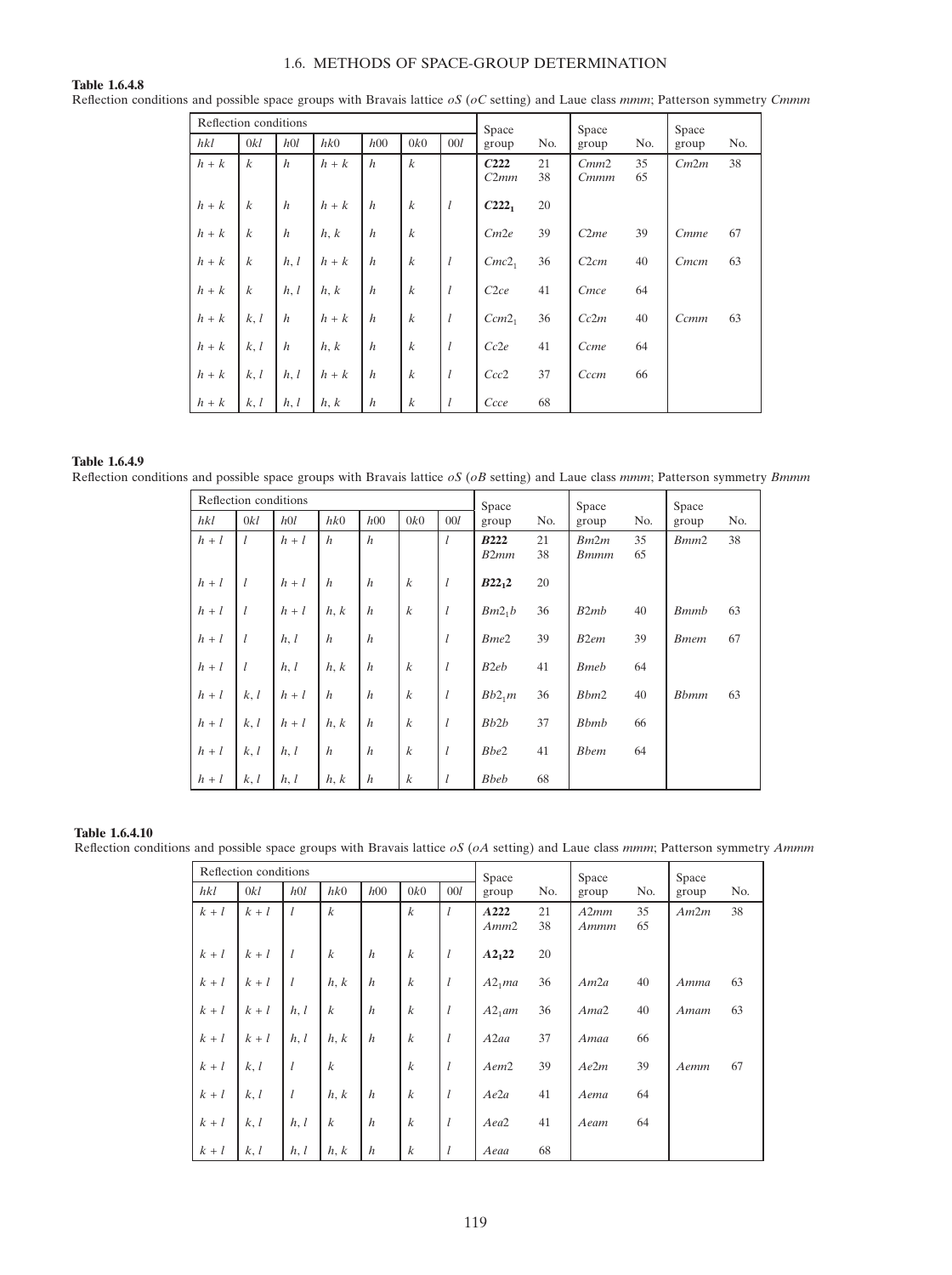**Table 1.6.4.8**

Reflection conditions and possible space groups with Bravais lattice *oS* (*oC* setting) and Laue class *mmm*; Patterson symmetry *Cmmm*

| Reflection conditions | | | | | | | Space group | No. | Space group | No. | Space group | No. |
|---|---|---|---|---|---|---|---|---|---|---|---|---|
| *hkl* | *0kl* | *h0l* | *hk0* | *h00* | *0k0* | *00l* | | | | | | |
| *h + k* | *k* | *h* | *h + k* | *h* | *k* | | **C222**<br>*C2mm* | 21<br>38 | *Cmm2*<br>*Cmmm* | 35<br>65 | *Cm2m* | 38 |
| *h + k* | *k* | *h* | *h + k* | *h* | *k* | *l* | **$C222_1$** | 20 | | | | |
| *h + k* | *k* | *h* | *h, k* | *h* | *k* | | *Cm2e* | 39 | *C2me* | 39 | *Cmme* | 67 |
| *h + k* | *k* | *h, l* | *h + k* | *h* | *k* | *l* | $Cmc2_1$ | 36 | *C2cm* | 40 | *Cmcm* | 63 |
| *h + k* | *k* | *h, l* | *h, k* | *h* | *k* | *l* | *C2ce* | 41 | *Cmce* | 64 | | |
| *h + k* | *k, l* | *h* | *h + k* | *h* | *k* | *l* | $Ccm2_1$ | 36 | *Cc2m* | 40 | *Ccmm* | 63 |
| *h + k* | *k, l* | *h* | *h, k* | *h* | *k* | *l* | *Cc2e* | 41 | *Ccme* | 64 | | |
| *h + k* | *k, l* | *h, l* | *h + k* | *h* | *k* | *l* | *Ccc2* | 37 | *Cccm* | 66 | | |
| *h + k* | *k, l* | *h, l* | *h, k* | *h* | *k* | *l* | *Ccce* | 68 | | | | |

**Table 1.6.4.9**

Reflection conditions and possible space groups with Bravais lattice *oS* (*oB* setting) and Laue class *mmm*; Patterson symmetry *Bmmm*

| Reflection conditions | | | | | | | Space group | No. | Space group | No. | Space group | No. |
|---|---|---|---|---|---|---|---|---|---|---|---|---|
| *hkl* | *0kl* | *h0l* | *hk0* | *h00* | *0k0* | *00l* | | | | | | |
| *h + l* | *l* | *h + l* | *h* | *h* | | *l* | **B222**<br>*B2mm* | 21<br>38 | *Bm2m*<br>*Bmmm* | 35<br>65 | *Bmm2* | 38 |
| *h + l* | *l* | *h + l* | *h* | *h* | *k* | *l* | **$B22_12$** | 20 | | | | |
| *h + l* | *l* | *h + l* | *h, k* | *h* | *k* | *l* | $Bm2_1b$ | 36 | *B2mb* | 40 | *Bmmb* | 63 |
| *h + l* | *l* | *h, l* | *h* | *h* | | *l* | *Bme2* | 39 | *B2em* | 39 | *Bmem* | 67 |
| *h + l* | *l* | *h, l* | *h, k* | *h* | *k* | *l* | *B2eb* | 41 | *Bmeb* | 64 | | |
| *h + l* | *k, l* | *h + l* | *h* | *h* | *k* | *l* | $Bb2_1m$ | 36 | *Bbm2* | 40 | *Bbmm* | 63 |
| *h + l* | *k, l* | *h + l* | *h, k* | *h* | *k* | *l* | *Bb2b* | 37 | *Bbmb* | 66 | | |
| *h + l* | *k, l* | *h, l* | *h* | *h* | *k* | *l* | *Bbe2* | 41 | *Bbem* | 64 | | |
| *h + l* | *k, l* | *h, l* | *h, k* | *h* | *k* | *l* | *Bbeb* | 68 | | | | |

**Table 1.6.4.10**

Reflection conditions and possible space groups with Bravais lattice *oS* (*oA* setting) and Laue class *mmm*; Patterson symmetry *Ammm*

| Reflection conditions | | | | | | | Space group | No. | Space group | No. | Space group | No. |
|---|---|---|---|---|---|---|---|---|---|---|---|---|
| *hkl* | *0kl* | *h0l* | *hk0* | *h00* | *0k0* | *00l* | | | | | | |
| *k + l* | *k + l* | *l* | *k* | | *k* | *l* | **A222**<br>*Amm2* | 21<br>38 | *A2mm*<br>*Ammm* | 35<br>65 | *Am2m* | 38 |
| *k + l* | *k + l* | *l* | *k* | *h* | *k* | *l* | **$A2_122$** | 20 | | | | |
| *k + l* | *k + l* | *l* | *h, k* | *h* | *k* | *l* | $A2_1ma$ | 36 | *Am2a* | 40 | *Amma* | 63 |
| *k + l* | *k + l* | *h, l* | *k* | *h* | *k* | *l* | $A2_1am$ | 36 | *Ama2* | 40 | *Amam* | 63 |
| *k + l* | *k + l* | *h, l* | *h, k* | *h* | *k* | *l* | *A2aa* | 37 | *Amaa* | 66 | | |
| *k + l* | *k, l* | *l* | *k* | | *k* | *l* | *Aem2* | 39 | *Ae2m* | 39 | *Aemm* | 67 |
| *k + l* | *k, l* | *l* | *h, k* | *h* | *k* | *l* | *Ae2a* | 41 | *Aema* | 64 | | |
| *k + l* | *k, l* | *h, l* | *k* | *h* | *k* | *l* | *Aea2* | 41 | *Aeam* | 64 | | |
| *k + l* | *k, l* | *h, l* | *h, k* | *h* | *k* | *l* | *Aeaa* | 68 | | | | |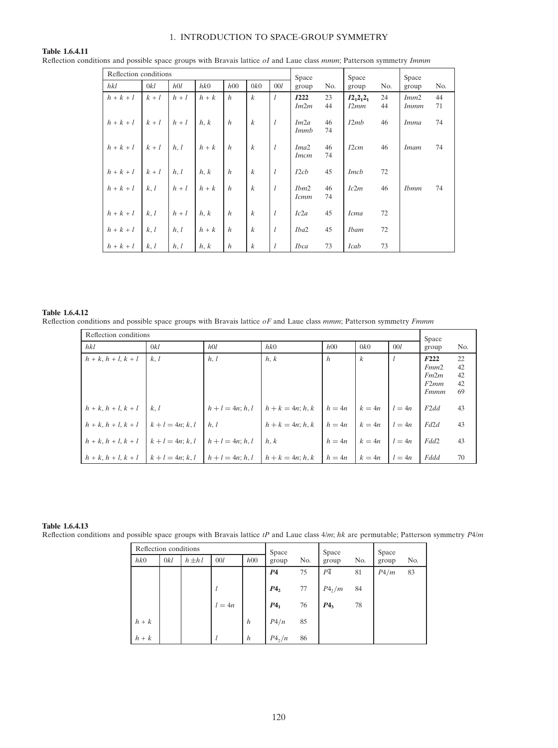**Table 1.6.4.11**
Reflection conditions and possible space groups with Bravais lattice *oI* and Laue class *mmm*; Patterson symmetry *Immm*

| Reflection conditions | | | | | | | Space | | Space | | Space | |
|---|---|---|---|---|---|---|---|---|---|---|---|---|
| *hkl* | 0*kl* | *h*0*l* | *hk*0 | *h*00 | 0*k*0 | 00*l* | group | No. | group | No. | group | No. |
| $h+k+l$ | $k+l$ | $h+l$ | $h+k$ | $h$ | $k$ | $l$ | ***I*222**<br>*Im*2*m* | 23<br>44 | ***I*2₁2₁2₁**<br>*I*2*mm* | 24<br>44 | *Imm*2<br>*Immm* | 44<br>71 |
| $h+k+l$ | $k+l$ | $h+l$ | $h, k$ | $h$ | $k$ | $l$ | *Im*2*a*<br>*Immb* | 46<br>74 | *I*2*mb* | 46 | *Imma* | 74 |
| $h+k+l$ | $k+l$ | $h, l$ | $h+k$ | $h$ | $k$ | $l$ | *Ima*2<br>*Imcm* | 46<br>74 | *I*2*cm* | 46 | *Imam* | 74 |
| $h+k+l$ | $k+l$ | $h, l$ | $h, k$ | $h$ | $k$ | $l$ | *I*2*cb* | 45 | *Imcb* | 72 | | |
| $h+k+l$ | $k, l$ | $h+l$ | $h+k$ | $h$ | $k$ | $l$ | *Ibm*2<br>*Icmm* | 46<br>74 | *Ic*2*m* | 46 | *Ibmm* | 74 |
| $h+k+l$ | $k, l$ | $h+l$ | $h, k$ | $h$ | $k$ | $l$ | *Ic*2*a* | 45 | *Icma* | 72 | | |
| $h+k+l$ | $k, l$ | $h, l$ | $h+k$ | $h$ | $k$ | $l$ | *Iba*2 | 45 | *Ibam* | 72 | | |
| $h+k+l$ | $k, l$ | $h, l$ | $h, k$ | $h$ | $k$ | $l$ | *Ibca* | 73 | *Icab* | 73 | | |

**Table 1.6.4.12**
Reflection conditions and possible space groups with Bravais lattice *oF* and Laue class *mmm*; Patterson symmetry *Fmmm*

| Reflection conditions | | | | | | | Space | |
|---|---|---|---|---|---|---|---|---|
| *hkl* | 0*kl* | *h*0*l* | *hk*0 | *h*00 | 0*k*0 | 00*l* | group | No. |
| $h+k, h+l, k+l$ | $k, l$ | $h, l$ | $h, k$ | $h$ | $k$ | $l$ | ***F*222**<br>*Fmm*2<br>*Fm*2*m*<br>*F*2*mm*<br>*Fmmm* | 22<br>42<br>42<br>42<br>69 |
| $h+k, h+l, k+l$ | $k, l$ | $h+l=4n; h, l$ | $h+k=4n; h, k$ | $h=4n$ | $k=4n$ | $l=4n$ | *F*2*dd* | 43 |
| $h+k, h+l, k+l$ | $k+l=4n; k, l$ | $h, l$ | $h+k=4n; h, k$ | $h=4n$ | $k=4n$ | $l=4n$ | *Fd*2*d* | 43 |
| $h+k, h+l, k+l$ | $k+l=4n; k, l$ | $h+l=4n; h, l$ | $h, k$ | $h=4n$ | $k=4n$ | $l=4n$ | *Fdd*2 | 43 |
| $h+k, h+l, k+l$ | $k+l=4n; k, l$ | $h+l=4n; h, l$ | $h+k=4n; h, k$ | $h=4n$ | $k=4n$ | $l=4n$ | *Fddd* | 70 |

**Table 1.6.4.13**
Reflection conditions and possible space groups with Bravais lattice *tP* and Laue class 4/*m*; *hk* are permutable; Patterson symmetry *P*4/*m*

| Reflection conditions | | | | | Space | | Space | | Space | |
|---|---|---|---|---|---|---|---|---|---|---|
| *hk*0 | 0*kl* | $h \pm h l$ | 00*l* | *h*00 | group | No. | group | No. | group | No. |
| | | | | | ***P*4** | 75 | $P\bar{4}$ | 81 | *P*4/*m* | 83 |
| | | | $l$ | | ***P*4₂** | 77 | $P4_2/m$ | 84 | | |
| | | | $l=4n$ | | ***P*4₁** | 76 | ***P*4₃** | 78 | | |
| $h+k$ | | | | $h$ | *P*4/*n* | 85 | | | | |
| $h+k$ | | | $l$ | $h$ | $P4_2/n$ | 86 | | | | |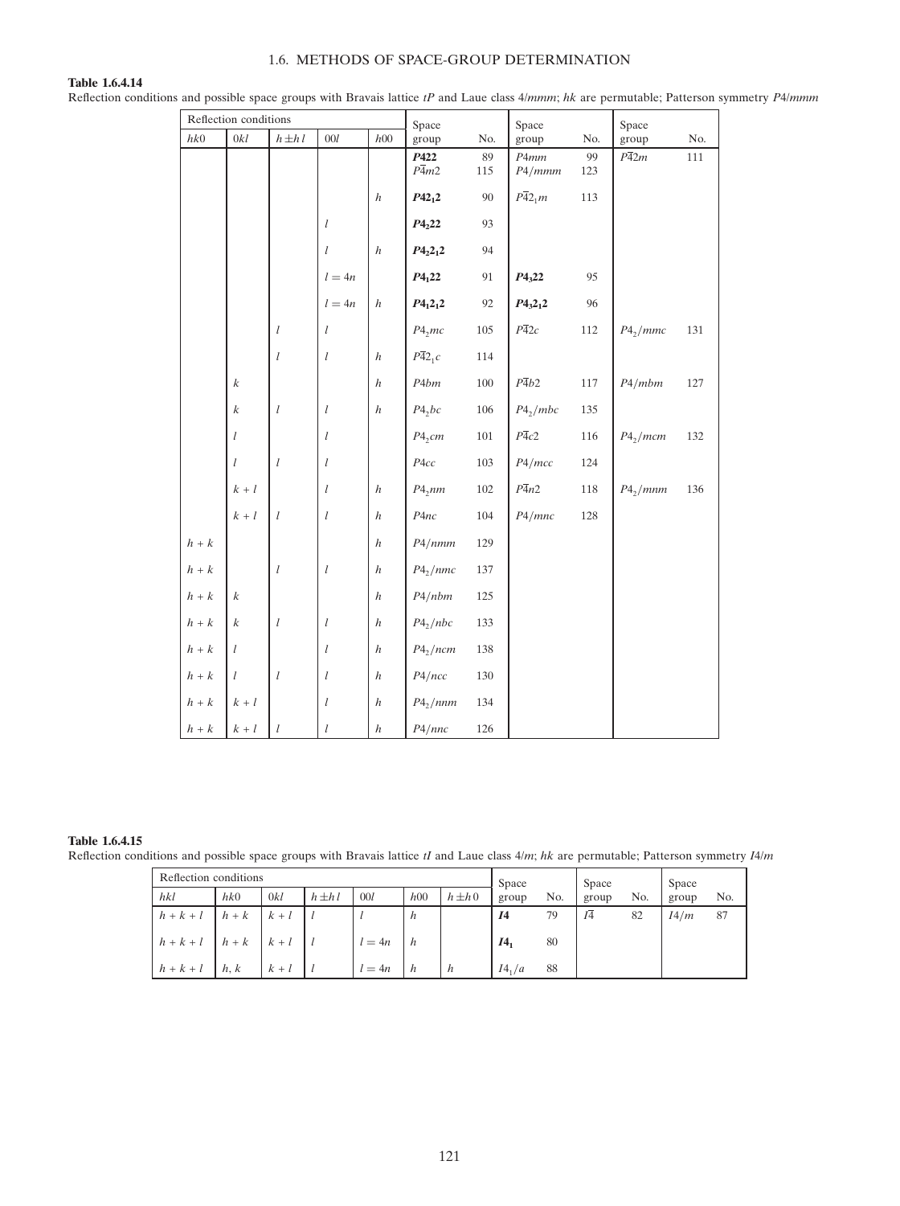**Table 1.6.4.14**
Reflection conditions and possible space groups with Bravais lattice *tP* and Laue class 4/*mmm*; *hk* are permutable; Patterson symmetry *P*4/*mmm*

| Reflection conditions | | | | | Space group | No. | Space group | No. | Space group | No. |
|---|---|---|---|---|---|---|---|---|---|---|
| $hk0$ | $0kl$ | $h\pm hl$ | $00l$ | $h00$ | | | | | | |
| | | | | | **$P422$** | 89 | $P4mm$ | 99 | $P\bar{4}2m$ | 111 |
| | | | | | $P\bar{4}m2$ | 115 | $P4/mmm$ | 123 | | |
| | | | | $h$ | **$P42_12$** | 90 | $P\bar{4}2_1m$ | 113 | | |
| | | | $l$ | | **$P4_222$** | 93 | | | | |
| | | | $l$ | $h$ | **$P4_22_12$** | 94 | | | | |
| | | | $l=4n$ | | **$P4_122$** | 91 | **$P4_322$** | 95 | | |
| | | | $l=4n$ | $h$ | **$P4_12_12$** | 92 | **$P4_32_12$** | 96 | | |
| | | $l$ | $l$ | | $P4_2mc$ | 105 | $P\bar{4}2c$ | 112 | $P4_2/mmc$ | 131 |
| | | $l$ | $l$ | $h$ | $P\bar{4}2_1c$ | 114 | | | | |
| | $k$ | | | $h$ | $P4bm$ | 100 | $P\bar{4}b2$ | 117 | $P4/mbm$ | 127 |
| | $k$ | $l$ | $l$ | $h$ | $P4_2bc$ | 106 | $P4_2/mbc$ | 135 | | |
| | $l$ | | $l$ | | $P4_2cm$ | 101 | $P\bar{4}c2$ | 116 | $P4_2/mcm$ | 132 |
| | $l$ | $l$ | $l$ | | $P4cc$ | 103 | $P4/mcc$ | 124 | | |
| | $k+l$ | | $l$ | $h$ | $P4_2nm$ | 102 | $P\bar{4}n2$ | 118 | $P4_2/mnm$ | 136 |
| | $k+l$ | $l$ | $l$ | $h$ | $P4nc$ | 104 | $P4/mnc$ | 128 | | |
| $h+k$ | | | | $h$ | $P4/nmm$ | 129 | | | | |
| $h+k$ | | $l$ | $l$ | $h$ | $P4_2/nmc$ | 137 | | | | |
| $h+k$ | $k$ | | | $h$ | $P4/nbm$ | 125 | | | | |
| $h+k$ | $k$ | $l$ | $l$ | $h$ | $P4_2/nbc$ | 133 | | | | |
| $h+k$ | $l$ | | $l$ | $h$ | $P4_2/ncm$ | 138 | | | | |
| $h+k$ | $l$ | $l$ | $l$ | $h$ | $P4/ncc$ | 130 | | | | |
| $h+k$ | $k+l$ | | $l$ | $h$ | $P4_2/nnm$ | 134 | | | | |
| $h+k$ | $k+l$ | $l$ | $l$ | $h$ | $P4/nnc$ | 126 | | | | |

**Table 1.6.4.15**
Reflection conditions and possible space groups with Bravais lattice *tI* and Laue class 4/*m*; *hk* are permutable; Patterson symmetry *I*4/*m*

| Reflection conditions | | | | | | | Space group | No. | Space group | No. | Space group | No. |
|---|---|---|---|---|---|---|---|---|---|---|---|---|
| $hkl$ | $hk0$ | $0kl$ | $h\pm hl$ | $00l$ | $h00$ | $h\pm h0$ | | | | | | |
| $h+k+l$ | $h+k$ | $k+l$ | $l$ | $l$ | $h$ | | **$I4$** | 79 | $I\bar{4}$ | 82 | $I4/m$ | 87 |
| $h+k+l$ | $h+k$ | $k+l$ | $l$ | $l=4n$ | $h$ | | **$I4_1$** | 80 | | | | |
| $h+k+l$ | $h, k$ | $k+l$ | $l$ | $l=4n$ | $h$ | $h$ | $I4_1/a$ | 88 | | | | |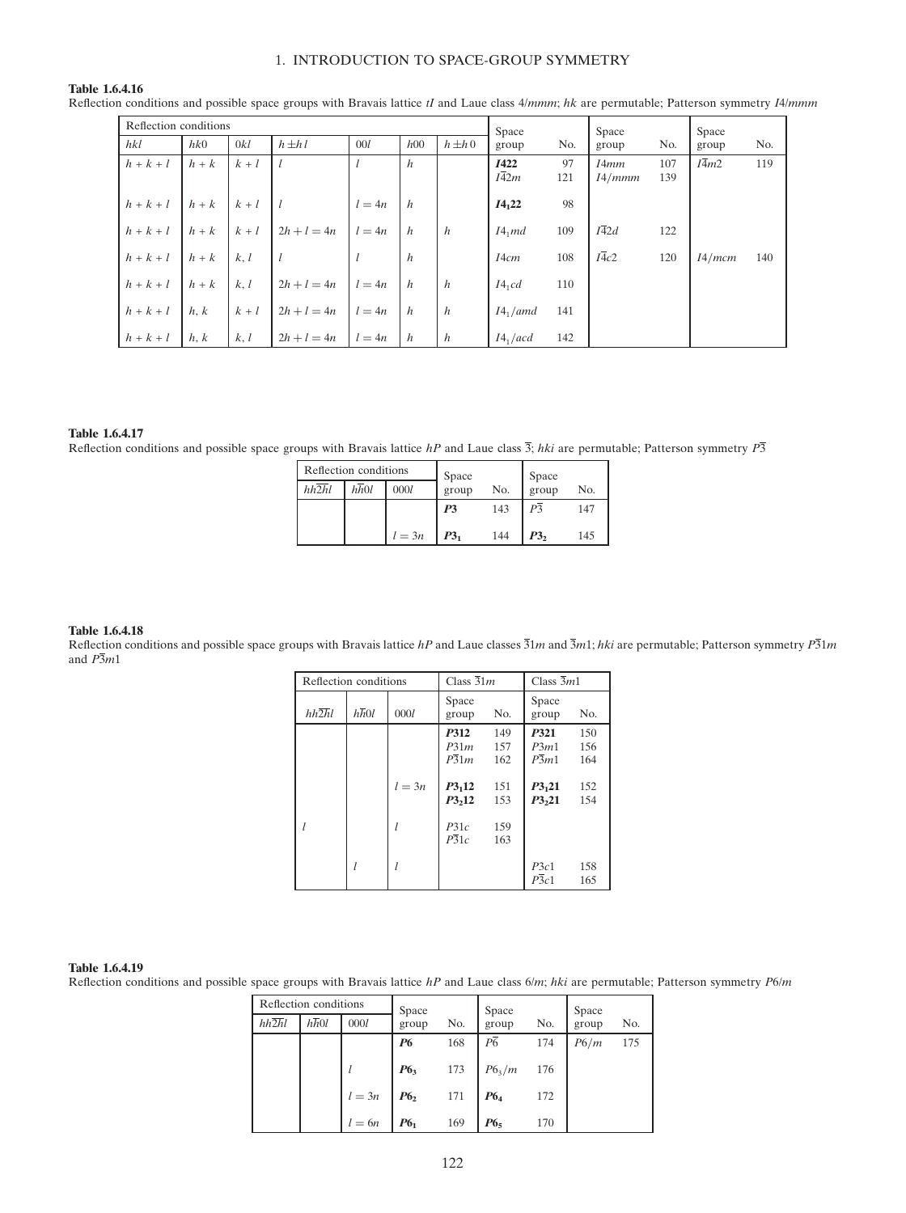**Table 1.6.4.16**
Reflection conditions and possible space groups with Bravais lattice *tI* and Laue class 4/*mmm*; *hk* are permutable; Patterson symmetry *I*4/*mmm*

| Reflection conditions | | | | | | | Space group | No. | Space group | No. | Space group | No. |
|---|---|---|---|---|---|---|---|---|---|---|---|---|
| $hkl$ | $hk0$ | $0kl$ | $h\pm hl$ | $00l$ | $h00$ | $h\pm h0$ | | | | | | |
| $h+k+l$ | $h+k$ | $k+l$ | $l$ | $l$ | $h$ | | ***I*422**<br>$I\bar{4}2m$ | 97<br>121 | $I4mm$<br>$I4/mmm$ | 107<br>139 | $I\bar{4}m2$ | 119 |
| $h+k+l$ | $h+k$ | $k+l$ | $l$ | $l=4n$ | $h$ | | ***I*4₁22** | 98 | | | | |
| $h+k+l$ | $h+k$ | $k+l$ | $2h+l=4n$ | $l=4n$ | $h$ | $h$ | $I4_1md$ | 109 | $I\bar{4}2d$ | 122 | | |
| $h+k+l$ | $h+k$ | $k, l$ | $l$ | $l$ | $h$ | | $I4cm$ | 108 | $I\bar{4}c2$ | 120 | $I4/mcm$ | 140 |
| $h+k+l$ | $h+k$ | $k, l$ | $2h+l=4n$ | $l=4n$ | $h$ | $h$ | $I4_1cd$ | 110 | | | | |
| $h+k+l$ | $h, k$ | $k+l$ | $2h+l=4n$ | $l=4n$ | $h$ | $h$ | $I4_1/amd$ | 141 | | | | |
| $h+k+l$ | $h, k$ | $k, l$ | $2h+l=4n$ | $l=4n$ | $h$ | $h$ | $I4_1/acd$ | 142 | | | | |

**Table 1.6.4.17**
Reflection conditions and possible space groups with Bravais lattice *hP* and Laue class $\bar{3}$; *hki* are permutable; Patterson symmetry $P\bar{3}$

| Reflection conditions | | | Space group | No. | Space group | No. |
|---|---|---|---|---|---|---|
| $hh\overline{2h}l$ | $h\bar{h}0l$ | $000l$ | | | | |
| | | | ***P*3** | 143 | $P\bar{3}$ | 147 |
| | | $l=3n$ | ***P*3₁** | 144 | ***P*3₂** | 145 |

**Table 1.6.4.18**
Reflection conditions and possible space groups with Bravais lattice *hP* and Laue classes $\bar{3}1m$ and $\bar{3}m1$; *hki* are permutable; Patterson symmetry $P\bar{3}1m$ and $P\bar{3}m1$

| Reflection conditions | | | Class $\bar{3}1m$ | | Class $\bar{3}m1$ | |
|---|---|---|---|---|---|---|
| $hh\overline{2h}l$ | $h\bar{h}0l$ | $000l$ | Space group | No. | Space group | No. |
| | | | ***P*312**<br>$P31m$<br>$P\bar{3}1m$ | 149<br>157<br>162 | ***P*321**<br>$P3m1$<br>$P\bar{3}m1$ | 150<br>156<br>164 |
| | | $l=3n$ | ***P*3₁12**<br>***P*3₂12** | 151<br>153 | ***P*3₁21**<br>***P*3₂21** | 152<br>154 |
| $l$ | | $l$ | $P31c$<br>$P\bar{3}1c$ | 159<br>163 | | |
| | $l$ | $l$ | | | $P3c1$<br>$P\bar{3}c1$ | 158<br>165 |

**Table 1.6.4.19**
Reflection conditions and possible space groups with Bravais lattice *hP* and Laue class 6/*m*; *hki* are permutable; Patterson symmetry *P*6/*m*

| Reflection conditions | | | Space group | No. | Space group | No. | Space group | No. |
|---|---|---|---|---|---|---|---|---|
| $hh\overline{2h}l$ | $h\bar{h}0l$ | $000l$ | | | | | | |
| | | | ***P*6** | 168 | $P\bar{6}$ | 174 | $P6/m$ | 175 |
| | | $l$ | ***P*6₃** | 173 | $P6_3/m$ | 176 | | |
| | | $l=3n$ | ***P*6₂** | 171 | ***P*6₄** | 172 | | |
| | | $l=6n$ | ***P*6₁** | 169 | ***P*6₅** | 170 | | |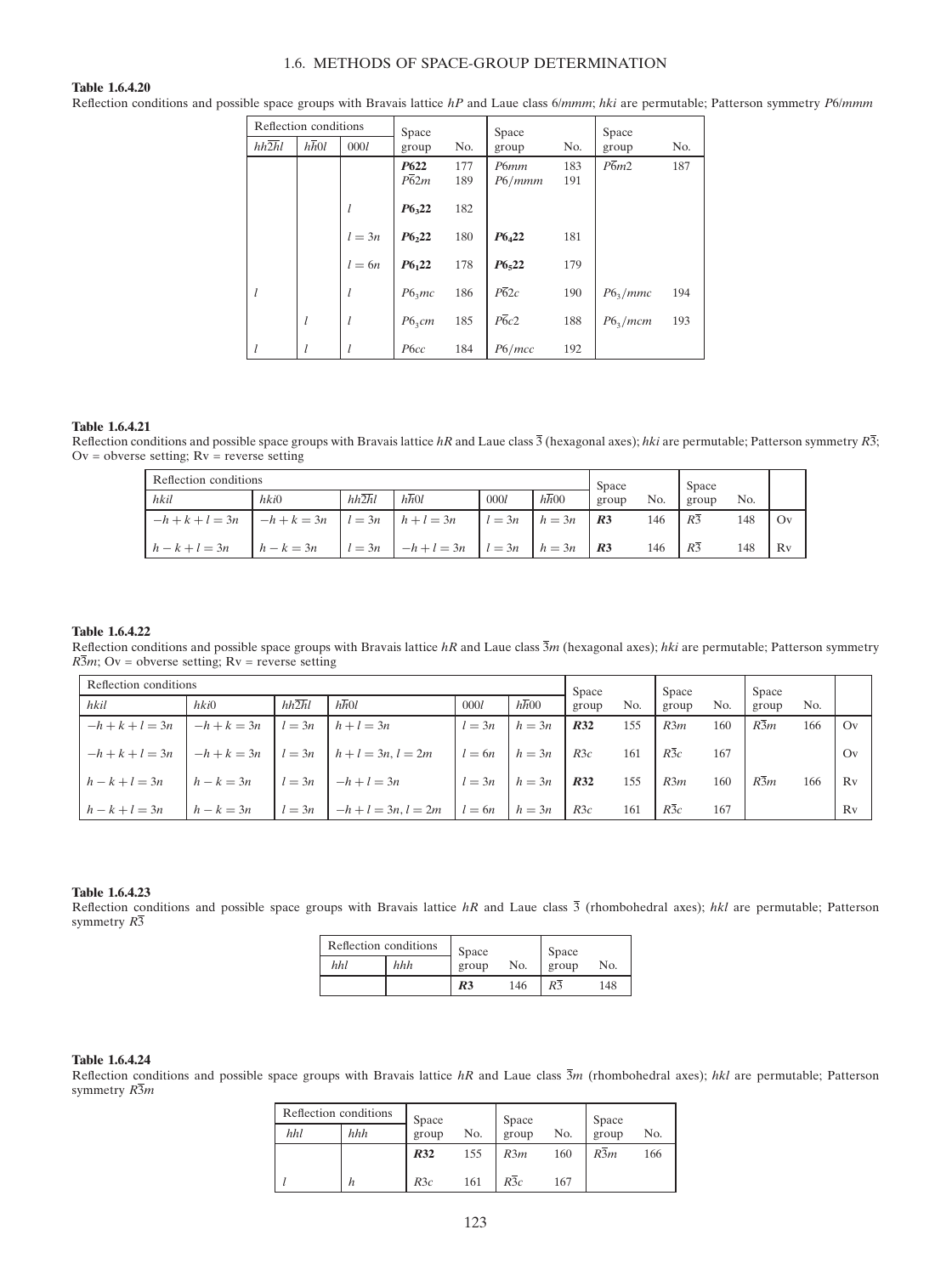**Table 1.6.4.20**

Reflection conditions and possible space groups with Bravais lattice *hP* and Laue class 6/*mmm*; *hki* are permutable; Patterson symmetry *P*6/*mmm*

| Reflection conditions | | | Space | | Space | | Space | |
|---|---|---|---|---|---|---|---|---|
| $hh\overline{2h}l$ | $h\bar{h}0l$ | $000l$ | group | No. | group | No. | group | No. |
| | | | **P622** | 177 | $P6mm$ | 183 | $P\bar{6}m2$ | 187 |
| | | | $P\bar{6}2m$ | 189 | $P6/mmm$ | 191 | | |
| | | $l$ | $\mathbf{P6_322}$ | 182 | | | | |
| | | $l = 3n$ | $\mathbf{P6_222}$ | 180 | $\mathbf{P6_422}$ | 181 | | |
| | | $l = 6n$ | $\mathbf{P6_122}$ | 178 | $\mathbf{P6_522}$ | 179 | | |
| $l$ | | $l$ | $P6_3mc$ | 186 | $P\bar{6}2c$ | 190 | $P6_3/mmc$ | 194 |
| | $l$ | $l$ | $P6_3cm$ | 185 | $P\bar{6}c2$ | 188 | $P6_3/mcm$ | 193 |
| $l$ | $l$ | $l$ | $P6cc$ | 184 | $P6/mcc$ | 192 | | |

**Table 1.6.4.21**

Reflection conditions and possible space groups with Bravais lattice *hR* and Laue class $\bar{3}$ (hexagonal axes); *hki* are permutable; Patterson symmetry $R\bar{3}$; Ov = obverse setting; Rv = reverse setting

| Reflection conditions | | | | | | Space | | Space | | |
|---|---|---|---|---|---|---|---|---|---|---|
| $hkil$ | $hki0$ | $hh\overline{2h}l$ | $h\bar{h}0l$ | $000l$ | $h\bar{h}00$ | group | No. | group | No. | |
| $-h+k+l=3n$ | $-h+k=3n$ | $l=3n$ | $h+l=3n$ | $l=3n$ | $h=3n$ | **R3** | 146 | $R\bar{3}$ | 148 | Ov |
| $h-k+l=3n$ | $h-k=3n$ | $l=3n$ | $-h+l=3n$ | $l=3n$ | $h=3n$ | **R3** | 146 | $R\bar{3}$ | 148 | Rv |

**Table 1.6.4.22**

Reflection conditions and possible space groups with Bravais lattice *hR* and Laue class $\bar{3}m$ (hexagonal axes); *hki* are permutable; Patterson symmetry $R\bar{3}m$; Ov = obverse setting; Rv = reverse setting

| Reflection conditions | | | | | | Space | | Space | | Space | | |
|---|---|---|---|---|---|---|---|---|---|---|---|---|
| $hkil$ | $hki0$ | $hh\overline{2h}l$ | $h\bar{h}0l$ | $000l$ | $h\bar{h}00$ | group | No. | group | No. | group | No. | |
| $-h+k+l=3n$ | $-h+k=3n$ | $l=3n$ | $h+l=3n$ | $l=3n$ | $h=3n$ | **R32** | 155 | $R3m$ | 160 | $R\bar{3}m$ | 166 | Ov |
| $-h+k+l=3n$ | $-h+k=3n$ | $l=3n$ | $h+l=3n, l=2m$ | $l=6n$ | $h=3n$ | $R3c$ | 161 | $R\bar{3}c$ | 167 | | | Ov |
| $h-k+l=3n$ | $h-k=3n$ | $l=3n$ | $-h+l=3n$ | $l=3n$ | $h=3n$ | **R32** | 155 | $R3m$ | 160 | $R\bar{3}m$ | 166 | Rv |
| $h-k+l=3n$ | $h-k=3n$ | $l=3n$ | $-h+l=3n, l=2m$ | $l=6n$ | $h=3n$ | $R3c$ | 161 | $R\bar{3}c$ | 167 | | | Rv |

**Table 1.6.4.23**

Reflection conditions and possible space groups with Bravais lattice *hR* and Laue class $\bar{3}$ (rhombohedral axes); *hkl* are permutable; Patterson symmetry $R\bar{3}$

| Reflection conditions | | Space | | Space | |
|---|---|---|---|---|---|
| $hhl$ | $hhh$ | group | No. | group | No. |
| | | **R3** | 146 | $R\bar{3}$ | 148 |

**Table 1.6.4.24**

Reflection conditions and possible space groups with Bravais lattice *hR* and Laue class $\bar{3}m$ (rhombohedral axes); *hkl* are permutable; Patterson symmetry $R\bar{3}m$

| Reflection conditions | | Space | | Space | | Space | |
|---|---|---|---|---|---|---|---|
| $hhl$ | $hhh$ | group | No. | group | No. | group | No. |
| | | **R32** | 155 | $R3m$ | 160 | $R\bar{3}m$ | 166 |
| $l$ | $h$ | $R3c$ | 161 | $R\bar{3}c$ | 167 | | |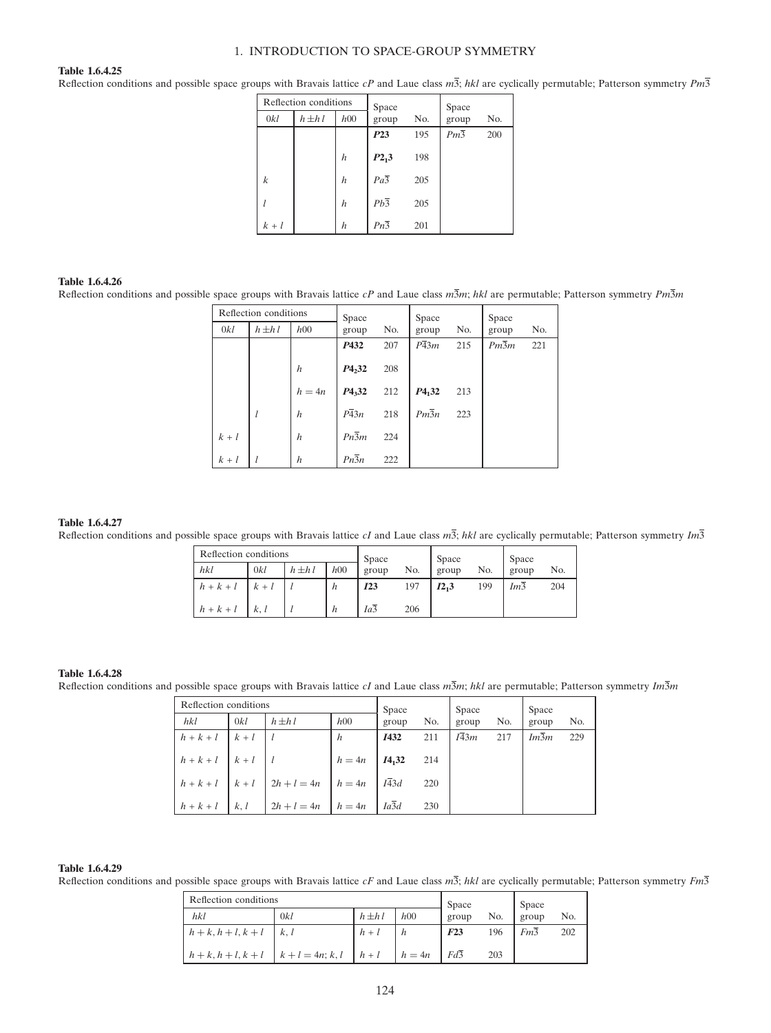**Table 1.6.4.25**

Reflection conditions and possible space groups with Bravais lattice *cP* and Laue class $m\bar{3}$; *hkl* are cyclically permutable; Patterson symmetry $Pm\bar{3}$

| Reflection conditions | | | Space | | Space | |
|---|---|---|---|---|---|---|
| $0kl$ | $h\pm h\,l$ | $h00$ | group | No. | group | No. |
| | | | $\boldsymbol{P23}$ | 195 | $Pm\bar{3}$ | 200 |
| | | $h$ | $\boldsymbol{P2_13}$ | 198 | | |
| $k$ | | $h$ | $Pa\bar{3}$ | 205 | | |
| $l$ | | $h$ | $Pb\bar{3}$ | 205 | | |
| $k+l$ | | $h$ | $Pn\bar{3}$ | 201 | | |

**Table 1.6.4.26**

Reflection conditions and possible space groups with Bravais lattice *cP* and Laue class $m\bar{3}m$; *hkl* are permutable; Patterson symmetry $Pm\bar{3}m$

| Reflection conditions | | | Space | | Space | | Space | |
|---|---|---|---|---|---|---|---|---|
| $0kl$ | $h\pm h\,l$ | $h00$ | group | No. | group | No. | group | No. |
| | | | $\boldsymbol{P432}$ | 207 | $P\bar{4}3m$ | 215 | $Pm\bar{3}m$ | 221 |
| | | $h$ | $\boldsymbol{P4_232}$ | 208 | | | | |
| | | $h=4n$ | $\boldsymbol{P4_332}$ | 212 | $\boldsymbol{P4_132}$ | 213 | | |
| | $l$ | $h$ | $P\bar{4}3n$ | 218 | $Pm\bar{3}n$ | 223 | | |
| $k+l$ | | $h$ | $Pn\bar{3}m$ | 224 | | | | |
| $k+l$ | $l$ | $h$ | $Pn\bar{3}n$ | 222 | | | | |

**Table 1.6.4.27**

Reflection conditions and possible space groups with Bravais lattice *cI* and Laue class $m\bar{3}$; *hkl* are cyclically permutable; Patterson symmetry $Im\bar{3}$

| Reflection conditions | | | | Space | | Space | | Space | |
|---|---|---|---|---|---|---|---|---|---|
| $hkl$ | $0kl$ | $h\pm h\,l$ | $h00$ | group | No. | group | No. | group | No. |
| $h+k+l$ | $k+l$ | $l$ | $h$ | $\boldsymbol{I23}$ | 197 | $\boldsymbol{I2_13}$ | 199 | $Im\bar{3}$ | 204 |
| $h+k+l$ | $k,l$ | $l$ | $h$ | $Ia\bar{3}$ | 206 | | | | |

**Table 1.6.4.28**

Reflection conditions and possible space groups with Bravais lattice *cI* and Laue class $m\bar{3}m$; *hkl* are permutable; Patterson symmetry $Im\bar{3}m$

| Reflection conditions | | | | Space | | Space | | Space | |
|---|---|---|---|---|---|---|---|---|---|
| $hkl$ | $0kl$ | $h\pm h\,l$ | $h00$ | group | No. | group | No. | group | No. |
| $h+k+l$ | $k+l$ | $l$ | $h$ | $\boldsymbol{I432}$ | 211 | $I\bar{4}3m$ | 217 | $Im\bar{3}m$ | 229 |
| $h+k+l$ | $k+l$ | $l$ | $h=4n$ | $\boldsymbol{I4_132}$ | 214 | | | | |
| $h+k+l$ | $k+l$ | $2h+l=4n$ | $h=4n$ | $I\bar{4}3d$ | 220 | | | | |
| $h+k+l$ | $k,l$ | $2h+l=4n$ | $h=4n$ | $Ia\bar{3}d$ | 230 | | | | |

**Table 1.6.4.29**

Reflection conditions and possible space groups with Bravais lattice *cF* and Laue class $m\bar{3}$; *hkl* are cyclically permutable; Patterson symmetry $Fm\bar{3}$

| Reflection conditions | | | | Space | | Space | |
|---|---|---|---|---|---|---|---|
| $hkl$ | $0kl$ | $h\pm h\,l$ | $h00$ | group | No. | group | No. |
| $h+k, h+l, k+l$ | $k,l$ | $h+l$ | $h$ | $\boldsymbol{F23}$ | 196 | $Fm\bar{3}$ | 202 |
| $h+k, h+l, k+l$ | $k+l=4n$; $k,l$ | $h+l$ | $h=4n$ | $Fd\bar{3}$ | 203 | | |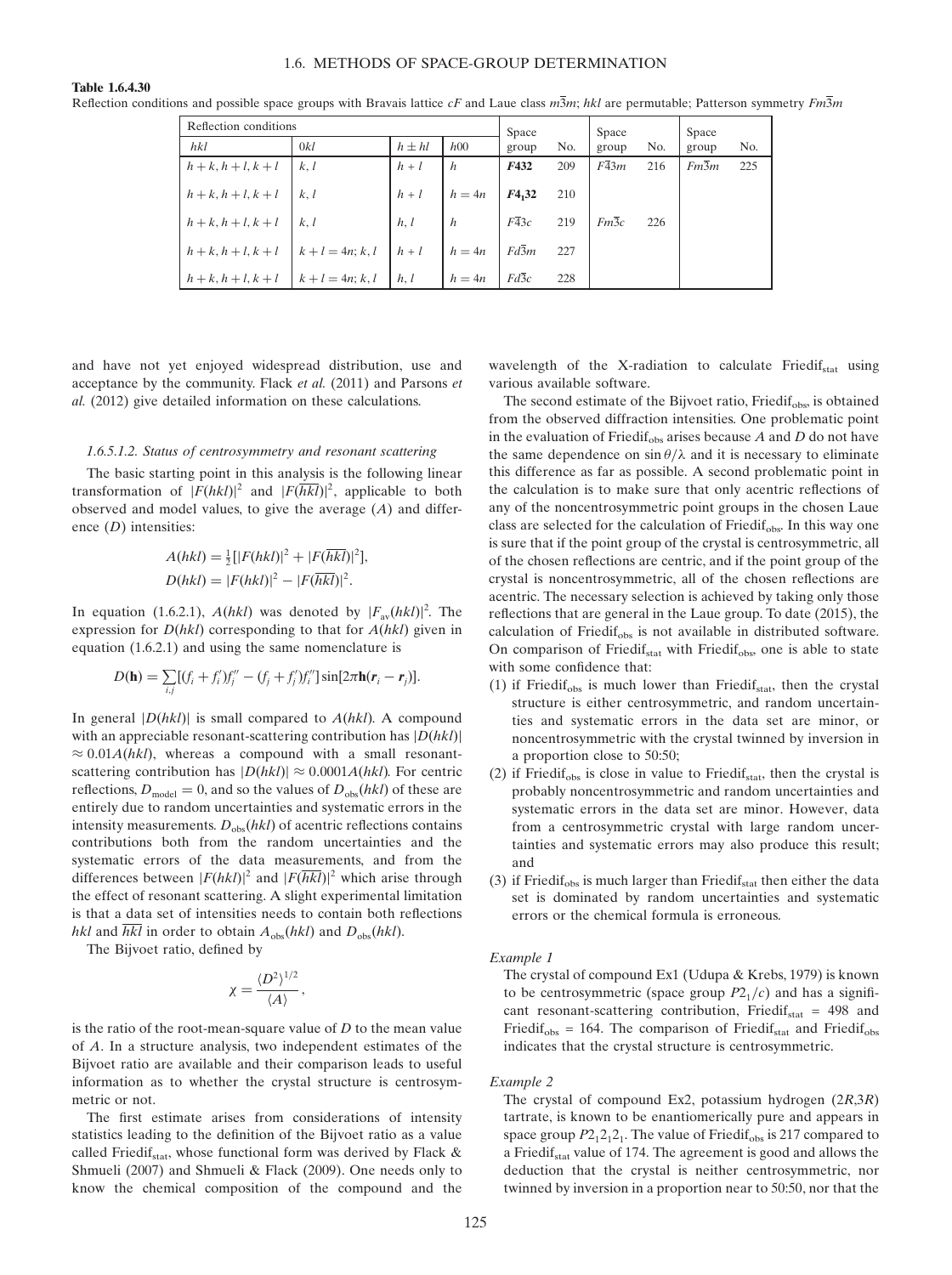**Table 1.6.4.30**

Reflection conditions and possible space groups with Bravais lattice $cF$ and Laue class $m\bar{3}m$; $hkl$ are permutable; Patterson symmetry $Fm\bar{3}m$

| Reflection conditions | | | | Space group | No. | Space group | No. | Space group | No. |
|---|---|---|---|---|---|---|---|---|---|
| $hkl$ | $0kl$ | $h \pm hl$ | $h00$ | | | | | | |
| $h+k, h+l, k+l$ | $k, l$ | $h+l$ | $h$ | **$F432$** | 209 | $F\bar{4}3m$ | 216 | $Fm\bar{3}m$ | 225 |
| $h+k, h+l, k+l$ | $k, l$ | $h+l$ | $h=4n$ | **$F4_132$** | 210 | | | | |
| $h+k, h+l, k+l$ | $k, l$ | $h, l$ | $h$ | $F\bar{4}3c$ | 219 | $Fm\bar{3}c$ | 226 | | |
| $h+k, h+l, k+l$ | $k+l=4n; k, l$ | $h+l$ | $h=4n$ | $Fd\bar{3}m$ | 227 | | | | |
| $h+k, h+l, k+l$ | $k+l=4n; k, l$ | $h, l$ | $h=4n$ | $Fd\bar{3}c$ | 228 | | | | |

and have not yet enjoyed widespread distribution, use and acceptance by the community. Flack *et al.* (2011) and Parsons *et al.* (2012) give detailed information on these calculations.

#### 1.6.5.1.2. Status of centrosymmetry and resonant scattering

The basic starting point in this analysis is the following linear transformation of $|F(hkl)|^2$ and $|F(\overline{hkl})|^2$, applicable to both observed and model values, to give the average ($A$) and difference ($D$) intensities:

$$A(hkl) = \tfrac{1}{2}[|F(hkl)|^2 + |F(\overline{hkl})|^2],$$
$$D(hkl) = |F(hkl)|^2 - |F(\overline{hkl})|^2.$$

In equation (1.6.2.1), $A(hkl)$ was denoted by $|F_{\rm av}(hkl)|^2$. The expression for $D(hkl)$ corresponding to that for $A(hkl)$ given in equation (1.6.2.1) and using the same nomenclature is

$$D(\mathbf{h}) = \sum_{i,j}[(f_i + f_i')f_j'' - (f_j + f_j')f_i''] \sin[2\pi \mathbf{h}(\mathbf{r}_i - \mathbf{r}_j)].$$

In general $|D(hkl)|$ is small compared to $A(hkl)$. A compound with an appreciable resonant-scattering contribution has $|D(hkl)| \approx 0.01A(hkl)$, whereas a compound with a small resonant-scattering contribution has $|D(hkl)| \approx 0.0001A(hkl)$. For centric reflections, $D_{\rm model} = 0$, and so the values of $D_{\rm obs}(hkl)$ of these are entirely due to random uncertainties and systematic errors in the intensity measurements. $D_{\rm obs}(hkl)$ of acentric reflections contains contributions both from the random uncertainties and the systematic errors of the data measurements, and from the differences between $|F(hkl)|^2$ and $|F(\overline{hkl})|^2$ which arise through the effect of resonant scattering. A slight experimental limitation is that a data set of intensities needs to contain both reflections $hkl$ and $\overline{hkl}$ in order to obtain $A_{\rm obs}(hkl)$ and $D_{\rm obs}(hkl)$.

The Bijvoet ratio, defined by

$$\chi = \frac{\langle D^2 \rangle^{1/2}}{\langle A \rangle},$$

is the ratio of the root-mean-square value of $D$ to the mean value of $A$. In a structure analysis, two independent estimates of the Bijvoet ratio are available and their comparison leads to useful information as to whether the crystal structure is centrosymmetric or not.

The first estimate arises from considerations of intensity statistics leading to the definition of the Bijvoet ratio as a value called $\text{Friedif}_{\rm stat}$, whose functional form was derived by Flack & Shmueli (2007) and Shmueli & Flack (2009). One needs only to know the chemical composition of the compound and the wavelength of the X-radiation to calculate $\text{Friedif}_{\rm stat}$ using various available software.

The second estimate of the Bijvoet ratio, $\text{Friedif}_{\rm obs}$, is obtained from the observed diffraction intensities. One problematic point in the evaluation of $\text{Friedif}_{\rm obs}$ arises because $A$ and $D$ do not have the same dependence on $\sin\theta/\lambda$ and it is necessary to eliminate this difference as far as possible. A second problematic point in the calculation is to make sure that only acentric reflections of any of the noncentrosymmetric point groups in the chosen Laue class are selected for the calculation of $\text{Friedif}_{\rm obs}$. In this way one is sure that if the point group of the crystal is centrosymmetric, all of the chosen reflections are centric, and if the point group of the crystal is noncentrosymmetric, all of the chosen reflections are acentric. The necessary selection is achieved by taking only those reflections that are general in the Laue group. To date (2015), the calculation of $\text{Friedif}_{\rm obs}$ is not available in distributed software. On comparison of $\text{Friedif}_{\rm stat}$ with $\text{Friedif}_{\rm obs}$, one is able to state with some confidence that:

1. if $\text{Friedif}_{\rm obs}$ is much lower than $\text{Friedif}_{\rm stat}$, then the crystal structure is either centrosymmetric, and random uncertainties and systematic errors in the data set are minor, or noncentrosymmetric with the crystal twinned by inversion in a proportion close to 50:50;
2. if $\text{Friedif}_{\rm obs}$ is close in value to $\text{Friedif}_{\rm stat}$, then the crystal is probably noncentrosymmetric and random uncertainties and systematic errors in the data set are minor. However, data from a centrosymmetric crystal with large random uncertainties and systematic errors may also produce this result; and
3. if $\text{Friedif}_{\rm obs}$ is much larger than $\text{Friedif}_{\rm stat}$ then either the data set is dominated by random uncertainties and systematic errors or the chemical formula is erroneous.

*Example 1*

The crystal of compound Ex1 (Udupa & Krebs, 1979) is known to be centrosymmetric (space group $P2_1/c$) and has a significant resonant-scattering contribution, $\text{Friedif}_{\rm stat}$ = 498 and $\text{Friedif}_{\rm obs}$ = 164. The comparison of $\text{Friedif}_{\rm stat}$ and $\text{Friedif}_{\rm obs}$ indicates that the crystal structure is centrosymmetric.

*Example 2*

The crystal of compound Ex2, potassium hydrogen (2*R*,3*R*) tartrate, is known to be enantiomerically pure and appears in space group $P2_12_12_1$. The value of $\text{Friedif}_{\rm obs}$ is 217 compared to a $\text{Friedif}_{\rm stat}$ value of 174. The agreement is good and allows the deduction that the crystal is neither centrosymmetric, nor twinned by inversion in a proportion near to 50:50, nor that the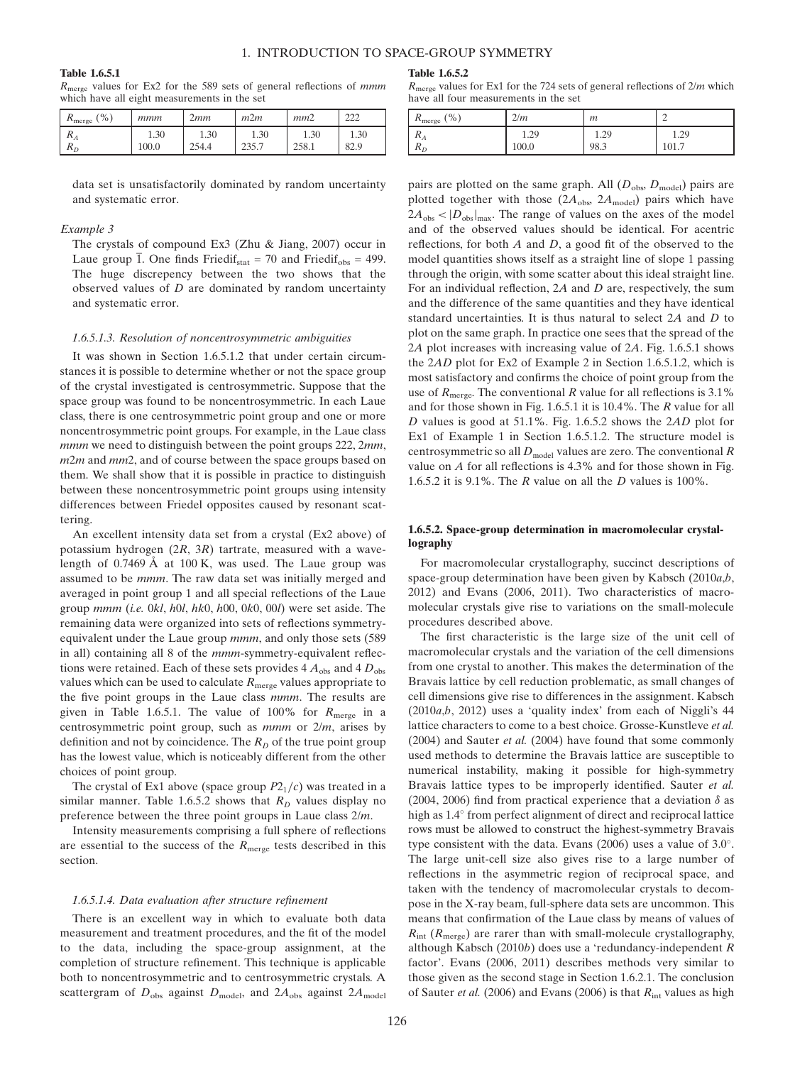**Table 1.6.5.1**

$R_{\rm merge}$ values for Ex2 for the 589 sets of general reflections of *mmm* which have all eight measurements in the set

| $R_{\rm merge}$ (%) | *mmm* | 2*mm* | *m*2*m* | *mm*2 | 222 |
|---|---|---|---|---|---|
| $R_A$ | 1.30 | 1.30 | 1.30 | 1.30 | 1.30 |
| $R_D$ | 100.0 | 254.4 | 235.7 | 258.1 | 82.9 |

data set is unsatisfactorily dominated by random uncertainty and systematic error.

*Example 3*

The crystals of compound Ex3 (Zhu & Jiang, 2007) occur in Laue group $\bar{1}$. One finds $\text{Friedif}_{\rm stat} = 70$ and $\text{Friedif}_{\rm obs} = 499$. The huge discrepency between the two shows that the observed values of *D* are dominated by random uncertainty and systematic error.

#### *1.6.5.1.3. Resolution of noncentrosymmetric ambiguities*

It was shown in Section 1.6.5.1.2 that under certain circumstances it is possible to determine whether or not the space group of the crystal investigated is centrosymmetric. Suppose that the space group was found to be noncentrosymmetric. In each Laue class, there is one centrosymmetric point group and one or more noncentrosymmetric point groups. For example, in the Laue class *mmm* we need to distinguish between the point groups 222, 2*mm*, *m*2*m* and *mm*2, and of course between the space groups based on them. We shall show that it is possible in practice to distinguish between these noncentrosymmetric point groups using intensity differences between Friedel opposites caused by resonant scattering.

An excellent intensity data set from a crystal (Ex2 above) of potassium hydrogen (2*R*, 3*R*) tartrate, measured with a wavelength of 0.7469 Å at 100 K, was used. The Laue group was assumed to be *mmm*. The raw data set was initially merged and averaged in point group 1 and all special reflections of the Laue group *mmm* (*i.e.* 0*kl*, *h*0*l*, *hk*0, *h*00, 0*k*0, 00*l*) were set aside. The remaining data were organized into sets of reflections symmetry-equivalent under the Laue group *mmm*, and only those sets (589 in all) containing all 8 of the *mmm*-symmetry-equivalent reflections were retained. Each of these sets provides 4 $A_{\rm obs}$ and 4 $D_{\rm obs}$ values which can be used to calculate $R_{\rm merge}$ values appropriate to the five point groups in the Laue class *mmm*. The results are given in Table 1.6.5.1. The value of 100% for $R_{\rm merge}$ in a centrosymmetric point group, such as *mmm* or 2/*m*, arises by definition and not by coincidence. The $R_D$ of the true point group has the lowest value, which is noticeably different from the other choices of point group.

The crystal of Ex1 above (space group $P2_1/c$) was treated in a similar manner. Table 1.6.5.2 shows that $R_D$ values display no preference between the three point groups in Laue class 2/*m*.

Intensity measurements comprising a full sphere of reflections are essential to the success of the $R_{\rm merge}$ tests described in this section.

#### *1.6.5.1.4. Data evaluation after structure refinement*

There is an excellent way in which to evaluate both data measurement and treatment procedures, and the fit of the model to the data, including the space-group assignment, at the completion of structure refinement. This technique is applicable both to noncentrosymmetric and to centrosymmetric crystals. A scattergram of $D_{\rm obs}$ against $D_{\rm model}$, and $2A_{\rm obs}$ against $2A_{\rm model}$ pairs are plotted on the same graph. All ($D_{\rm obs}$, $D_{\rm model}$) pairs are plotted together with those ($2A_{\rm obs}$, $2A_{\rm model}$) pairs which have $2A_{\rm obs} < |D_{\rm obs}|_{\rm max}$. The range of values on the axes of the model and of the observed values should be identical. For acentric reflections, for both *A* and *D*, a good fit of the observed to the model quantities shows itself as a straight line of slope 1 passing through the origin, with some scatter about this ideal straight line. For an individual reflection, 2*A* and *D* are, respectively, the sum and the difference of the same quantities and they have identical standard uncertainties. It is thus natural to select 2*A* and *D* to plot on the same graph. In practice one sees that the spread of the 2*A* plot increases with increasing value of 2*A*. Fig. 1.6.5.1 shows the 2*AD* plot for Ex2 of Example 2 in Section 1.6.5.1.2, which is most satisfactory and confirms the choice of point group from the use of $R_{\rm merge}$. The conventional *R* value for all reflections is 3.1% and for those shown in Fig. 1.6.5.1 it is 10.4%. The *R* value for all *D* values is good at 51.1%. Fig. 1.6.5.2 shows the 2*AD* plot for Ex1 of Example 1 in Section 1.6.5.1.2. The structure model is centrosymmetric so all $D_{\rm model}$ values are zero. The conventional *R* value on *A* for all reflections is 4.3% and for those shown in Fig. 1.6.5.2 it is 9.1%. The *R* value on all the *D* values is 100%.

**Table 1.6.5.2**

$R_{\rm merge}$ values for Ex1 for the 724 sets of general reflections of 2/*m* which have all four measurements in the set

| $R_{\rm merge}$ (%) | 2/*m* | *m* | 2 |
|---|---|---|---|
| $R_A$ | 1.29 | 1.29 | 1.29 |
| $R_D$ | 100.0 | 98.3 | 101.7 |

### 1.6.5.2. Space-group determination in macromolecular crystallography

For macromolecular crystallography, succinct descriptions of space-group determination have been given by Kabsch (2010*a*,*b*, 2012) and Evans (2006, 2011). Two characteristics of macromolecular crystals give rise to variations on the small-molecule procedures described above.

The first characteristic is the large size of the unit cell of macromolecular crystals and the variation of the cell dimensions from one crystal to another. This makes the determination of the Bravais lattice by cell reduction problematic, as small changes of cell dimensions give rise to differences in the assignment. Kabsch (2010*a*,*b*, 2012) uses a 'quality index' from each of Niggli's 44 lattice characters to come to a best choice. Grosse-Kunstleve *et al.* (2004) and Sauter *et al.* (2004) have found that some commonly used methods to determine the Bravais lattice are susceptible to numerical instability, making it possible for high-symmetry Bravais lattice types to be improperly identified. Sauter *et al.* (2004, 2006) find from practical experience that a deviation $\delta$ as high as 1.4° from perfect alignment of direct and reciprocal lattice rows must be allowed to construct the highest-symmetry Bravais type consistent with the data. Evans (2006) uses a value of 3.0°. The large unit-cell size also gives rise to a large number of reflections in the asymmetric region of reciprocal space, and taken with the tendency of macromolecular crystals to decompose in the X-ray beam, full-sphere data sets are uncommon. This means that confirmation of the Laue class by means of values of $R_{\rm int}$ ($R_{\rm merge}$) are rarer than with small-molecule crystallography, although Kabsch (2010*b*) does use a 'redundancy-independent *R* factor'. Evans (2006, 2011) describes methods very similar to those given as the second stage in Section 1.6.2.1. The conclusion of Sauter *et al.* (2006) and Evans (2006) is that $R_{\rm int}$ values as high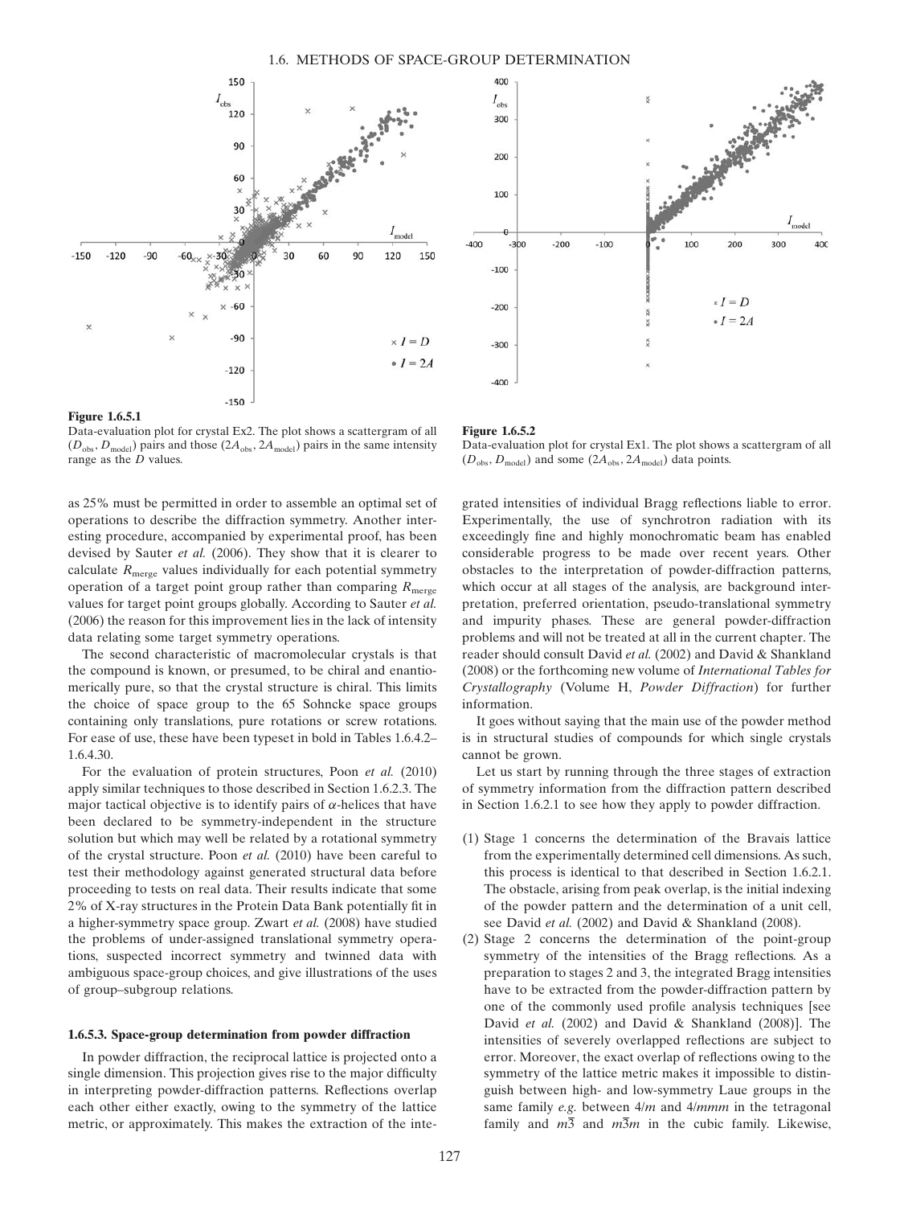150

$I_{obs}$

120

90

60

30

0

$I_{model}$

-150 -120 -90 -60 -30 30 60 90 120 150

-30

-60

-90

-120

-150

× $I = D$

• $I = 2A$

**Figure 1.6.5.1**

Data-evaluation plot for crystal Ex2. The plot shows a scattergram of all $(D_{obs}, D_{model})$ pairs and those $(2A_{obs}, 2A_{model})$ pairs in the same intensity range as the $D$ values.

400

$I_{obs}$

300

200

100

$I_{model}$

-400 -300 -200 -100 0 100 200 300 400

-100

-200

-300

-400

× $I = D$

• $I = 2A$

**Figure 1.6.5.2**

Data-evaluation plot for crystal Ex1. The plot shows a scattergram of all $(D_{obs}, D_{model})$ and some $(2A_{obs}, 2A_{model})$ data points.

as 25% must be permitted in order to assemble an optimal set of operations to describe the diffraction symmetry. Another interesting procedure, accompanied by experimental proof, has been devised by Sauter *et al.* (2006). They show that it is clearer to calculate $R_{merge}$ values individually for each potential symmetry operation of a target point group rather than comparing $R_{merge}$ values for target point groups globally. According to Sauter *et al.* (2006) the reason for this improvement lies in the lack of intensity data relating some target symmetry operations.

The second characteristic of macromolecular crystals is that the compound is known, or presumed, to be chiral and enantiomerically pure, so that the crystal structure is chiral. This limits the choice of space group to the 65 Sohncke space groups containing only translations, pure rotations or screw rotations. For ease of use, these have been typeset in bold in Tables 1.6.4.2–1.6.4.30.

For the evaluation of protein structures, Poon *et al.* (2010) apply similar techniques to those described in Section 1.6.2.3. The major tactical objective is to identify pairs of $\alpha$-helices that have been declared to be symmetry-independent in the structure solution but which may well be related by a rotational symmetry of the crystal structure. Poon *et al.* (2010) have been careful to test their methodology against generated structural data before proceeding to tests on real data. Their results indicate that some 2% of X-ray structures in the Protein Data Bank potentially fit in a higher-symmetry space group. Zwart *et al.* (2008) have studied the problems of under-assigned translational symmetry operations, suspected incorrect symmetry and twinned data with ambiguous space-group choices, and give illustrations of the uses of group–subgroup relations.

### 1.6.5.3. Space-group determination from powder diffraction

In powder diffraction, the reciprocal lattice is projected onto a single dimension. This projection gives rise to the major difficulty in interpreting powder-diffraction patterns. Reflections overlap each other either exactly, owing to the symmetry of the lattice metric, or approximately. This makes the extraction of the integrated intensities of individual Bragg reflections liable to error. Experimentally, the use of synchrotron radiation with its exceedingly fine and highly monochromatic beam has enabled considerable progress to be made over recent years. Other obstacles to the interpretation of powder-diffraction patterns, which occur at all stages of the analysis, are background interpretation, preferred orientation, pseudo-translational symmetry and impurity phases. These are general powder-diffraction problems and will not be treated at all in the current chapter. The reader should consult David *et al.* (2002) and David & Shankland (2008) or the forthcoming new volume of *International Tables for Crystallography* (Volume H, *Powder Diffraction*) for further information.

It goes without saying that the main use of the powder method is in structural studies of compounds for which single crystals cannot be grown.

Let us start by running through the three stages of extraction of symmetry information from the diffraction pattern described in Section 1.6.2.1 to see how they apply to powder diffraction.

(1) Stage 1 concerns the determination of the Bravais lattice from the experimentally determined cell dimensions. As such, this process is identical to that described in Section 1.6.2.1. The obstacle, arising from peak overlap, is the initial indexing of the powder pattern and the determination of a unit cell, see David *et al.* (2002) and David & Shankland (2008).

(2) Stage 2 concerns the determination of the point-group symmetry of the intensities of the Bragg reflections. As a preparation to stages 2 and 3, the integrated Bragg intensities have to be extracted from the powder-diffraction pattern by one of the commonly used profile analysis techniques [see David *et al.* (2002) and David & Shankland (2008)]. The intensities of severely overlapped reflections are subject to error. Moreover, the exact overlap of reflections owing to the symmetry of the lattice metric makes it impossible to distinguish between high- and low-symmetry Laue groups in the same family *e.g.* between $4/m$ and $4/mmm$ in the tetragonal family and $m\overline{3}$ and $m\overline{3}m$ in the cubic family. Likewise,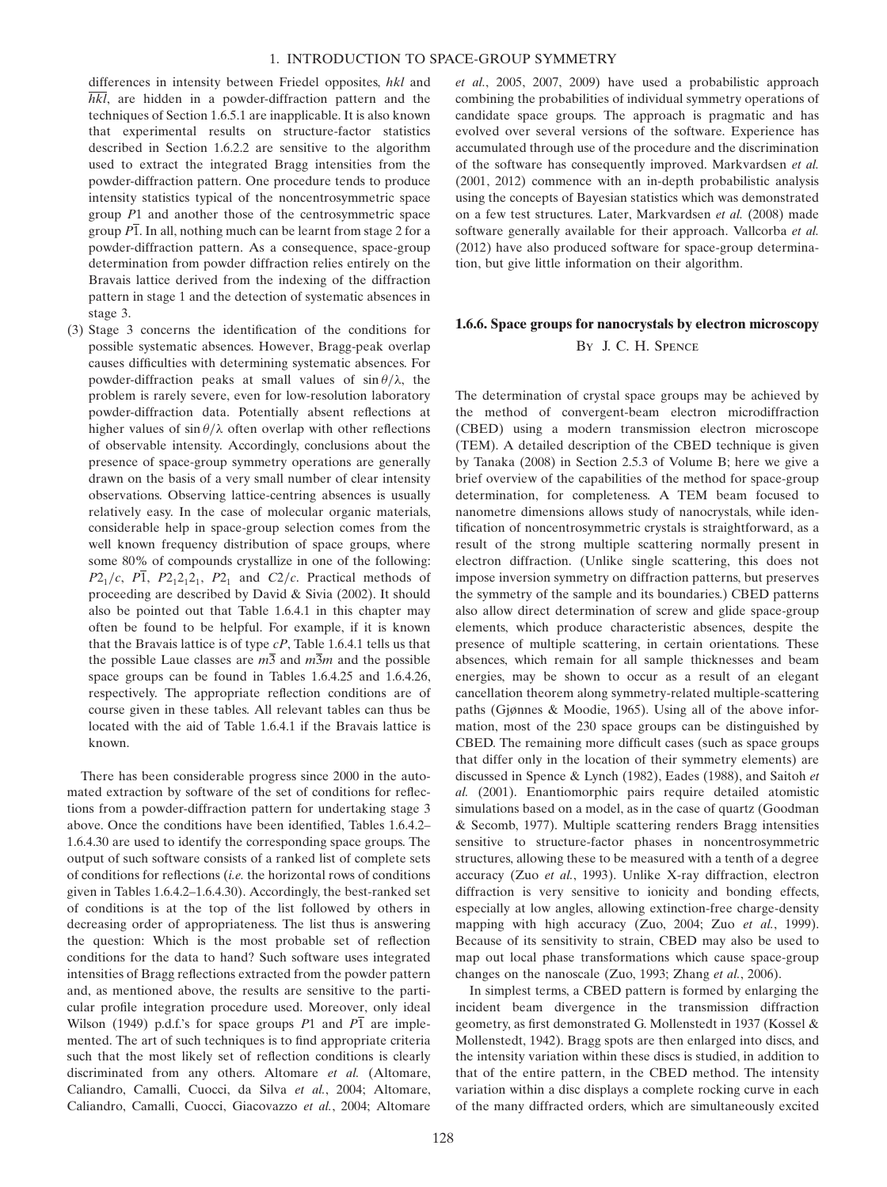differences in intensity between Friedel opposites, $hkl$ and $\overline{hkl}$, are hidden in a powder-diffraction pattern and the techniques of Section 1.6.5.1 are inapplicable. It is also known that experimental results on structure-factor statistics described in Section 1.6.2.2 are sensitive to the algorithm used to extract the integrated Bragg intensities from the powder-diffraction pattern. One procedure tends to produce intensity statistics typical of the noncentrosymmetric space group $P1$ and another those of the centrosymmetric space group $P\overline{1}$. In all, nothing much can be learnt from stage 2 for a powder-diffraction pattern. As a consequence, space-group determination from powder diffraction relies entirely on the Bravais lattice derived from the indexing of the diffraction pattern in stage 1 and the detection of systematic absences in stage 3.

(3) Stage 3 concerns the identification of the conditions for possible systematic absences. However, Bragg-peak overlap causes difficulties with determining systematic absences. For powder-diffraction peaks at small values of $\sin\theta/\lambda$, the problem is rarely severe, even for low-resolution laboratory powder-diffraction data. Potentially absent reflections at higher values of $\sin\theta/\lambda$ often overlap with other reflections of observable intensity. Accordingly, conclusions about the presence of space-group symmetry operations are generally drawn on the basis of a very small number of clear intensity observations. Observing lattice-centring absences is usually relatively easy. In the case of molecular organic materials, considerable help in space-group selection comes from the well known frequency distribution of space groups, where some 80% of compounds crystallize in one of the following: $P2_1/c$, $P\overline{1}$, $P2_12_12_1$, $P2_1$ and $C2/c$. Practical methods of proceeding are described by David & Sivia (2002). It should also be pointed out that Table 1.6.4.1 in this chapter may often be found to be helpful. For example, if it is known that the Bravais lattice is of type $cP$, Table 1.6.4.1 tells us that the possible Laue classes are $m\overline{3}$ and $m\overline{3}m$ and the possible space groups can be found in Tables 1.6.4.25 and 1.6.4.26, respectively. The appropriate reflection conditions are of course given in these tables. All relevant tables can thus be located with the aid of Table 1.6.4.1 if the Bravais lattice is known.

There has been considerable progress since 2000 in the automated extraction by software of the set of conditions for reflections from a powder-diffraction pattern for undertaking stage 3 above. Once the conditions have been identified, Tables 1.6.4.2–1.6.4.30 are used to identify the corresponding space groups. The output of such software consists of a ranked list of complete sets of conditions for reflections (*i.e.* the horizontal rows of conditions given in Tables 1.6.4.2–1.6.4.30). Accordingly, the best-ranked set of conditions is at the top of the list followed by others in decreasing order of appropriateness. The list thus is answering the question: Which is the most probable set of reflection conditions for the data to hand? Such software uses integrated intensities of Bragg reflections extracted from the powder pattern and, as mentioned above, the results are sensitive to the particular profile integration procedure used. Moreover, only ideal Wilson (1949) p.d.f.'s for space groups $P1$ and $P\overline{1}$ are implemented. The art of such techniques is to find appropriate criteria such that the most likely set of reflection conditions is clearly discriminated from any others. Altomare *et al.* (Altomare, Caliandro, Camalli, Cuocci, da Silva *et al.*, 2004; Altomare, Caliandro, Camalli, Cuocci, Giacovazzo *et al.*, 2004; Altomare *et al.*, 2005, 2007, 2009) have used a probabilistic approach combining the probabilities of individual symmetry operations of candidate space groups. The approach is pragmatic and has evolved over several versions of the software. Experience has accumulated through use of the procedure and the discrimination of the software has consequently improved. Markvardsen *et al.* (2001, 2012) commence with an in-depth probabilistic analysis using the concepts of Bayesian statistics which was demonstrated on a few test structures. Later, Markvardsen *et al.* (2008) made software generally available for their approach. Vallcorba *et al.* (2012) have also produced software for space-group determination, but give little information on their algorithm.

## 1.6.6. Space groups for nanocrystals by electron microscopy

By J. C. H. Spence

The determination of crystal space groups may be achieved by the method of convergent-beam electron microdiffraction (CBED) using a modern transmission electron microscope (TEM). A detailed description of the CBED technique is given by Tanaka (2008) in Section 2.5.3 of Volume B; here we give a brief overview of the capabilities of the method for space-group determination, for completeness. A TEM beam focused to nanometre dimensions allows study of nanocrystals, while identification of noncentrosymmetric crystals is straightforward, as a result of the strong multiple scattering normally present in electron diffraction. (Unlike single scattering, this does not impose inversion symmetry on diffraction patterns, but preserves the symmetry of the sample and its boundaries.) CBED patterns also allow direct determination of screw and glide space-group elements, which produce characteristic absences, despite the presence of multiple scattering, in certain orientations. These absences, which remain for all sample thicknesses and beam energies, may be shown to occur as a result of an elegant cancellation theorem along symmetry-related multiple-scattering paths (Gjønnes & Moodie, 1965). Using all of the above information, most of the 230 space groups can be distinguished by CBED. The remaining more difficult cases (such as space groups that differ only in the location of their symmetry elements) are discussed in Spence & Lynch (1982), Eades (1988), and Saitoh *et al.* (2001). Enantiomorphic pairs require detailed atomistic simulations based on a model, as in the case of quartz (Goodman & Secomb, 1977). Multiple scattering renders Bragg intensities sensitive to structure-factor phases in noncentrosymmetric structures, allowing these to be measured with a tenth of a degree accuracy (Zuo *et al.*, 1993). Unlike X-ray diffraction, electron diffraction is very sensitive to ionicity and bonding effects, especially at low angles, allowing extinction-free charge-density mapping with high accuracy (Zuo, 2004; Zuo *et al.*, 1999). Because of its sensitivity to strain, CBED may also be used to map out local phase transformations which cause space-group changes on the nanoscale (Zuo, 1993; Zhang *et al.*, 2006).

In simplest terms, a CBED pattern is formed by enlarging the incident beam divergence in the transmission diffraction geometry, as first demonstrated G. Mollenstedt in 1937 (Kossel & Mollenstedt, 1942). Bragg spots are then enlarged into discs, and the intensity variation within these discs is studied, in addition to that of the entire pattern, in the CBED method. The intensity variation within a disc displays a complete rocking curve in each of the many diffracted orders, which are simultaneously excited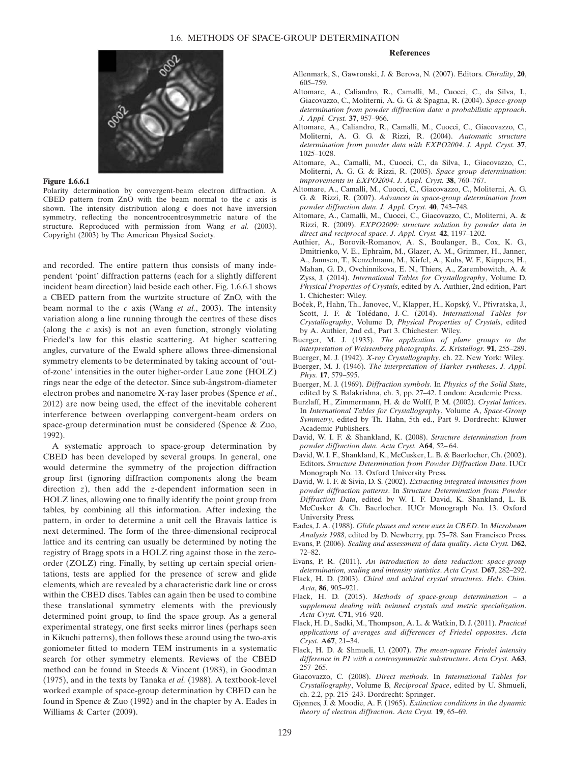**Figure 1.6.6.1**
Polarity determination by convergent-beam electron diffraction. A CBED pattern from ZnO with the beam normal to the $c$ axis is shown. The intensity distribution along **c** does not have inversion symmetry, reflecting the noncentrosymmetric nature of the structure. Reproduced with permission from Wang *et al.* (2003). Copyright (2003) by The American Physical Society.

and recorded. The entire pattern thus consists of many independent 'point' diffraction patterns (each for a slightly different incident beam direction) laid beside each other. Fig. 1.6.6.1 shows a CBED pattern from the wurtzite structure of ZnO, with the beam normal to the $c$ axis (Wang *et al.*, 2003). The intensity variation along a line running through the centres of these discs (along the $c$ axis) is not an even function, strongly violating Friedel's law for this elastic scattering. At higher scattering angles, curvature of the Ewald sphere allows three-dimensional symmetry elements to be determinated by taking account of 'out-of-zone' intensities in the outer higher-order Laue zone (HOLZ) rings near the edge of the detector. Since sub-ångstrom-diameter electron probes and nanometre X-ray laser probes (Spence *et al.*, 2012) are now being used, the effect of the inevitable coherent interference between overlapping convergent-beam orders on space-group determination must be considered (Spence & Zuo, 1992).

A systematic approach to space-group determination by CBED has been developed by several groups. In general, one would determine the symmetry of the projection diffraction group first (ignoring diffraction components along the beam direction $z$), then add the $z$-dependent information seen in HOLZ lines, allowing one to finally identify the point group from tables, by combining all this information. After indexing the pattern, in order to determine a unit cell the Bravais lattice is next determined. The form of the three-dimensional reciprocal lattice and its centring can usually be determined by noting the registry of Bragg spots in a HOLZ ring against those in the zero-order (ZOLZ) ring. Finally, by setting up certain special orientations, tests are applied for the presence of screw and glide elements, which are revealed by a characteristic dark line or cross within the CBED discs. Tables can again then be used to combine these translational symmetry elements with the previously determined point group, to find the space group. As a general experimental strategy, one first seeks mirror lines (perhaps seen in Kikuchi patterns), then follows these around using the two-axis goniometer fitted to modern TEM instruments in a systematic search for other symmetry elements. Reviews of the CBED method can be found in Steeds & Vincent (1983), in Goodman (1975), and in the texts by Tanaka *et al.* (1988). A textbook-level worked example of space-group determination by CBED can be found in Spence & Zuo (1992) and in the chapter by A. Eades in Williams & Carter (2009).

## References

Allenmark, S., Gawronski, J. & Berova, N. (2007). Editors. *Chirality*, **20**, 605–759.

Altomare, A., Caliandro, R., Camalli, M., Cuocci, C., da Silva, I., Giacovazzo, C., Moliterni, A. G. G. & Spagna, R. (2004). *Space-group determination from powder diffraction data: a probabilistic approach*. *J. Appl. Cryst.* **37**, 957–966.

Altomare, A., Caliandro, R., Camalli, M., Cuocci, C., Giacovazzo, C., Moliterni, A. G. G. & Rizzi, R. (2004). *Automatic structure determination from powder data with EXPO2004*. *J. Appl. Cryst.* **37**, 1025–1028.

Altomare, A., Camalli, M., Cuocci, C., da Silva, I., Giacovazzo, C., Moliterni, A. G. G. & Rizzi, R. (2005). *Space group determination: improvements in EXPO2004*. *J. Appl. Cryst.* **38**, 760–767.

Altomare, A., Camalli, M., Cuocci, C., Giacovazzo, C., Moliterni, A. G. G. & Rizzi, R. (2007). *Advances in space-group determination from powder diffraction data*. *J. Appl. Cryst.* **40**, 743–748.

Altomare, A., Camalli, M., Cuocci, C., Giacovazzo, C., Moliterni, A. & Rizzi, R. (2009). *EXPO2009: structure solution by powder data in direct and reciprocal space*. *J. Appl. Cryst.* **42**, 1197–1202.

Authier, A., Borovik-Romanov, A. S., Boulanger, B., Cox, K. G., Dmitrienko, V. E., Ephraïm, M., Glazer, A. M., Grimmer, H., Janner, A., Jannsen, T., Kenzelmann, M., Kirfel, A., Kuhs, W. F., Küppers, H., Mahan, G. D., Ovchinnikova, E. N., Thiers, A., Zarembowitch, A. & Zyss, J. (2014). *International Tables for Crystallography*, Volume D, *Physical Properties of Crystals*, edited by A. Authier, 2nd edition, Part 1. Chichester: Wiley.

Boček, P., Hahn, Th., Janovec, V., Klapper, H., Kopský, V., Přivratska, J., Scott, J. F. & Tolédano, J.-C. (2014). *International Tables for Crystallography*, Volume D, *Physical Properties of Crystals*, edited by A. Authier, 2nd ed., Part 3. Chichester: Wiley.

Buerger, M. J. (1935). *The application of plane groups to the interpretation of Weissenberg photographs*. *Z. Kristallogr.* **91**, 255–289.

Buerger, M. J. (1942). *X-ray Crystallography*, ch. 22. New York: Wiley.

Buerger, M. J. (1946). *The interpretation of Harker syntheses*. *J. Appl. Phys.* **17**, 579–595.

Buerger, M. J. (1969). *Diffraction symbols*. In *Physics of the Solid State*, edited by S. Balakrishna, ch. 3, pp. 27–42. London: Academic Press.

Burzlaff, H., Zimmermann, H. & de Wolff, P. M. (2002). *Crystal lattices*. In *International Tables for Crystallography*, Volume A, *Space-Group Symmetry*, edited by Th. Hahn, 5th ed., Part 9. Dordrecht: Kluwer Academic Publishers.

David, W. I. F. & Shankland, K. (2008). *Structure determination from powder diffraction data*. *Acta Cryst.* A**64**, 52–64.

David, W. I. F., Shankland, K., McCusker, L. B. & Baerlocher, Ch. (2002). Editors. *Structure Determination from Powder Diffraction Data*. IUCr Monograph No. 13. Oxford University Press.

David, W. I. F. & Sivia, D. S. (2002). *Extracting integrated intensities from powder diffraction patterns*. In *Structure Determination from Powder Diffraction Data*, edited by W. I. F. David, K. Shankland, L. B. McCusker & Ch. Baerlocher. IUCr Monograph No. 13. Oxford University Press.

Eades, J. A. (1988). *Glide planes and screw axes in CBED*. In *Microbeam Analysis 1988*, edited by D. Newberry, pp. 75–78. San Francisco Press.

Evans, P. (2006). *Scaling and assessment of data quality*. *Acta Cryst.* D**62**, 72–82.

Evans, P. R. (2011). *An introduction to data reduction: space-group determination, scaling and intensity statistics*. *Acta Cryst.* D**67**, 282–292.

Flack, H. D. (2003). *Chiral and achiral crystal structures*. *Helv. Chim. Acta*, **86**, 905–921.

Flack, H. D. (2015). *Methods of space-group determination – a supplement dealing with twinned crystals and metric specialization*. *Acta Cryst.* C**71**, 916–920.

Flack, H. D., Sadki, M., Thompson, A. L. & Watkin, D. J. (2011). *Practical applications of averages and differences of Friedel opposites*. *Acta Cryst.* A**67**, 21–34.

Flack, H. D. & Shmueli, U. (2007). *The mean-square Friedel intensity difference in P1 with a centrosymmetric substructure*. *Acta Cryst.* A**63**, 257–265.

Giacovazzo, C. (2008). *Direct methods*. In *International Tables for Crystallography*, Volume B, *Reciprocal Space*, edited by U. Shmueli, ch. 2.2, pp. 215–243. Dordrecht: Springer.

Gjønnes, J. & Moodie, A. F. (1965). *Extinction conditions in the dynamic theory of electron diffraction*. *Acta Cryst.* **19**, 65–69.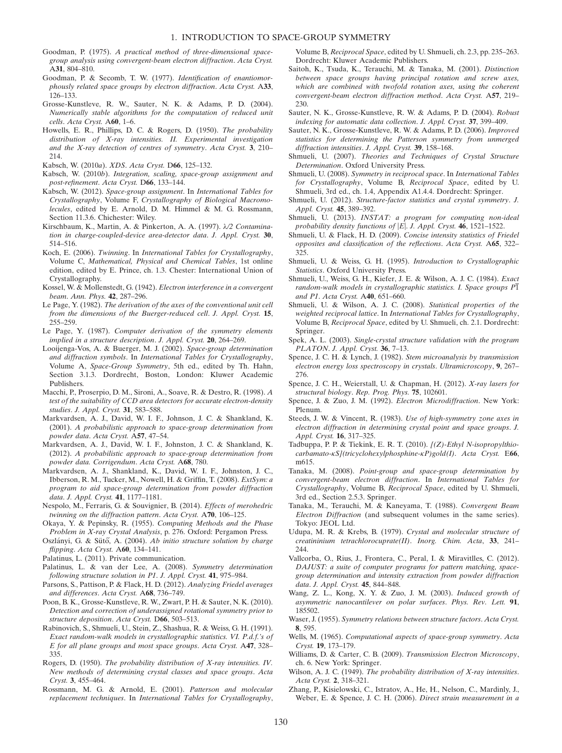Goodman, P. (1975). *A practical method of three-dimensional space-group analysis using convergent-beam electron diffraction*. *Acta Cryst.* A**31**, 804–810.

Goodman, P. & Secomb, T. W. (1977). *Identification of enantiomorphously related space groups by electron diffraction*. *Acta Cryst.* A**33**, 126–133.

Grosse-Kunstleve, R. W., Sauter, N. K. & Adams, P. D. (2004). *Numerically stable algorithms for the computation of reduced unit cells*. *Acta Cryst.* A**60**, 1–6.

Howells, E. R., Phillips, D. C. & Rogers, D. (1950). *The probability distribution of X-ray intensities. II. Experimental investigation and the X-ray detection of centres of symmetry*. *Acta Cryst.* **3**, 210–214.

Kabsch, W. (2010*a*). *XDS*. *Acta Cryst.* D**66**, 125–132.

Kabsch, W. (2010*b*). *Integration, scaling, space-group assignment and post-refinement*. *Acta Cryst.* D**66**, 133–144.

Kabsch, W. (2012). *Space-group assignment*. In *International Tables for Crystallography*, Volume F, *Crystallography of Biological Macromolecules*, edited by E. Arnold, D. M. Himmel & M. G. Rossmann, Section 11.3.6. Chichester: Wiley.

Kirschbaum, K., Martin, A. & Pinkerton, A. A. (1997). *λ/2 Contamination in charge-coupled-device area-detector data*. *J. Appl. Cryst.* **30**, 514–516.

Koch, E. (2006). *Twinning*. In *International Tables for Crystallography*, Volume C, *Mathematical, Physical and Chemical Tables*, 1st online edition, edited by E. Prince, ch. 1.3. Chester: International Union of Crystallography.

Kossel, W. & Mollenstedt, G. (1942). *Electron interference in a convergent beam*. *Ann. Phys.* **42**, 287–296.

Le Page, Y. (1982). *The derivation of the axes of the conventional unit cell from the dimensions of the Buerger-reduced cell*. *J. Appl. Cryst.* **15**, 255–259.

Le Page, Y. (1987). *Computer derivation of the symmetry elements implied in a structure description*. *J. Appl. Cryst.* **20**, 264–269.

Looijenga-Vos, A. & Buerger, M. J. (2002). *Space-group determination and diffraction symbols*. In *International Tables for Crystallography*, Volume A, *Space-Group Symmetry*, 5th ed., edited by Th. Hahn, Section 3.1.3. Dordrecht, Boston, London: Kluwer Academic Publishers.

Macchi, P., Proserpio, D. M., Sironi, A., Soave, R. & Destro, R. (1998). *A test of the suitability of CCD area detectors for accurate electron-density studies*. *J. Appl. Cryst.* **31**, 583–588.

Markvardsen, A. J., David, W. I. F., Johnson, J. C. & Shankland, K. (2001). *A probabilistic approach to space-group determination from powder data*. *Acta Cryst.* A**57**, 47–54.

Markvardsen, A. J., David, W. I. F., Johnston, J. C. & Shankland, K. (2012). *A probabilistic approach to space-group determination from powder data. Corrigendum*. *Acta Cryst.* A**68**, 780.

Markvardsen, A. J., Shankland, K., David, W. I. F., Johnston, J. C., Ibberson, R. M., Tucker, M., Nowell, H. & Griffin, T. (2008). *ExtSym: a program to aid space-group determination from powder diffraction data*. *J. Appl. Cryst.* **41**, 1177–1181.

Nespolo, M., Ferraris, G. & Souvignier, B. (2014). *Effects of merohedric twinning on the diffraction pattern*. *Acta Cryst.* A**70**, 106–125.

Okaya, Y. & Pepinsky, R. (1955). *Computing Methods and the Phase Problem in X-ray Crystal Analysis*, p. 276. Oxford: Pergamon Press.

Oszlányi, G. & Sütő, A. (2004). *Ab initio structure solution by charge flipping*. *Acta Cryst.* A**60**, 134–141.

Palatinus, L. (2011). Private communication.

Palatinus, L. & van der Lee, A. (2008). *Symmetry determination following structure solution in P1*. *J. Appl. Cryst.* **41**, 975–984.

Parsons, S., Pattison, P. & Flack, H. D. (2012). *Analyzing Friedel averages and differences*. *Acta Cryst.* A**68**, 736–749.

Poon, B. K., Grosse-Kunstleve, R. W., Zwart, P. H. & Sauter, N. K. (2010). *Detection and correction of underassigned rotational symmetry prior to structure deposition*. *Acta Cryst.* D**66**, 503–513.

Rabinovich, S., Shmueli, U., Stein, Z., Shashua, R. & Weiss, G. H. (1991). *Exact random-walk models in crystallographic statistics. VI. P.d.f.'s of E for all plane groups and most space groups*. *Acta Cryst.* A**47**, 328–335.

Rogers, D. (1950). *The probability distribution of X-ray intensities. IV. New methods of determining crystal classes and space groups*. *Acta Cryst.* **3**, 455–464.

Rossmann, M. G. & Arnold, E. (2001). *Patterson and molecular replacement techniques*. In *International Tables for Crystallography*, Volume B, *Reciprocal Space*, edited by U. Shmueli, ch. 2.3, pp. 235–263. Dordrecht: Kluwer Academic Publishers.

Saitoh, K., Tsuda, K., Terauchi, M. & Tanaka, M. (2001). *Distinction between space groups having principal rotation and screw axes, which are combined with twofold rotation axes, using the coherent convergent-beam electron diffraction method*. *Acta Cryst.* A**57**, 219–230.

Sauter, N. K., Grosse-Kunstleve, R. W. & Adams, P. D. (2004). *Robust indexing for automatic data collection*. *J. Appl. Cryst.* **37**, 399–409.

Sauter, N. K., Grosse-Kunstleve, R. W. & Adams, P. D. (2006). *Improved statistics for determining the Patterson symmetry from unmerged diffraction intensities*. *J. Appl. Cryst.* **39**, 158–168.

Shmueli, U. (2007). *Theories and Techniques of Crystal Structure Determination*. Oxford University Press.

Shmueli, U. (2008). *Symmetry in reciprocal space*. In *International Tables for Crystallography*, Volume B, *Reciprocal Space*, edited by U. Shmueli, 3rd ed., ch. 1.4, Appendix A1.4.4. Dordrecht: Springer.

Shmueli, U. (2012). *Structure-factor statistics and crystal symmetry*. *J. Appl. Cryst.* **45**, 389–392.

Shmueli, U. (2013). *INSTAT: a program for computing non-ideal probability density functions of |E|*. *J. Appl. Cryst.* **46**, 1521–1522.

Shmueli, U. & Flack, H. D. (2009). *Concise intensity statistics of Friedel opposites and classification of the reflections*. *Acta Cryst.* A**65**, 322–325.

Shmueli, U. & Weiss, G. H. (1995). *Introduction to Crystallographic Statistics*. Oxford University Press.

Shmueli, U., Weiss, G. H., Kiefer, J. E. & Wilson, A. J. C. (1984). *Exact random-walk models in crystallographic statistics. I. Space groups $P\bar{1}$ and P1*. *Acta Cryst.* A**40**, 651–660.

Shmueli, U. & Wilson, A. J. C. (2008). *Statistical properties of the weighted reciprocal lattice*. In *International Tables for Crystallography*, Volume B, *Reciprocal Space*, edited by U. Shmueli, ch. 2.1. Dordrecht: Springer.

Spek, A. L. (2003). *Single-crystal structure validation with the program PLATON*. *J. Appl. Cryst.* **36**, 7–13.

Spence, J. C. H. & Lynch, J. (1982). *Stem microanalysis by transmission electron energy loss spectroscopy in crystals*. *Ultramicroscopy*, **9**, 267–276.

Spence, J. C. H., Weierstall, U. & Chapman, H. (2012). *X-ray lasers for structural biology*. *Rep. Prog. Phys.* **75**, 102601.

Spence, J. & Zuo, J. M. (1992). *Electron Microdiffraction*. New York: Plenum.

Steeds, J. W. & Vincent, R. (1983). *Use of high-symmetry zone axes in electron diffraction in determining crystal point and space groups*. *J. Appl. Cryst.* **16**, 317–325.

Tadbuppa, P. P. & Tiekink, E. R. T. (2010). *[(Z)-Ethyl N-isopropylthiocarbamato-κS](tricyclohexylphosphine-κP)gold(I)*. *Acta Cryst.* E**66**, m615.

Tanaka, M. (2008). *Point-group and space-group determination by convergent-beam electron diffraction*. In *International Tables for Crystallography*, Volume B, *Reciprocal Space*, edited by U. Shmueli, 3rd ed., Section 2.5.3. Springer.

Tanaka, M., Terauchi, M. & Kaneyama, T. (1988). *Convergent Beam Electron Diffraction* (and subsequent volumes in the same series). Tokyo: JEOL Ltd.

Udupa, M. R. & Krebs, B. (1979). *Crystal and molecular structure of creatininium tetrachlorocuprate(II)*. *Inorg. Chim. Acta*, **33**, 241–244.

Vallcorba, O., Rius, J., Frontera, C., Peral, I. & Miravitlles, C. (2012). *DAJUST: a suite of computer programs for pattern matching, space-group determination and intensity extraction from powder diffraction data*. *J. Appl. Cryst.* **45**, 844–848.

Wang, Z. L., Kong, X. Y. & Zuo, J. M. (2003). *Induced growth of asymmetric nanocantilever on polar surfaces*. *Phys. Rev. Lett.* **91**, 185502.

Waser, J. (1955). *Symmetry relations between structure factors*. *Acta Cryst.* **8**, 595.

Wells, M. (1965). *Computational aspects of space-group symmetry*. *Acta Cryst.* **19**, 173–179.

Williams, D. & Carter, C. B. (2009). *Transmission Electron Microscopy*, ch. 6. New York: Springer.

Wilson, A. J. C. (1949). *The probability distribution of X-ray intensities*. *Acta Cryst.* **2**, 318–321.

Zhang, P., Kisielowski, C., Istratov, A., He, H., Nelson, C., Mardinly, J., Weber, E. & Spence, J. C. H. (2006). *Direct strain measurement in a*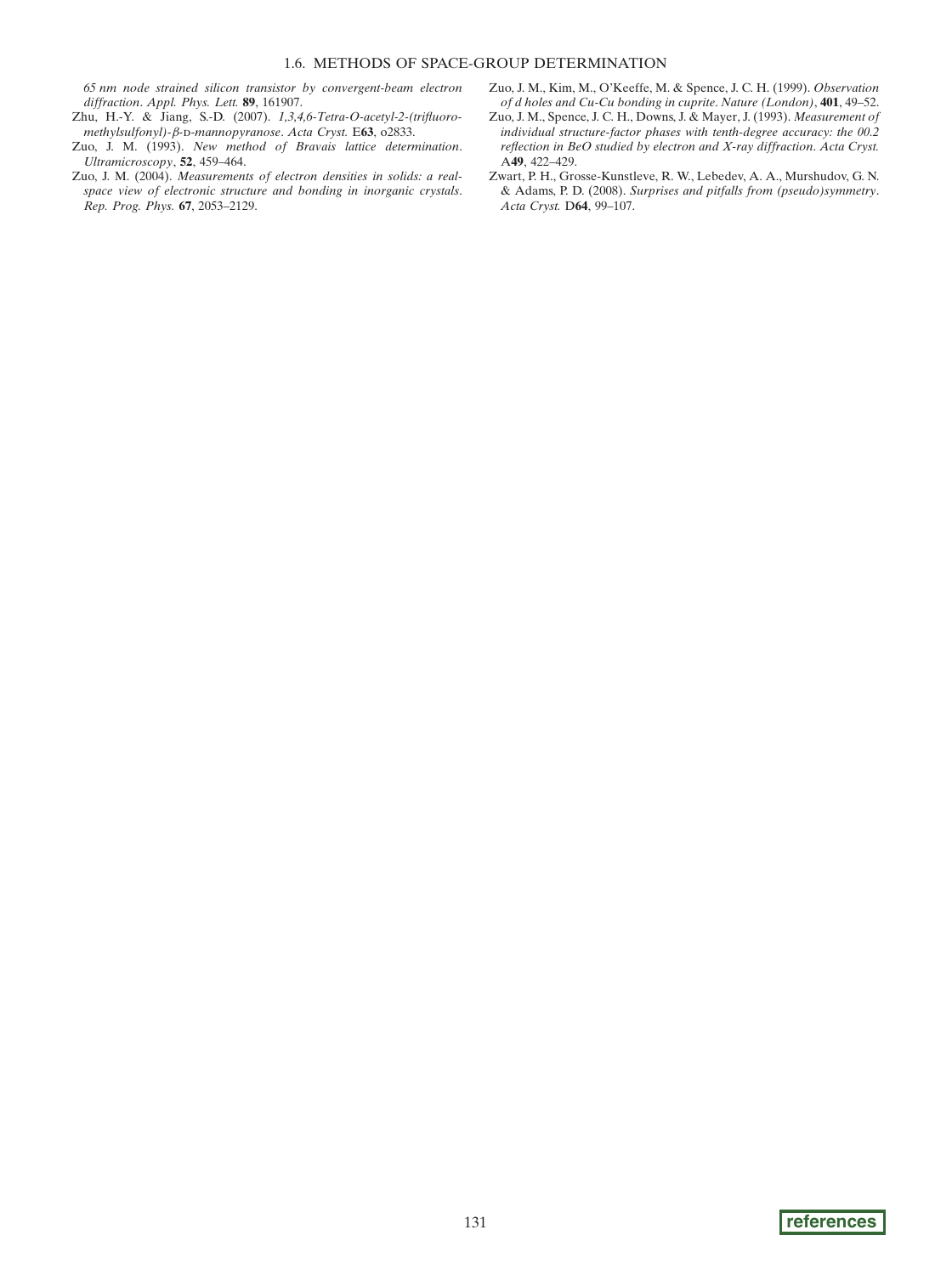*65 nm node strained silicon transistor by convergent-beam electron diffraction*. *Appl. Phys. Lett.* **89**, 161907.

Zhu, H.-Y. & Jiang, S.-D. (2007). *1,3,4,6-Tetra-O-acetyl-2-(trifluoromethylsulfonyl)-β-D-mannopyranose*. *Acta Cryst.* E**63**, o2833.

Zuo, J. M. (1993). *New method of Bravais lattice determination*. *Ultramicroscopy*, **52**, 459–464.

Zuo, J. M. (2004). *Measurements of electron densities in solids: a real-space view of electronic structure and bonding in inorganic crystals*. *Rep. Prog. Phys.* **67**, 2053–2129.

Zuo, J. M., Kim, M., O'Keeffe, M. & Spence, J. C. H. (1999). *Observation of d holes and Cu-Cu bonding in cuprite*. *Nature (London)*, **401**, 49–52.

Zuo, J. M., Spence, J. C. H., Downs, J. & Mayer, J. (1993). *Measurement of individual structure-factor phases with tenth-degree accuracy: the 00.2 reflection in BeO studied by electron and X-ray diffraction*. *Acta Cryst.* A**49**, 422–429.

Zwart, P. H., Grosse-Kunstleve, R. W., Lebedev, A. A., Murshudov, G. N. & Adams, P. D. (2008). *Surprises and pitfalls from (pseudo)symmetry*. *Acta Cryst.* D**64**, 99–107.